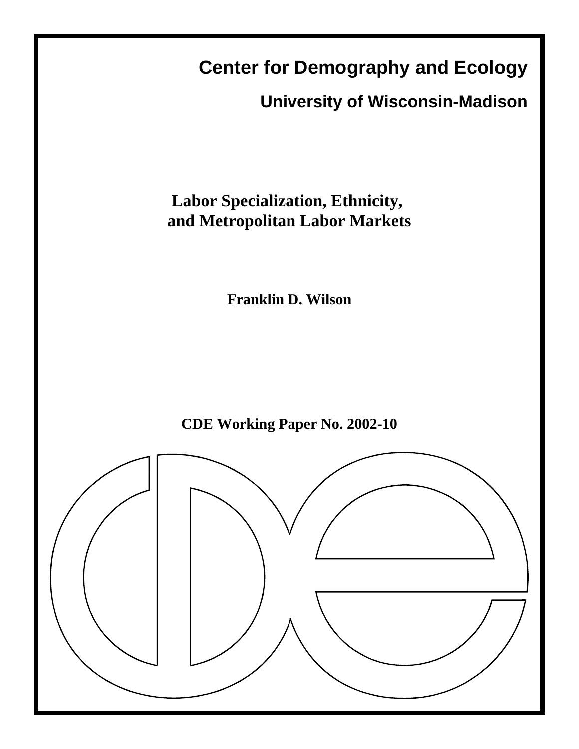# Center for Demography and Ecology

## University of Wisconsin-Madison

# Labor Specialization, Ethnicity, and Metropolitan Labor Markets

**Franklin D. Wilson**

**CDE Working Paper No. 2002-10**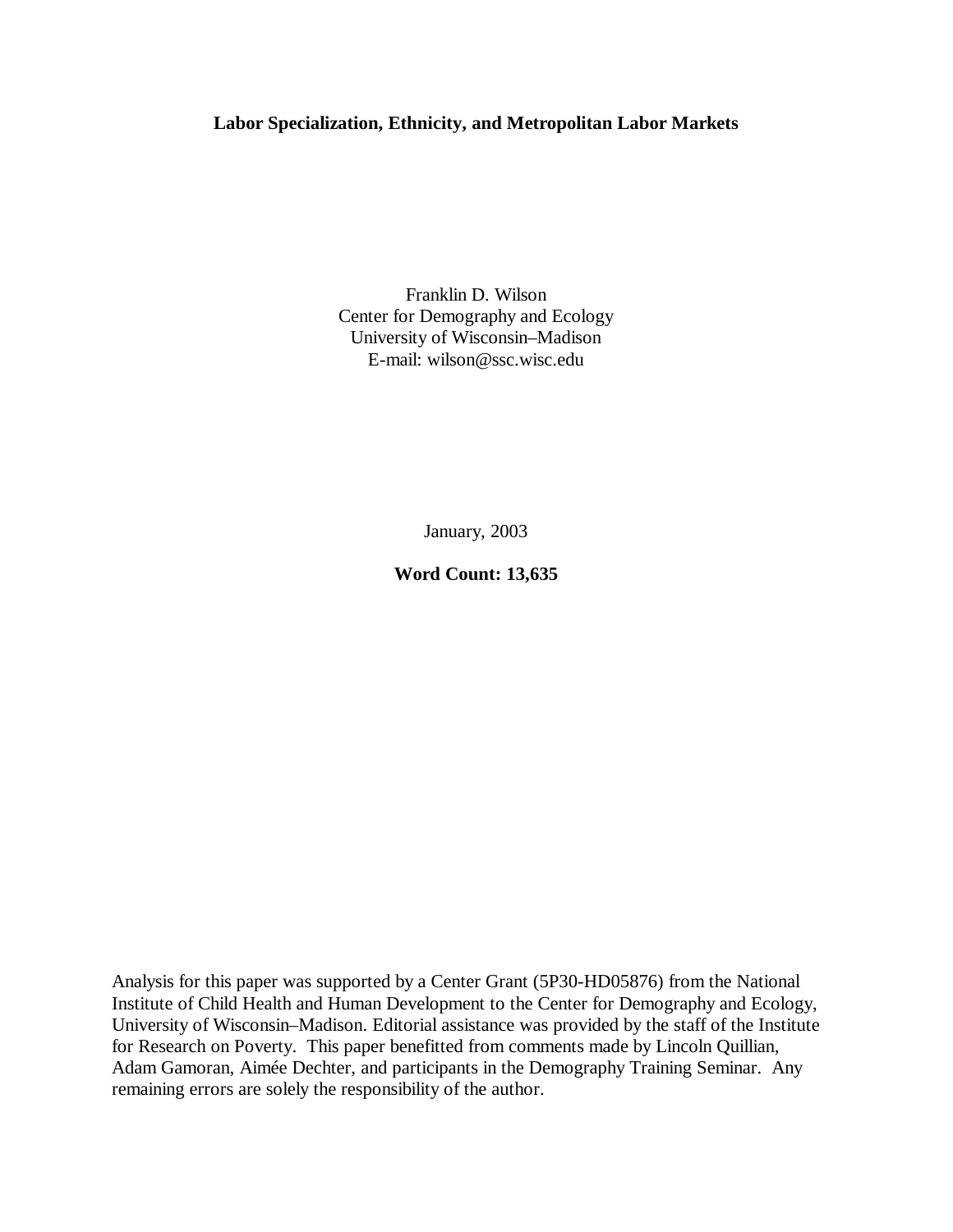**Labor Specialization, Ethnicity, and Metropolitan Labor Markets**

Franklin D. Wilson
Center for Demography and Ecology
University of Wisconsin–Madison
E-mail: wilson@ssc.wisc.edu

January, 2003

**Word Count: 13,635**

Analysis for this paper was supported by a Center Grant (5P30-HD05876) from the National Institute of Child Health and Human Development to the Center for Demography and Ecology, University of Wisconsin–Madison. Editorial assistance was provided by the staff of the Institute for Research on Poverty. This paper benefitted from comments made by Lincoln Quillian, Adam Gamoran, Aimée Dechter, and participants in the Demography Training Seminar. Any remaining errors are solely the responsibility of the author.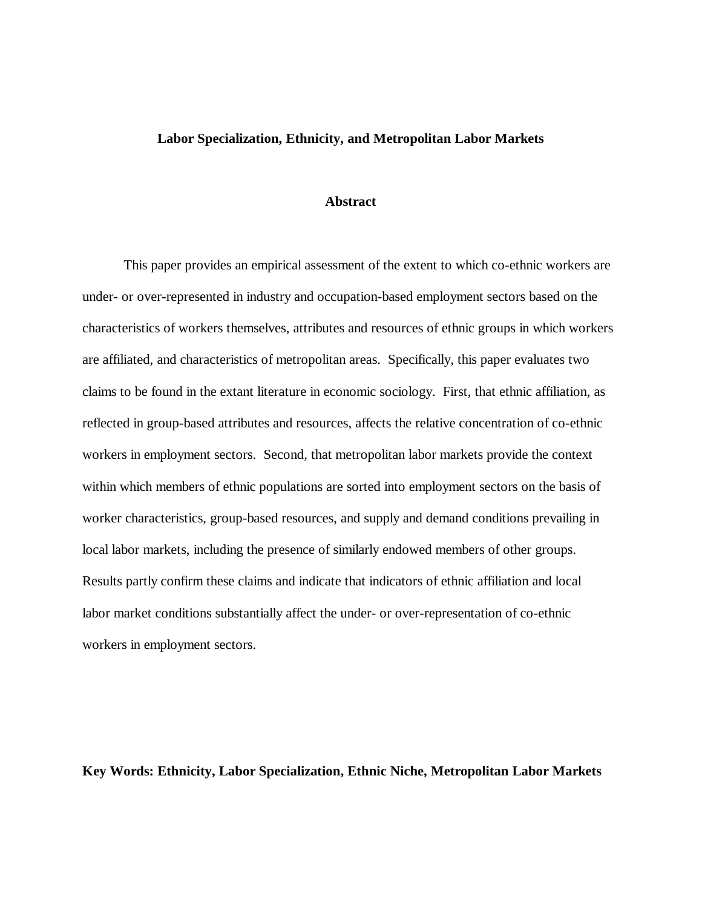# Labor Specialization, Ethnicity, and Metropolitan Labor Markets

## Abstract

This paper provides an empirical assessment of the extent to which co-ethnic workers are under- or over-represented in industry and occupation-based employment sectors based on the characteristics of workers themselves, attributes and resources of ethnic groups in which workers are affiliated, and characteristics of metropolitan areas. Specifically, this paper evaluates two claims to be found in the extant literature in economic sociology. First, that ethnic affiliation, as reflected in group-based attributes and resources, affects the relative concentration of co-ethnic workers in employment sectors. Second, that metropolitan labor markets provide the context within which members of ethnic populations are sorted into employment sectors on the basis of worker characteristics, group-based resources, and supply and demand conditions prevailing in local labor markets, including the presence of similarly endowed members of other groups. Results partly confirm these claims and indicate that indicators of ethnic affiliation and local labor market conditions substantially affect the under- or over-representation of co-ethnic workers in employment sectors.

**Key Words: Ethnicity, Labor Specialization, Ethnic Niche, Metropolitan Labor Markets**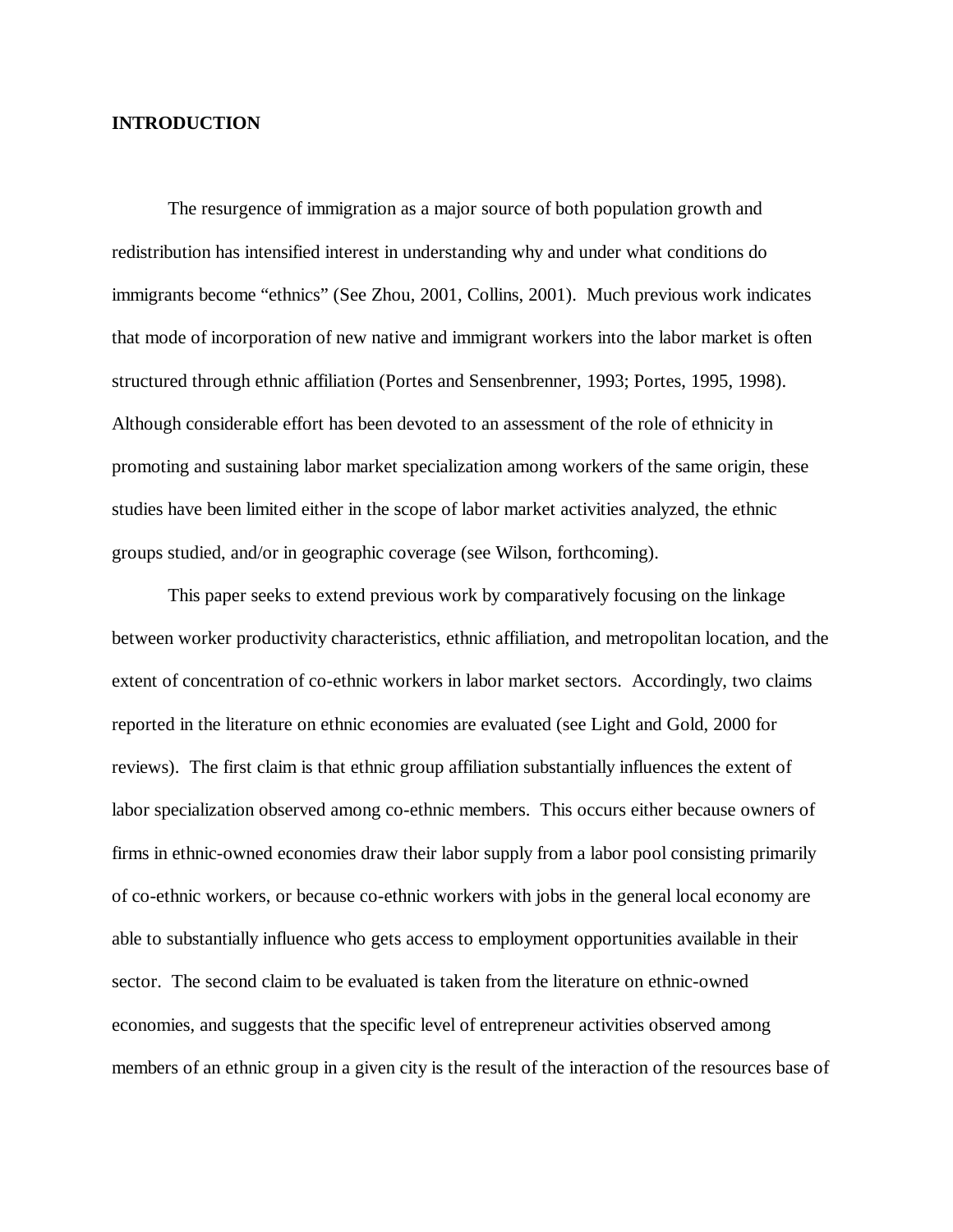**INTRODUCTION**

The resurgence of immigration as a major source of both population growth and redistribution has intensified interest in understanding why and under what conditions do immigrants become "ethnics" (See Zhou, 2001, Collins, 2001). Much previous work indicates that mode of incorporation of new native and immigrant workers into the labor market is often structured through ethnic affiliation (Portes and Sensenbrenner, 1993; Portes, 1995, 1998). Although considerable effort has been devoted to an assessment of the role of ethnicity in promoting and sustaining labor market specialization among workers of the same origin, these studies have been limited either in the scope of labor market activities analyzed, the ethnic groups studied, and/or in geographic coverage (see Wilson, forthcoming).

This paper seeks to extend previous work by comparatively focusing on the linkage between worker productivity characteristics, ethnic affiliation, and metropolitan location, and the extent of concentration of co-ethnic workers in labor market sectors. Accordingly, two claims reported in the literature on ethnic economies are evaluated (see Light and Gold, 2000 for reviews). The first claim is that ethnic group affiliation substantially influences the extent of labor specialization observed among co-ethnic members. This occurs either because owners of firms in ethnic-owned economies draw their labor supply from a labor pool consisting primarily of co-ethnic workers, or because co-ethnic workers with jobs in the general local economy are able to substantially influence who gets access to employment opportunities available in their sector. The second claim to be evaluated is taken from the literature on ethnic-owned economies, and suggests that the specific level of entrepreneur activities observed among members of an ethnic group in a given city is the result of the interaction of the resources base of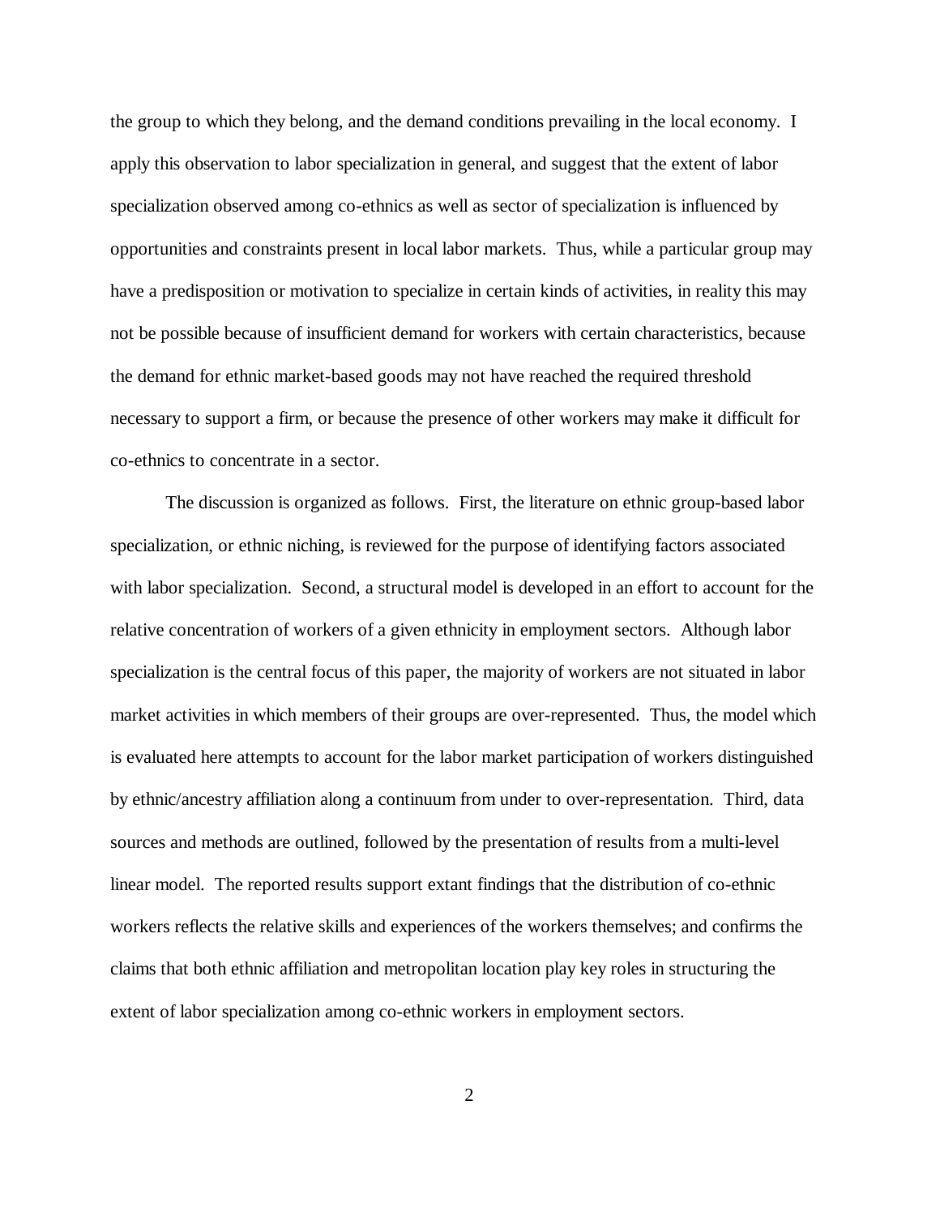the group to which they belong, and the demand conditions prevailing in the local economy. I apply this observation to labor specialization in general, and suggest that the extent of labor specialization observed among co-ethnics as well as sector of specialization is influenced by opportunities and constraints present in local labor markets. Thus, while a particular group may have a predisposition or motivation to specialize in certain kinds of activities, in reality this may not be possible because of insufficient demand for workers with certain characteristics, because the demand for ethnic market-based goods may not have reached the required threshold necessary to support a firm, or because the presence of other workers may make it difficult for co-ethnics to concentrate in a sector.

The discussion is organized as follows. First, the literature on ethnic group-based labor specialization, or ethnic niching, is reviewed for the purpose of identifying factors associated with labor specialization. Second, a structural model is developed in an effort to account for the relative concentration of workers of a given ethnicity in employment sectors. Although labor specialization is the central focus of this paper, the majority of workers are not situated in labor market activities in which members of their groups are over-represented. Thus, the model which is evaluated here attempts to account for the labor market participation of workers distinguished by ethnic/ancestry affiliation along a continuum from under to over-representation. Third, data sources and methods are outlined, followed by the presentation of results from a multi-level linear model. The reported results support extant findings that the distribution of co-ethnic workers reflects the relative skills and experiences of the workers themselves; and confirms the claims that both ethnic affiliation and metropolitan location play key roles in structuring the extent of labor specialization among co-ethnic workers in employment sectors.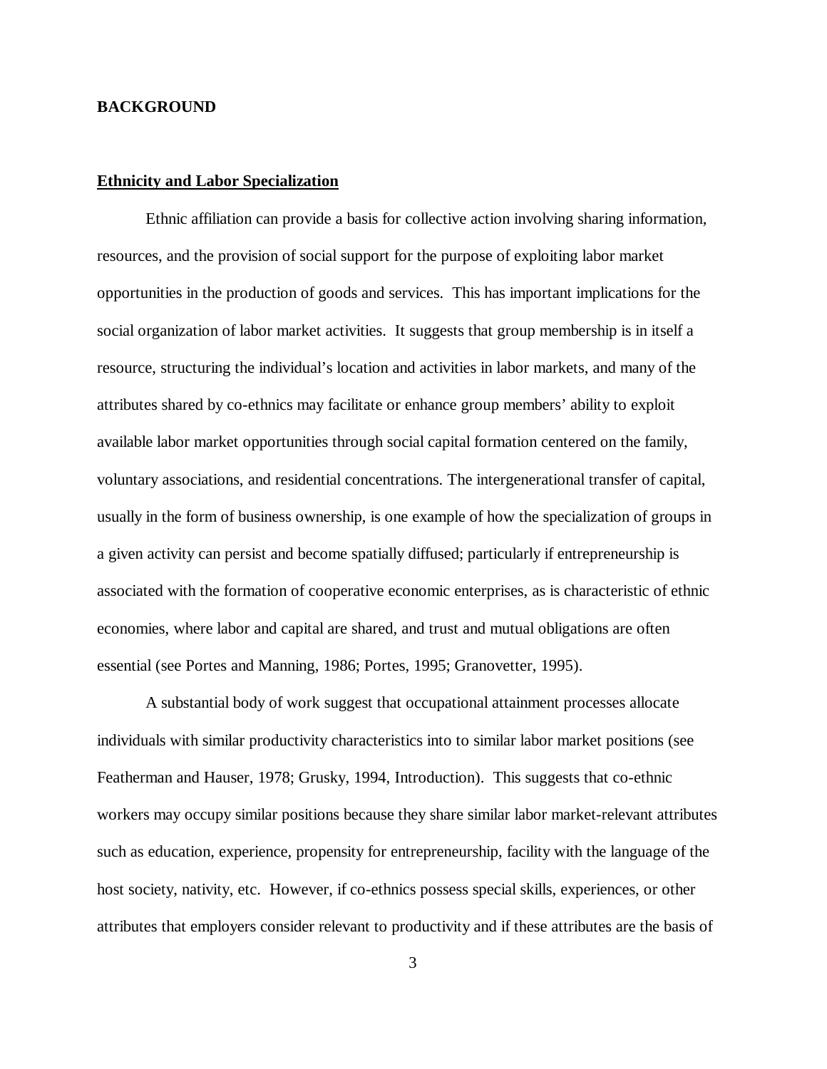## BACKGROUND

### Ethnicity and Labor Specialization

Ethnic affiliation can provide a basis for collective action involving sharing information, resources, and the provision of social support for the purpose of exploiting labor market opportunities in the production of goods and services. This has important implications for the social organization of labor market activities. It suggests that group membership is in itself a resource, structuring the individual's location and activities in labor markets, and many of the attributes shared by co-ethnics may facilitate or enhance group members' ability to exploit available labor market opportunities through social capital formation centered on the family, voluntary associations, and residential concentrations. The intergenerational transfer of capital, usually in the form of business ownership, is one example of how the specialization of groups in a given activity can persist and become spatially diffused; particularly if entrepreneurship is associated with the formation of cooperative economic enterprises, as is characteristic of ethnic economies, where labor and capital are shared, and trust and mutual obligations are often essential (see Portes and Manning, 1986; Portes, 1995; Granovetter, 1995).

A substantial body of work suggest that occupational attainment processes allocate individuals with similar productivity characteristics into to similar labor market positions (see Featherman and Hauser, 1978; Grusky, 1994, Introduction). This suggests that co-ethnic workers may occupy similar positions because they share similar labor market-relevant attributes such as education, experience, propensity for entrepreneurship, facility with the language of the host society, nativity, etc. However, if co-ethnics possess special skills, experiences, or other attributes that employers consider relevant to productivity and if these attributes are the basis of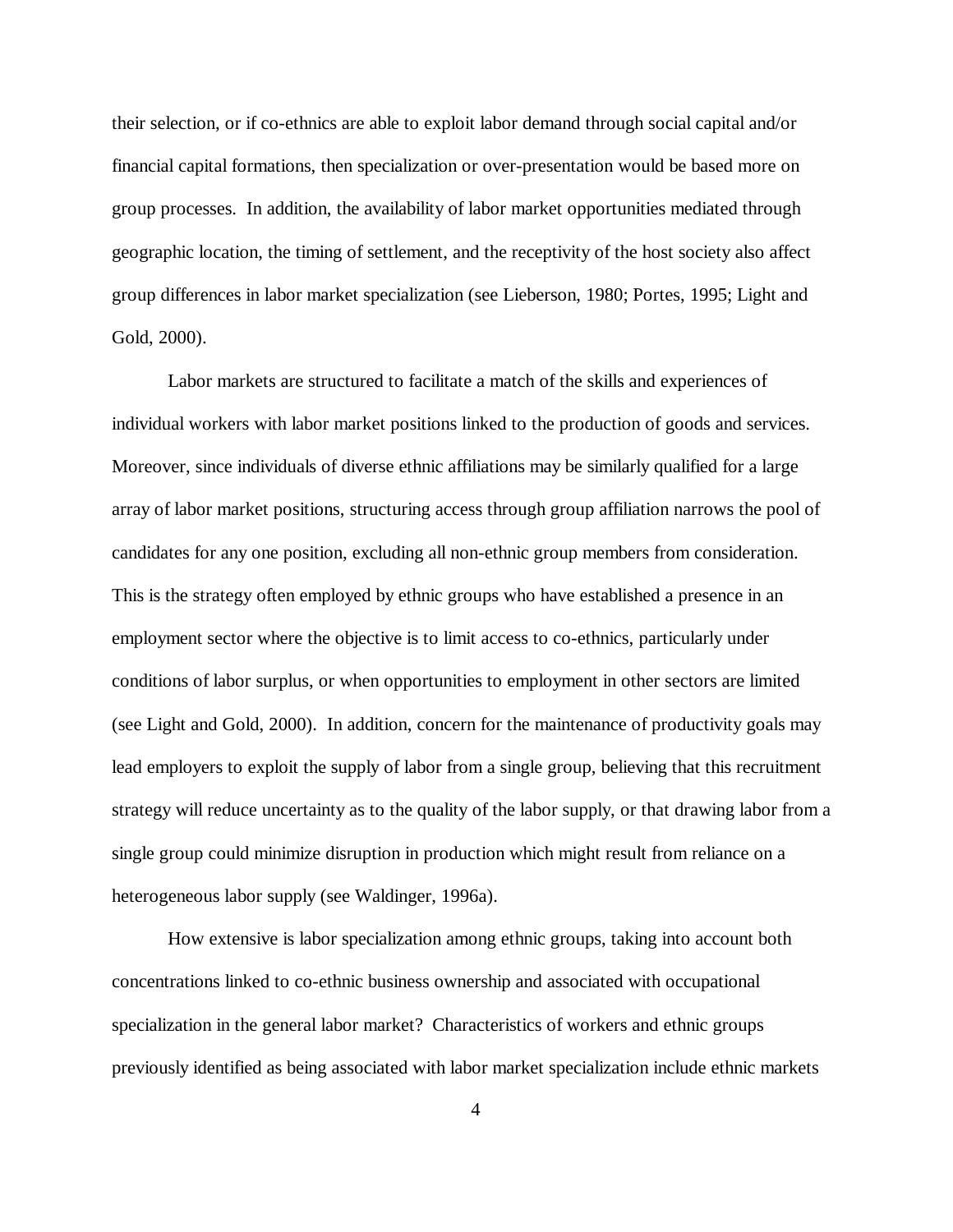their selection, or if co-ethnics are able to exploit labor demand through social capital and/or financial capital formations, then specialization or over-presentation would be based more on group processes. In addition, the availability of labor market opportunities mediated through geographic location, the timing of settlement, and the receptivity of the host society also affect group differences in labor market specialization (see Lieberson, 1980; Portes, 1995; Light and Gold, 2000).

Labor markets are structured to facilitate a match of the skills and experiences of individual workers with labor market positions linked to the production of goods and services. Moreover, since individuals of diverse ethnic affiliations may be similarly qualified for a large array of labor market positions, structuring access through group affiliation narrows the pool of candidates for any one position, excluding all non-ethnic group members from consideration. This is the strategy often employed by ethnic groups who have established a presence in an employment sector where the objective is to limit access to co-ethnics, particularly under conditions of labor surplus, or when opportunities to employment in other sectors are limited (see Light and Gold, 2000). In addition, concern for the maintenance of productivity goals may lead employers to exploit the supply of labor from a single group, believing that this recruitment strategy will reduce uncertainty as to the quality of the labor supply, or that drawing labor from a single group could minimize disruption in production which might result from reliance on a heterogeneous labor supply (see Waldinger, 1996a).

How extensive is labor specialization among ethnic groups, taking into account both concentrations linked to co-ethnic business ownership and associated with occupational specialization in the general labor market? Characteristics of workers and ethnic groups previously identified as being associated with labor market specialization include ethnic markets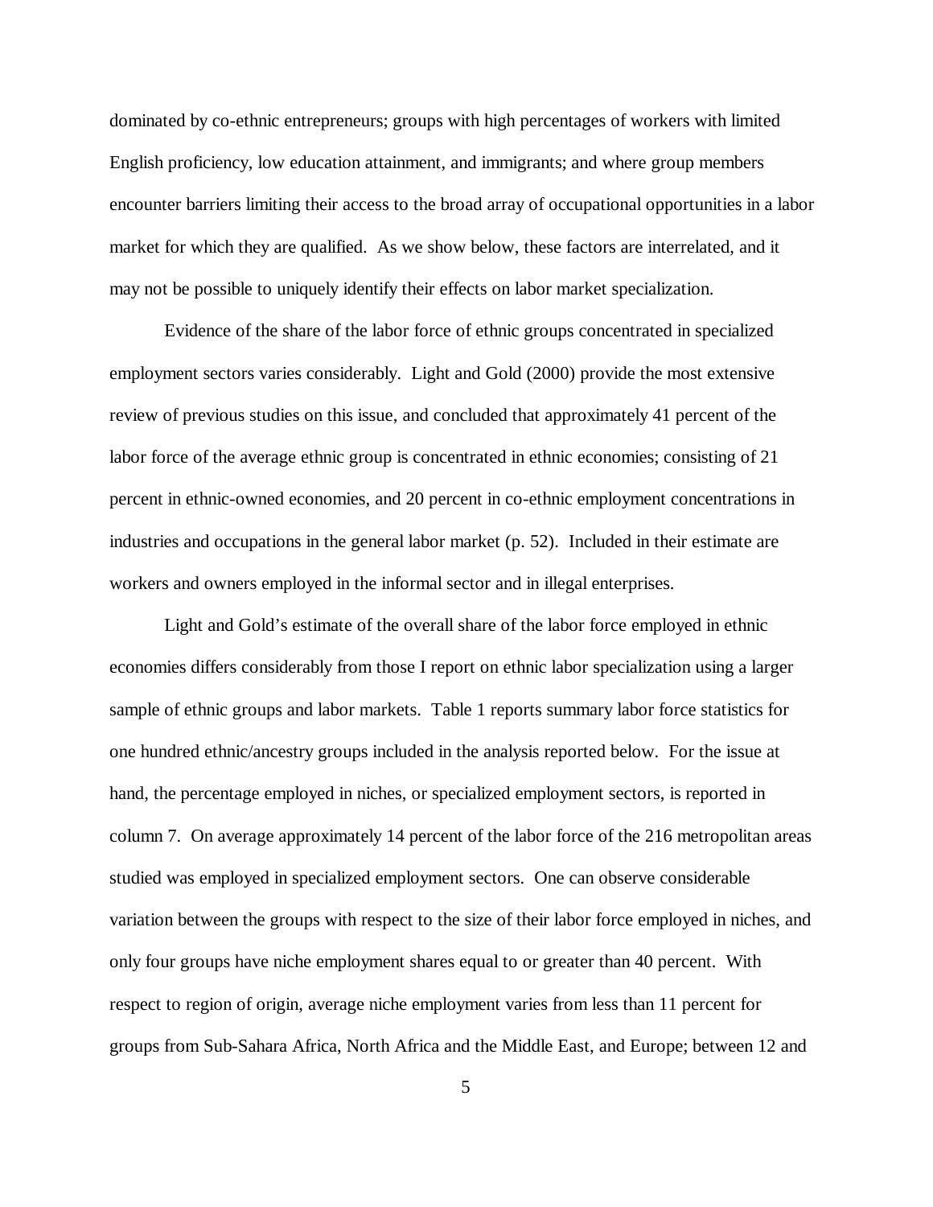dominated by co-ethnic entrepreneurs; groups with high percentages of workers with limited English proficiency, low education attainment, and immigrants; and where group members encounter barriers limiting their access to the broad array of occupational opportunities in a labor market for which they are qualified. As we show below, these factors are interrelated, and it may not be possible to uniquely identify their effects on labor market specialization.

Evidence of the share of the labor force of ethnic groups concentrated in specialized employment sectors varies considerably. Light and Gold (2000) provide the most extensive review of previous studies on this issue, and concluded that approximately 41 percent of the labor force of the average ethnic group is concentrated in ethnic economies; consisting of 21 percent in ethnic-owned economies, and 20 percent in co-ethnic employment concentrations in industries and occupations in the general labor market (p. 52). Included in their estimate are workers and owners employed in the informal sector and in illegal enterprises.

Light and Gold's estimate of the overall share of the labor force employed in ethnic economies differs considerably from those I report on ethnic labor specialization using a larger sample of ethnic groups and labor markets. Table 1 reports summary labor force statistics for one hundred ethnic/ancestry groups included in the analysis reported below. For the issue at hand, the percentage employed in niches, or specialized employment sectors, is reported in column 7. On average approximately 14 percent of the labor force of the 216 metropolitan areas studied was employed in specialized employment sectors. One can observe considerable variation between the groups with respect to the size of their labor force employed in niches, and only four groups have niche employment shares equal to or greater than 40 percent. With respect to region of origin, average niche employment varies from less than 11 percent for groups from Sub-Sahara Africa, North Africa and the Middle East, and Europe; between 12 and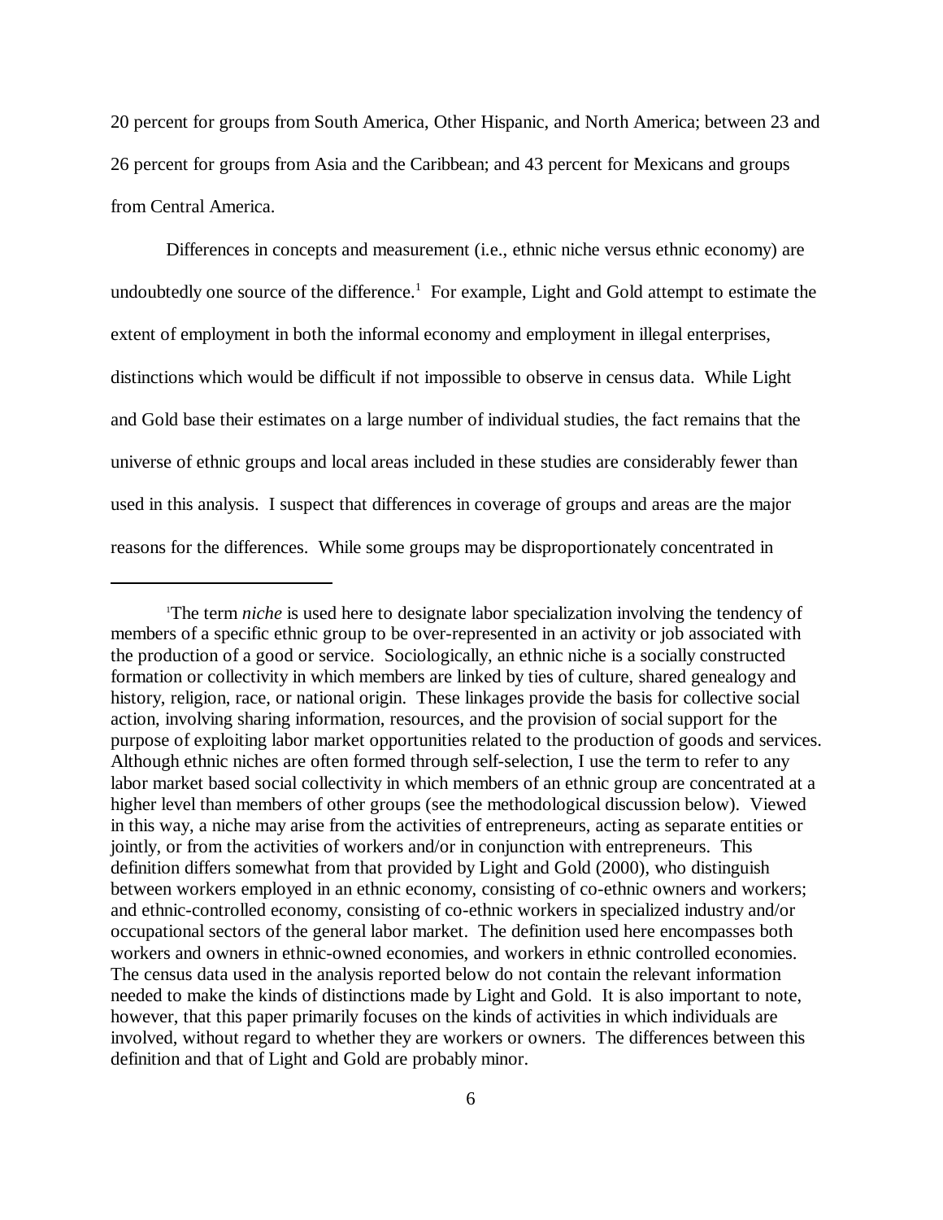20 percent for groups from South America, Other Hispanic, and North America; between 23 and 26 percent for groups from Asia and the Caribbean; and 43 percent for Mexicans and groups from Central America.

Differences in concepts and measurement (i.e., ethnic niche versus ethnic economy) are undoubtedly one source of the difference.[1] For example, Light and Gold attempt to estimate the extent of employment in both the informal economy and employment in illegal enterprises, distinctions which would be difficult if not impossible to observe in census data. While Light and Gold base their estimates on a large number of individual studies, the fact remains that the universe of ethnic groups and local areas included in these studies are considerably fewer than used in this analysis. I suspect that differences in coverage of groups and areas are the major reasons for the differences. While some groups may be disproportionately concentrated in

---

[1]The term *niche* is used here to designate labor specialization involving the tendency of members of a specific ethnic group to be over-represented in an activity or job associated with the production of a good or service. Sociologically, an ethnic niche is a socially constructed formation or collectivity in which members are linked by ties of culture, shared genealogy and history, religion, race, or national origin. These linkages provide the basis for collective social action, involving sharing information, resources, and the provision of social support for the purpose of exploiting labor market opportunities related to the production of goods and services. Although ethnic niches are often formed through self-selection, I use the term to refer to any labor market based social collectivity in which members of an ethnic group are concentrated at a higher level than members of other groups (see the methodological discussion below). Viewed in this way, a niche may arise from the activities of entrepreneurs, acting as separate entities or jointly, or from the activities of workers and/or in conjunction with entrepreneurs. This definition differs somewhat from that provided by Light and Gold (2000), who distinguish between workers employed in an ethnic economy, consisting of co-ethnic owners and workers; and ethnic-controlled economy, consisting of co-ethnic workers in specialized industry and/or occupational sectors of the general labor market. The definition used here encompasses both workers and owners in ethnic-owned economies, and workers in ethnic controlled economies. The census data used in the analysis reported below do not contain the relevant information needed to make the kinds of distinctions made by Light and Gold. It is also important to note, however, that this paper primarily focuses on the kinds of activities in which individuals are involved, without regard to whether they are workers or owners. The differences between this definition and that of Light and Gold are probably minor.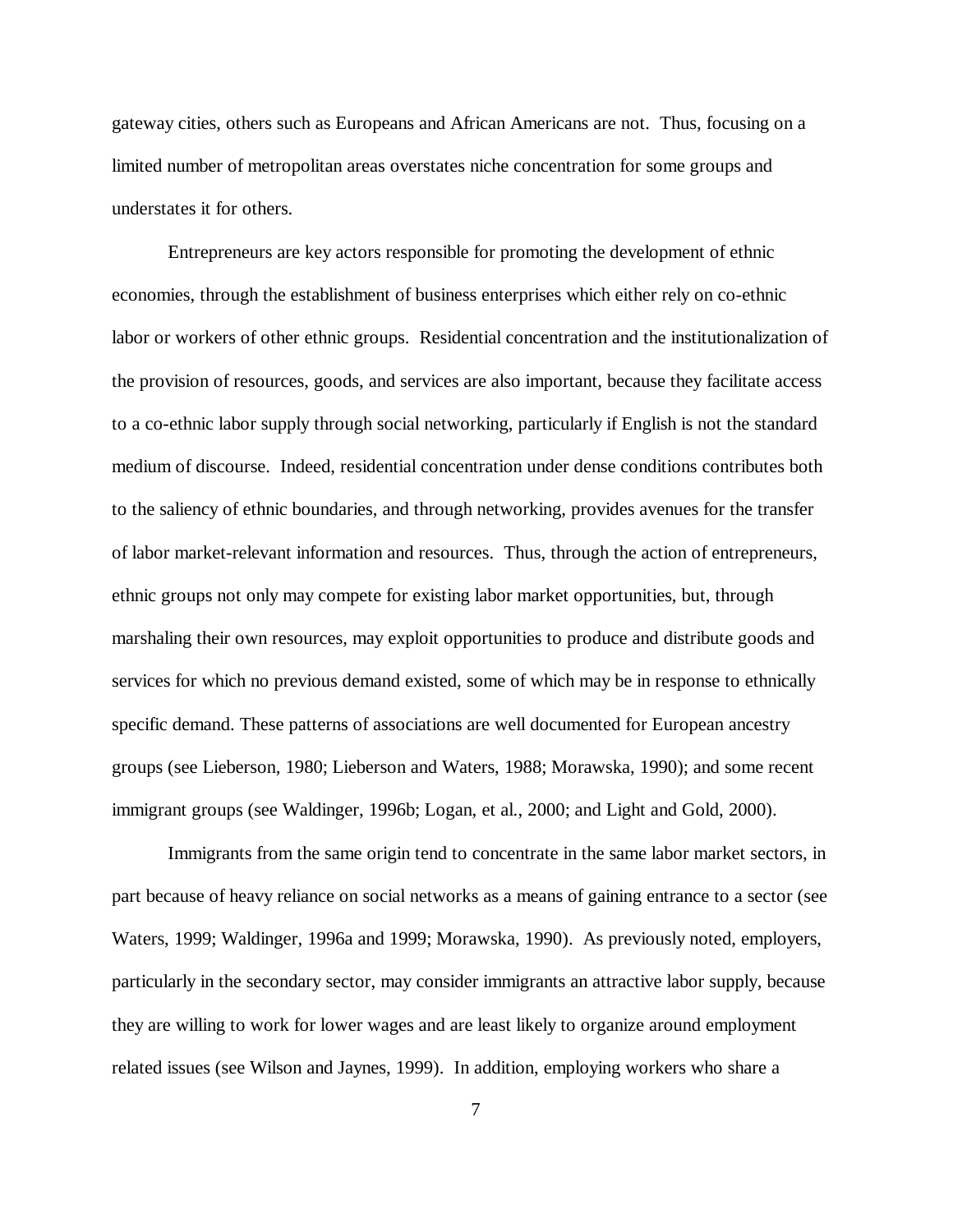gateway cities, others such as Europeans and African Americans are not. Thus, focusing on a limited number of metropolitan areas overstates niche concentration for some groups and understates it for others.

Entrepreneurs are key actors responsible for promoting the development of ethnic economies, through the establishment of business enterprises which either rely on co-ethnic labor or workers of other ethnic groups. Residential concentration and the institutionalization of the provision of resources, goods, and services are also important, because they facilitate access to a co-ethnic labor supply through social networking, particularly if English is not the standard medium of discourse. Indeed, residential concentration under dense conditions contributes both to the saliency of ethnic boundaries, and through networking, provides avenues for the transfer of labor market-relevant information and resources. Thus, through the action of entrepreneurs, ethnic groups not only may compete for existing labor market opportunities, but, through marshaling their own resources, may exploit opportunities to produce and distribute goods and services for which no previous demand existed, some of which may be in response to ethnically specific demand. These patterns of associations are well documented for European ancestry groups (see Lieberson, 1980; Lieberson and Waters, 1988; Morawska, 1990); and some recent immigrant groups (see Waldinger, 1996b; Logan, et al., 2000; and Light and Gold, 2000).

Immigrants from the same origin tend to concentrate in the same labor market sectors, in part because of heavy reliance on social networks as a means of gaining entrance to a sector (see Waters, 1999; Waldinger, 1996a and 1999; Morawska, 1990). As previously noted, employers, particularly in the secondary sector, may consider immigrants an attractive labor supply, because they are willing to work for lower wages and are least likely to organize around employment related issues (see Wilson and Jaynes, 1999). In addition, employing workers who share a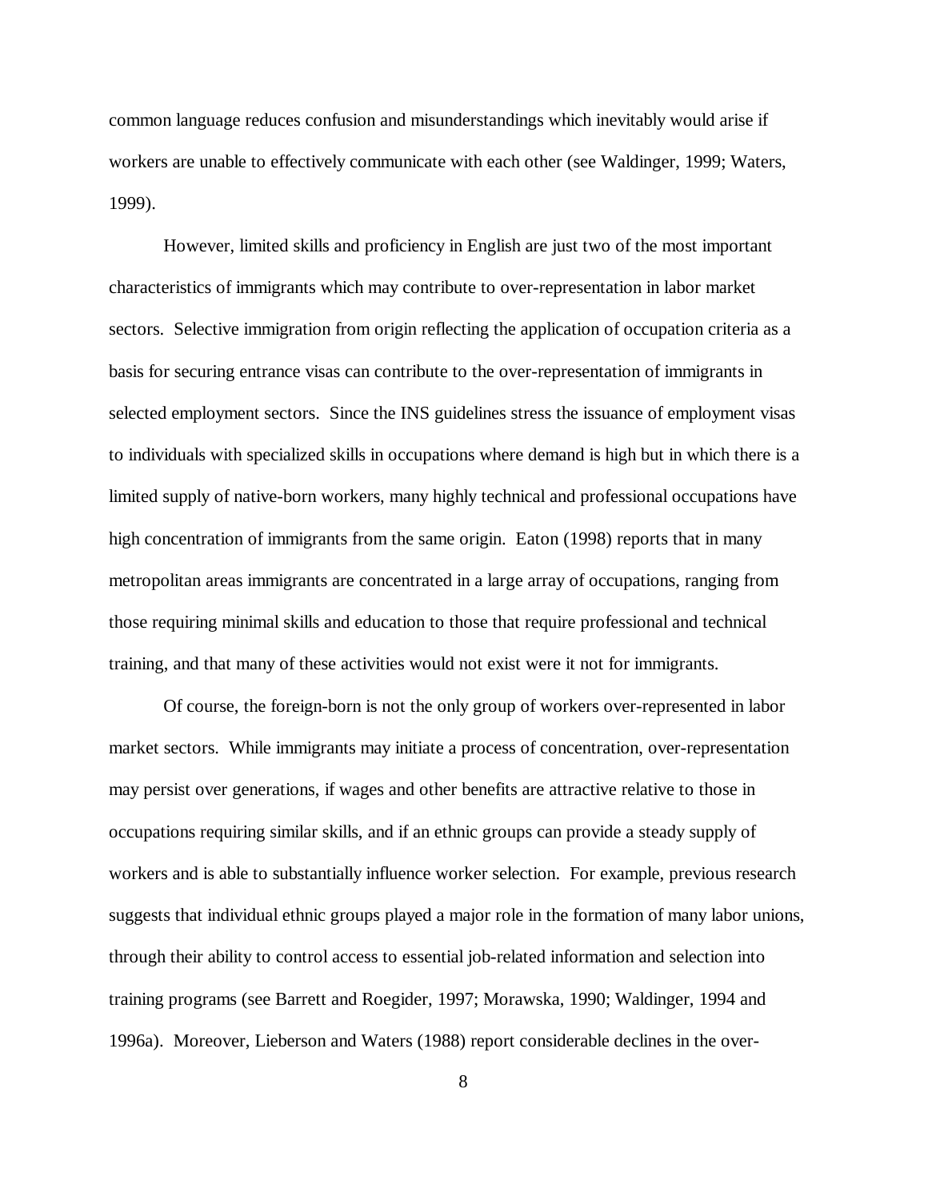common language reduces confusion and misunderstandings which inevitably would arise if workers are unable to effectively communicate with each other (see Waldinger, 1999; Waters, 1999).

However, limited skills and proficiency in English are just two of the most important characteristics of immigrants which may contribute to over-representation in labor market sectors. Selective immigration from origin reflecting the application of occupation criteria as a basis for securing entrance visas can contribute to the over-representation of immigrants in selected employment sectors. Since the INS guidelines stress the issuance of employment visas to individuals with specialized skills in occupations where demand is high but in which there is a limited supply of native-born workers, many highly technical and professional occupations have high concentration of immigrants from the same origin. Eaton (1998) reports that in many metropolitan areas immigrants are concentrated in a large array of occupations, ranging from those requiring minimal skills and education to those that require professional and technical training, and that many of these activities would not exist were it not for immigrants.

Of course, the foreign-born is not the only group of workers over-represented in labor market sectors. While immigrants may initiate a process of concentration, over-representation may persist over generations, if wages and other benefits are attractive relative to those in occupations requiring similar skills, and if an ethnic groups can provide a steady supply of workers and is able to substantially influence worker selection. For example, previous research suggests that individual ethnic groups played a major role in the formation of many labor unions, through their ability to control access to essential job-related information and selection into training programs (see Barrett and Roegider, 1997; Morawska, 1990; Waldinger, 1994 and 1996a). Moreover, Lieberson and Waters (1988) report considerable declines in the over-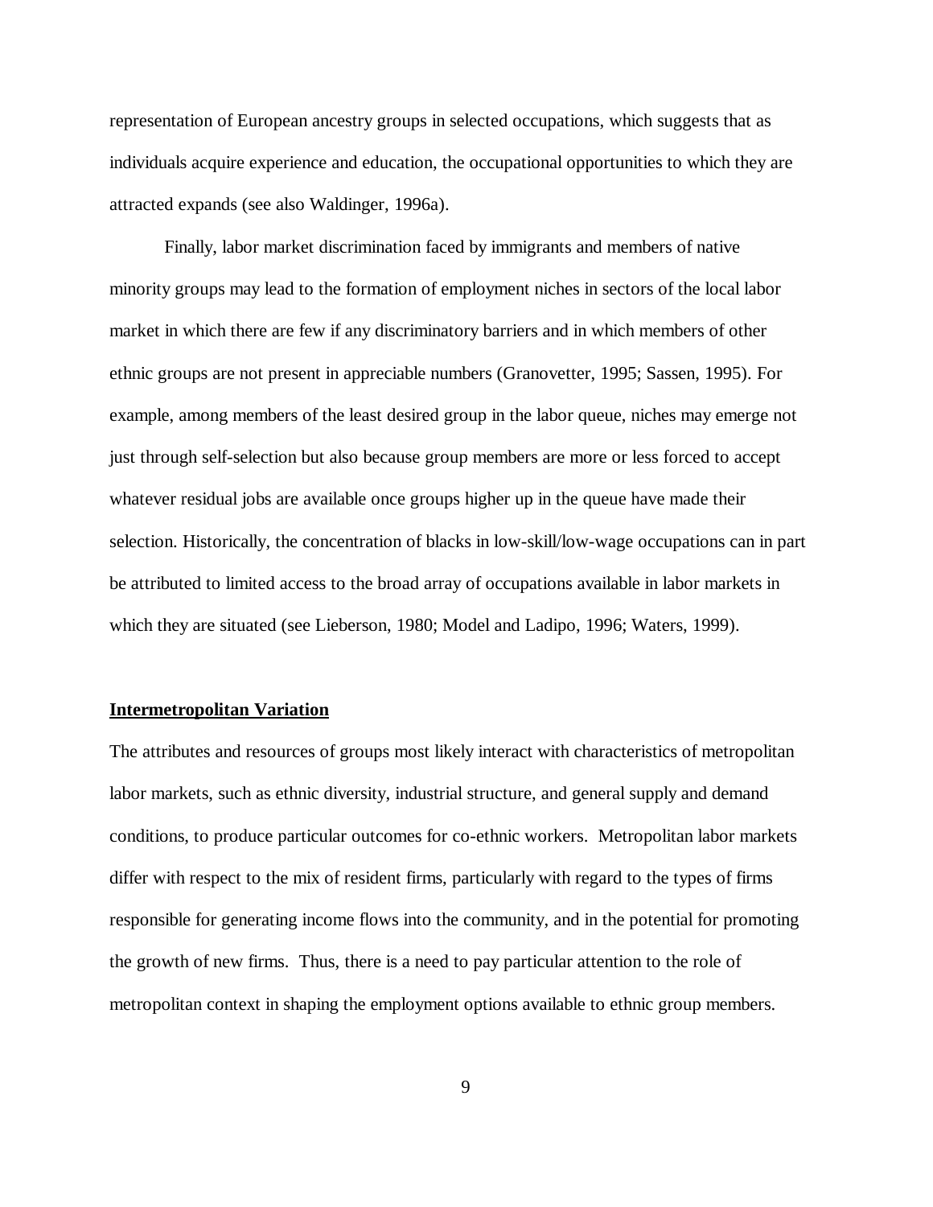representation of European ancestry groups in selected occupations, which suggests that as individuals acquire experience and education, the occupational opportunities to which they are attracted expands (see also Waldinger, 1996a).

Finally, labor market discrimination faced by immigrants and members of native minority groups may lead to the formation of employment niches in sectors of the local labor market in which there are few if any discriminatory barriers and in which members of other ethnic groups are not present in appreciable numbers (Granovetter, 1995; Sassen, 1995). For example, among members of the least desired group in the labor queue, niches may emerge not just through self-selection but also because group members are more or less forced to accept whatever residual jobs are available once groups higher up in the queue have made their selection. Historically, the concentration of blacks in low-skill/low-wage occupations can in part be attributed to limited access to the broad array of occupations available in labor markets in which they are situated (see Lieberson, 1980; Model and Ladipo, 1996; Waters, 1999).

**Intermetropolitan Variation**

The attributes and resources of groups most likely interact with characteristics of metropolitan labor markets, such as ethnic diversity, industrial structure, and general supply and demand conditions, to produce particular outcomes for co-ethnic workers. Metropolitan labor markets differ with respect to the mix of resident firms, particularly with regard to the types of firms responsible for generating income flows into the community, and in the potential for promoting the growth of new firms. Thus, there is a need to pay particular attention to the role of metropolitan context in shaping the employment options available to ethnic group members.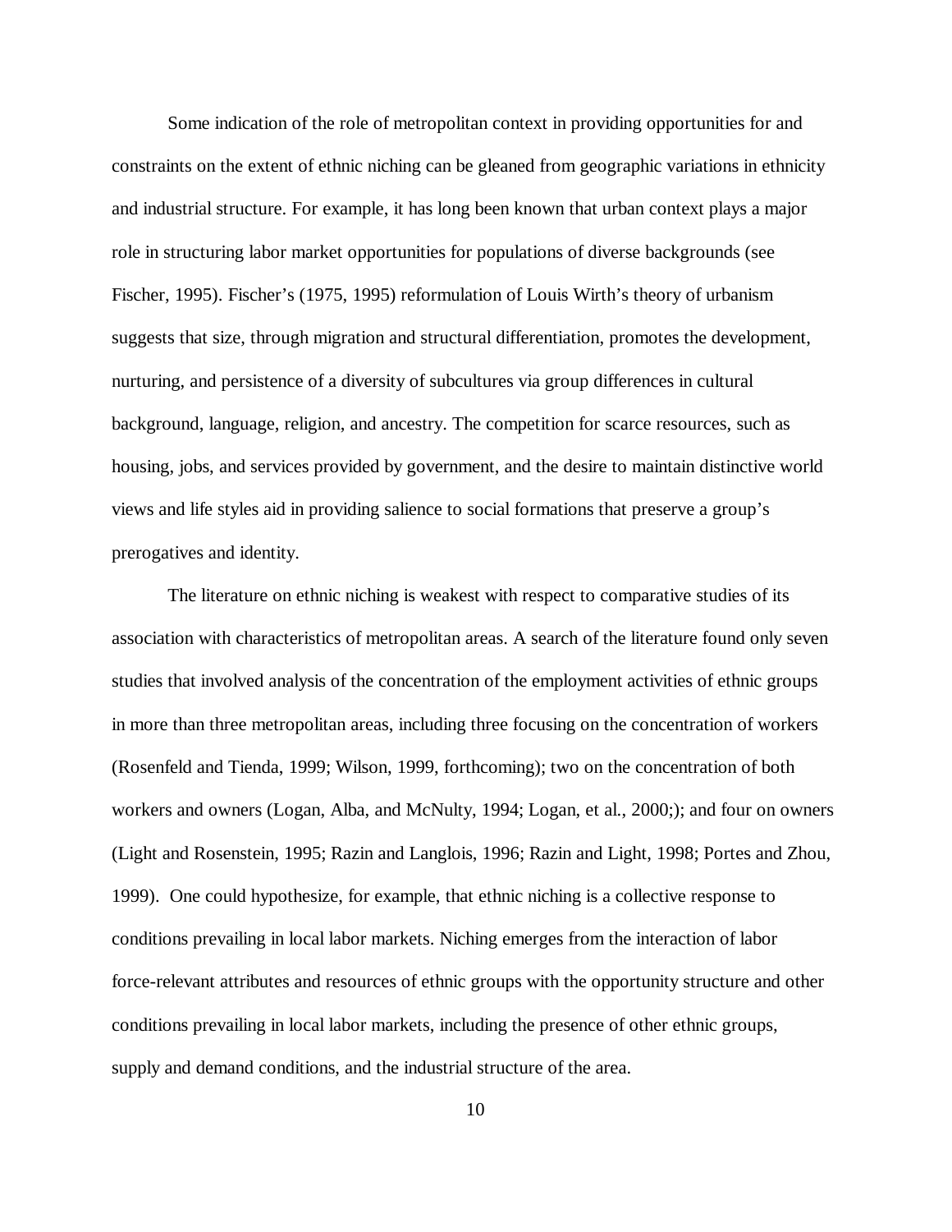Some indication of the role of metropolitan context in providing opportunities for and constraints on the extent of ethnic niching can be gleaned from geographic variations in ethnicity and industrial structure. For example, it has long been known that urban context plays a major role in structuring labor market opportunities for populations of diverse backgrounds (see Fischer, 1995). Fischer's (1975, 1995) reformulation of Louis Wirth's theory of urbanism suggests that size, through migration and structural differentiation, promotes the development, nurturing, and persistence of a diversity of subcultures via group differences in cultural background, language, religion, and ancestry. The competition for scarce resources, such as housing, jobs, and services provided by government, and the desire to maintain distinctive world views and life styles aid in providing salience to social formations that preserve a group's prerogatives and identity.

The literature on ethnic niching is weakest with respect to comparative studies of its association with characteristics of metropolitan areas. A search of the literature found only seven studies that involved analysis of the concentration of the employment activities of ethnic groups in more than three metropolitan areas, including three focusing on the concentration of workers (Rosenfeld and Tienda, 1999; Wilson, 1999, forthcoming); two on the concentration of both workers and owners (Logan, Alba, and McNulty, 1994; Logan, et al., 2000;); and four on owners (Light and Rosenstein, 1995; Razin and Langlois, 1996; Razin and Light, 1998; Portes and Zhou, 1999). One could hypothesize, for example, that ethnic niching is a collective response to conditions prevailing in local labor markets. Niching emerges from the interaction of labor force-relevant attributes and resources of ethnic groups with the opportunity structure and other conditions prevailing in local labor markets, including the presence of other ethnic groups, supply and demand conditions, and the industrial structure of the area.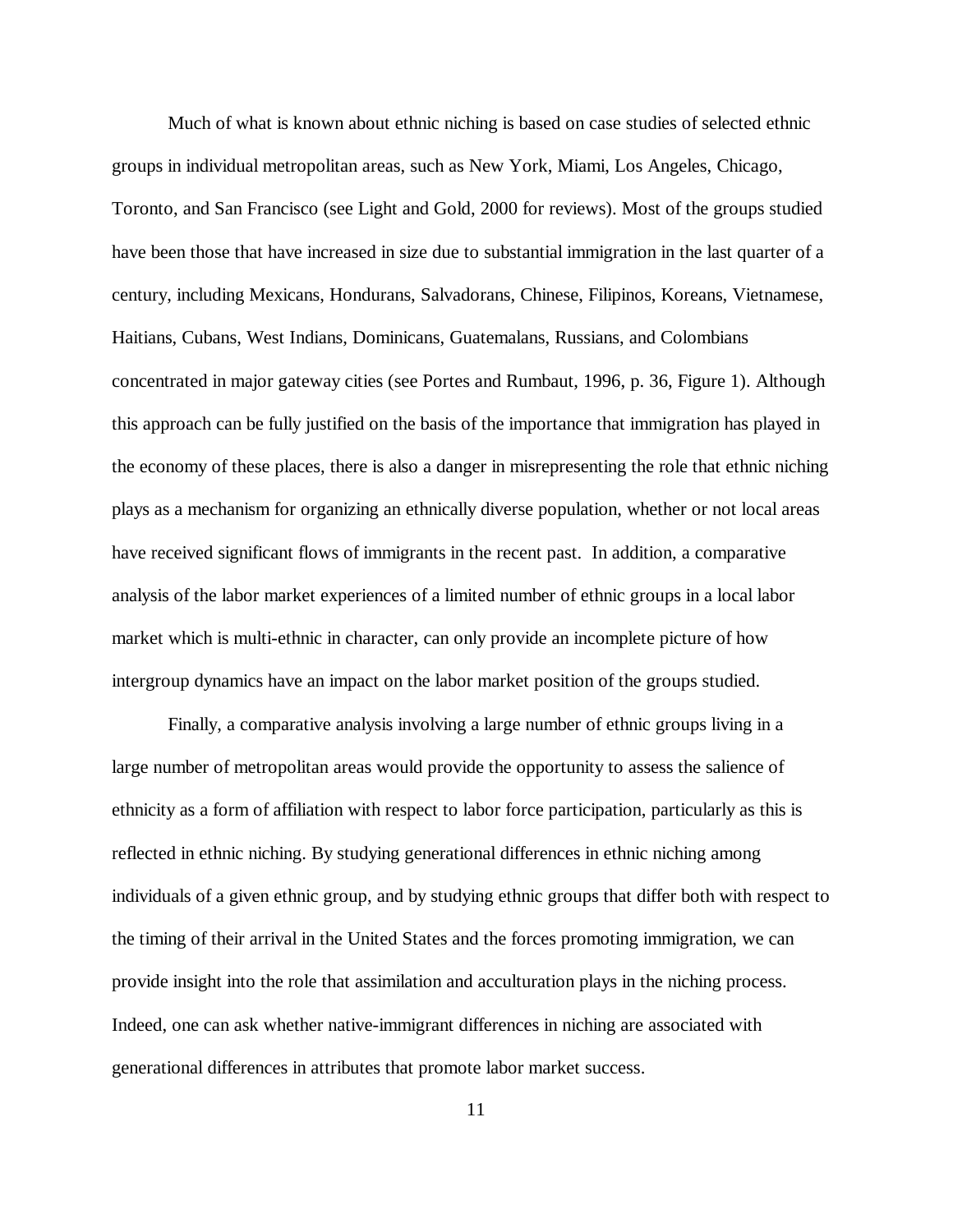Much of what is known about ethnic niching is based on case studies of selected ethnic groups in individual metropolitan areas, such as New York, Miami, Los Angeles, Chicago, Toronto, and San Francisco (see Light and Gold, 2000 for reviews). Most of the groups studied have been those that have increased in size due to substantial immigration in the last quarter of a century, including Mexicans, Hondurans, Salvadorans, Chinese, Filipinos, Koreans, Vietnamese, Haitians, Cubans, West Indians, Dominicans, Guatemalans, Russians, and Colombians concentrated in major gateway cities (see Portes and Rumbaut, 1996, p. 36, Figure 1). Although this approach can be fully justified on the basis of the importance that immigration has played in the economy of these places, there is also a danger in misrepresenting the role that ethnic niching plays as a mechanism for organizing an ethnically diverse population, whether or not local areas have received significant flows of immigrants in the recent past. In addition, a comparative analysis of the labor market experiences of a limited number of ethnic groups in a local labor market which is multi-ethnic in character, can only provide an incomplete picture of how intergroup dynamics have an impact on the labor market position of the groups studied.

Finally, a comparative analysis involving a large number of ethnic groups living in a large number of metropolitan areas would provide the opportunity to assess the salience of ethnicity as a form of affiliation with respect to labor force participation, particularly as this is reflected in ethnic niching. By studying generational differences in ethnic niching among individuals of a given ethnic group, and by studying ethnic groups that differ both with respect to the timing of their arrival in the United States and the forces promoting immigration, we can provide insight into the role that assimilation and acculturation plays in the niching process. Indeed, one can ask whether native-immigrant differences in niching are associated with generational differences in attributes that promote labor market success.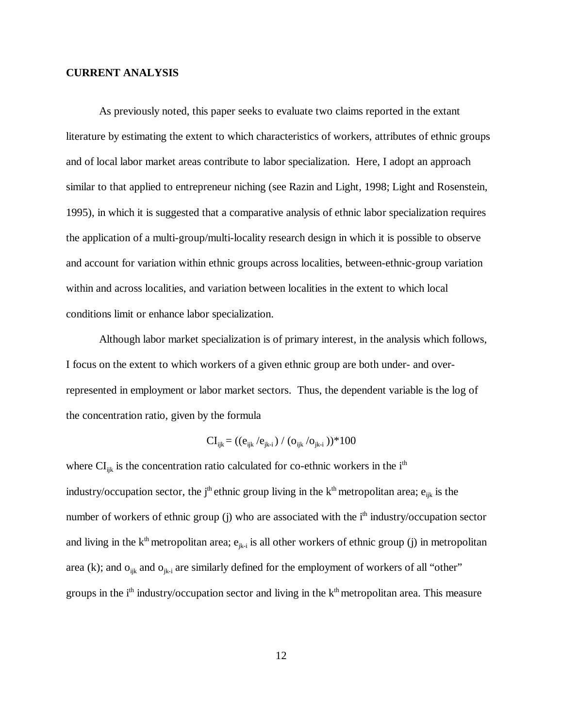**CURRENT ANALYSIS**

As previously noted, this paper seeks to evaluate two claims reported in the extant literature by estimating the extent to which characteristics of workers, attributes of ethnic groups and of local labor market areas contribute to labor specialization. Here, I adopt an approach similar to that applied to entrepreneur niching (see Razin and Light, 1998; Light and Rosenstein, 1995), in which it is suggested that a comparative analysis of ethnic labor specialization requires the application of a multi-group/multi-locality research design in which it is possible to observe and account for variation within ethnic groups across localities, between-ethnic-group variation within and across localities, and variation between localities in the extent to which local conditions limit or enhance labor specialization.

Although labor market specialization is of primary interest, in the analysis which follows, I focus on the extent to which workers of a given ethnic group are both under- and over-represented in employment or labor market sectors. Thus, the dependent variable is the log of the concentration ratio, given by the formula

$$CI_{ijk} = ((e_{ijk} / e_{jk-i}) / (o_{ijk} / o_{jk-i}))*100$$

where $CI_{ijk}$ is the concentration ratio calculated for co-ethnic workers in the $i^{th}$ industry/occupation sector, the $j^{th}$ ethnic group living in the $k^{th}$ metropolitan area; $e_{ijk}$ is the number of workers of ethnic group (j) who are associated with the $i^{th}$ industry/occupation sector and living in the $k^{th}$ metropolitan area; $e_{jk-i}$ is all other workers of ethnic group (j) in metropolitan area (k); and $o_{ijk}$ and $o_{jk-i}$ are similarly defined for the employment of workers of all "other" groups in the $i^{th}$ industry/occupation sector and living in the $k^{th}$ metropolitan area. This measure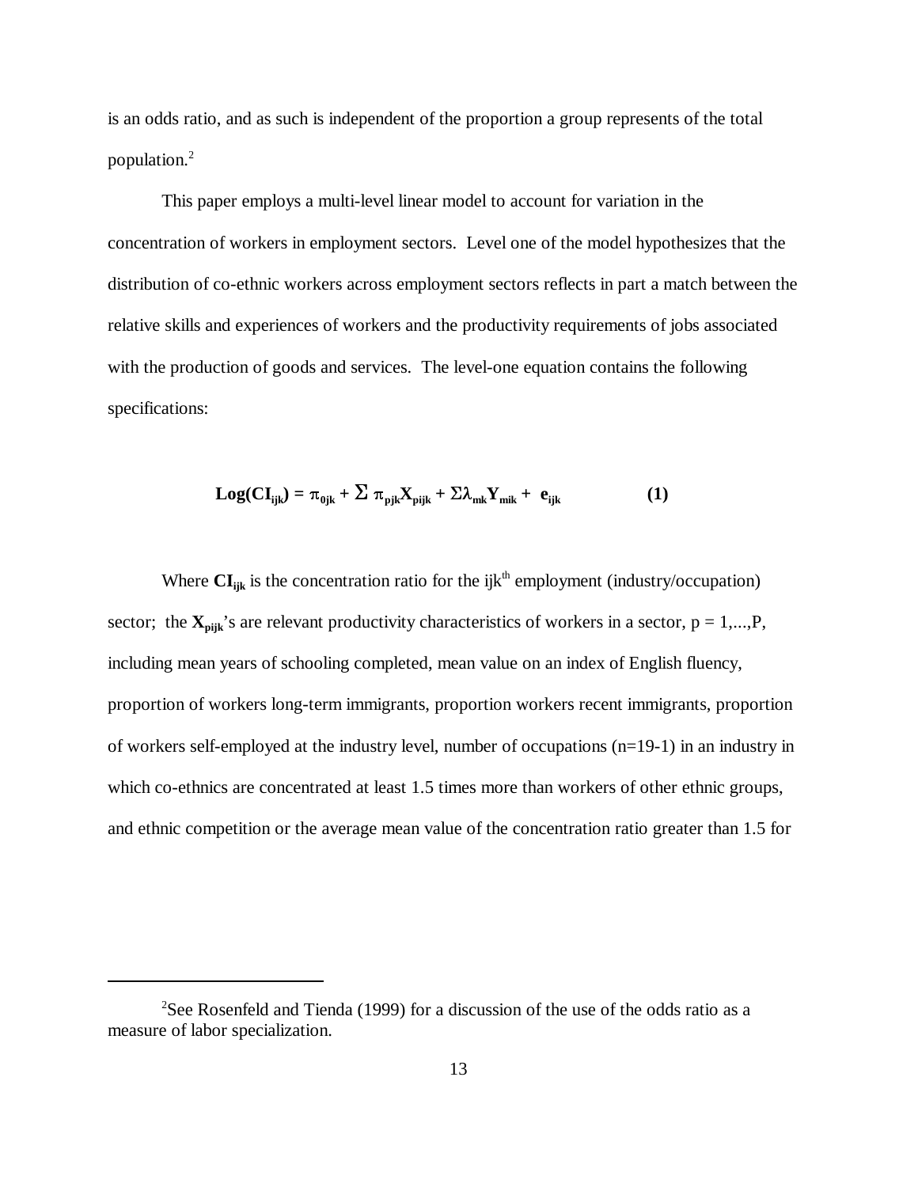is an odds ratio, and as such is independent of the proportion a group represents of the total population.[2]

This paper employs a multi-level linear model to account for variation in the concentration of workers in employment sectors. Level one of the model hypothesizes that the distribution of co-ethnic workers across employment sectors reflects in part a match between the relative skills and experiences of workers and the productivity requirements of jobs associated with the production of goods and services. The level-one equation contains the following specifications:

$$\mathbf{Log(CI_{ijk}) = \pi_{0jk} + \Sigma\, \pi_{pjk}X_{pijk} + \Sigma\lambda_{mk}Y_{mik} + e_{ijk}} \qquad \mathbf{(1)}$$

Where $\mathbf{CI_{ijk}}$ is the concentration ratio for the ijk^th^ employment (industry/occupation) sector; the $\mathbf{X_{pijk}}$'s are relevant productivity characteristics of workers in a sector, p = 1,...,P, including mean years of schooling completed, mean value on an index of English fluency, proportion of workers long-term immigrants, proportion workers recent immigrants, proportion of workers self-employed at the industry level, number of occupations (n=19-1) in an industry in which co-ethnics are concentrated at least 1.5 times more than workers of other ethnic groups, and ethnic competition or the average mean value of the concentration ratio greater than 1.5 for

[2]See Rosenfeld and Tienda (1999) for a discussion of the use of the odds ratio as a measure of labor specialization.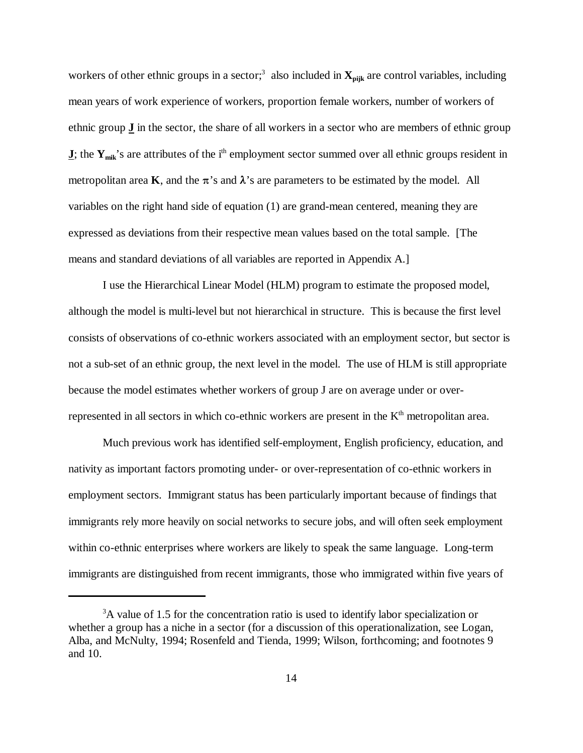workers of other ethnic groups in a sector;[3] also included in $\mathbf{X_{pijk}}$ are control variables, including mean years of work experience of workers, proportion female workers, number of workers of ethnic group $\underline{\mathbf{J}}$ in the sector, the share of all workers in a sector who are members of ethnic group $\underline{\mathbf{J}}$; the $\mathbf{Y_{mik}}$'s are attributes of the $i^{th}$ employment sector summed over all ethnic groups resident in metropolitan area $\mathbf{K}$, and the $\pi$'s and $\lambda$'s are parameters to be estimated by the model. All variables on the right hand side of equation (1) are grand-mean centered, meaning they are expressed as deviations from their respective mean values based on the total sample. [The means and standard deviations of all variables are reported in Appendix A.]

I use the Hierarchical Linear Model (HLM) program to estimate the proposed model, although the model is multi-level but not hierarchical in structure. This is because the first level consists of observations of co-ethnic workers associated with an employment sector, but sector is not a sub-set of an ethnic group, the next level in the model. The use of HLM is still appropriate because the model estimates whether workers of group J are on average under or over-represented in all sectors in which co-ethnic workers are present in the $K^{th}$ metropolitan area.

Much previous work has identified self-employment, English proficiency, education, and nativity as important factors promoting under- or over-representation of co-ethnic workers in employment sectors. Immigrant status has been particularly important because of findings that immigrants rely more heavily on social networks to secure jobs, and will often seek employment within co-ethnic enterprises where workers are likely to speak the same language. Long-term immigrants are distinguished from recent immigrants, those who immigrated within five years of

---

[3]A value of 1.5 for the concentration ratio is used to identify labor specialization or whether a group has a niche in a sector (for a discussion of this operationalization, see Logan, Alba, and McNulty, 1994; Rosenfeld and Tienda, 1999; Wilson, forthcoming; and footnotes 9 and 10.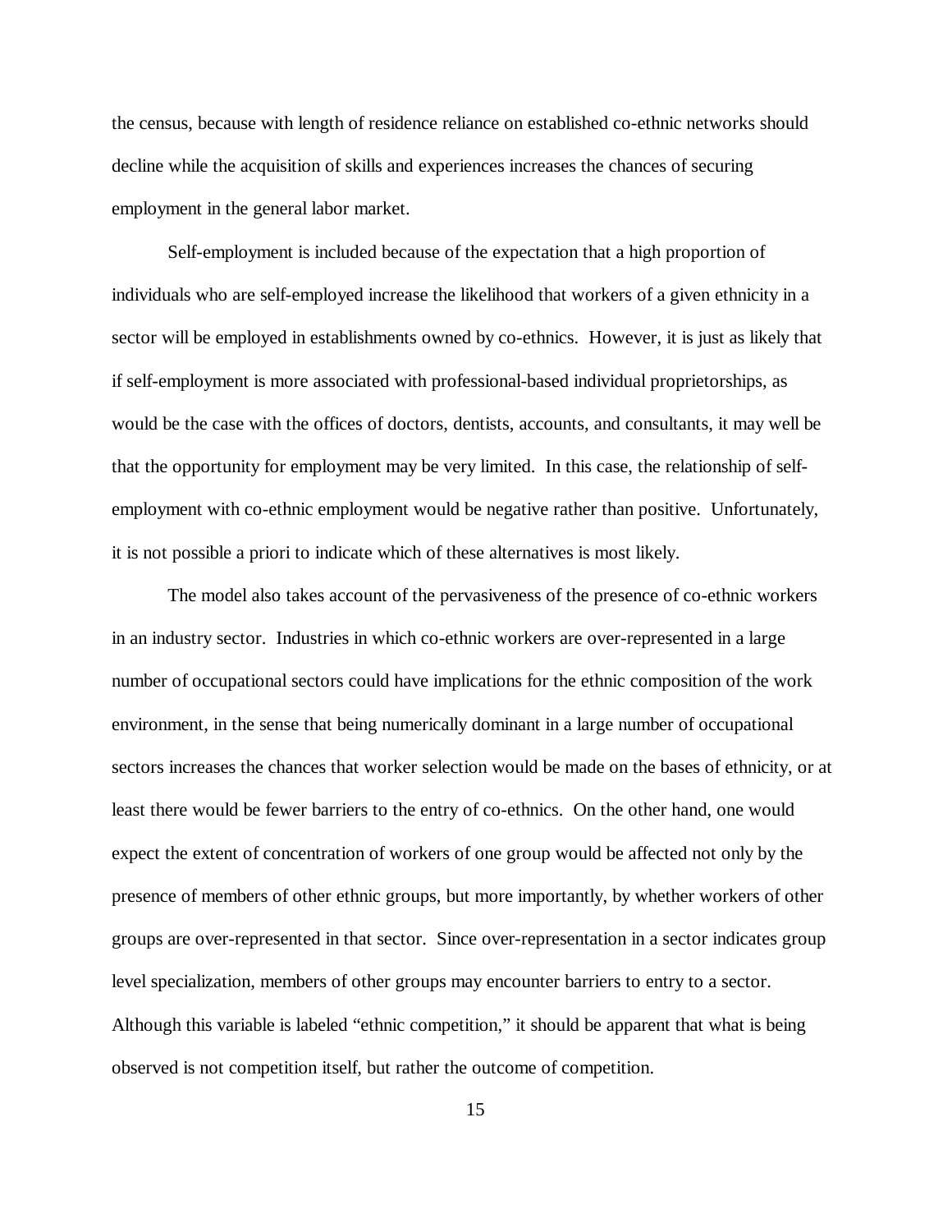the census, because with length of residence reliance on established co-ethnic networks should decline while the acquisition of skills and experiences increases the chances of securing employment in the general labor market.

Self-employment is included because of the expectation that a high proportion of individuals who are self-employed increase the likelihood that workers of a given ethnicity in a sector will be employed in establishments owned by co-ethnics. However, it is just as likely that if self-employment is more associated with professional-based individual proprietorships, as would be the case with the offices of doctors, dentists, accounts, and consultants, it may well be that the opportunity for employment may be very limited. In this case, the relationship of self-employment with co-ethnic employment would be negative rather than positive. Unfortunately, it is not possible a priori to indicate which of these alternatives is most likely.

The model also takes account of the pervasiveness of the presence of co-ethnic workers in an industry sector. Industries in which co-ethnic workers are over-represented in a large number of occupational sectors could have implications for the ethnic composition of the work environment, in the sense that being numerically dominant in a large number of occupational sectors increases the chances that worker selection would be made on the bases of ethnicity, or at least there would be fewer barriers to the entry of co-ethnics. On the other hand, one would expect the extent of concentration of workers of one group would be affected not only by the presence of members of other ethnic groups, but more importantly, by whether workers of other groups are over-represented in that sector. Since over-representation in a sector indicates group level specialization, members of other groups may encounter barriers to entry to a sector. Although this variable is labeled "ethnic competition," it should be apparent that what is being observed is not competition itself, but rather the outcome of competition.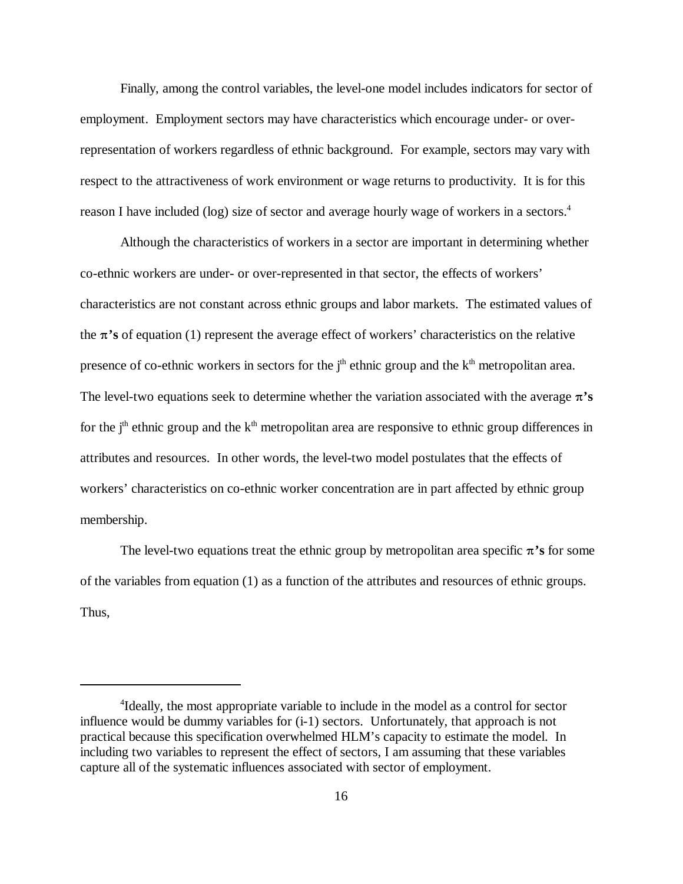Finally, among the control variables, the level-one model includes indicators for sector of employment. Employment sectors may have characteristics which encourage under- or over-representation of workers regardless of ethnic background. For example, sectors may vary with respect to the attractiveness of work environment or wage returns to productivity. It is for this reason I have included (log) size of sector and average hourly wage of workers in a sectors.[4]

Although the characteristics of workers in a sector are important in determining whether co-ethnic workers are under- or over-represented in that sector, the effects of workers' characteristics are not constant across ethnic groups and labor markets. The estimated values of the **$\pi$'s** of equation (1) represent the average effect of workers' characteristics on the relative presence of co-ethnic workers in sectors for the $j^{th}$ ethnic group and the $k^{th}$ metropolitan area. The level-two equations seek to determine whether the variation associated with the average **$\pi$'s** for the $j^{th}$ ethnic group and the $k^{th}$ metropolitan area are responsive to ethnic group differences in attributes and resources. In other words, the level-two model postulates that the effects of workers' characteristics on co-ethnic worker concentration are in part affected by ethnic group membership.

The level-two equations treat the ethnic group by metropolitan area specific **$\pi$'s** for some of the variables from equation (1) as a function of the attributes and resources of ethnic groups. Thus,

---

[4]Ideally, the most appropriate variable to include in the model as a control for sector influence would be dummy variables for (i-1) sectors. Unfortunately, that approach is not practical because this specification overwhelmed HLM's capacity to estimate the model. In including two variables to represent the effect of sectors, I am assuming that these variables capture all of the systematic influences associated with sector of employment.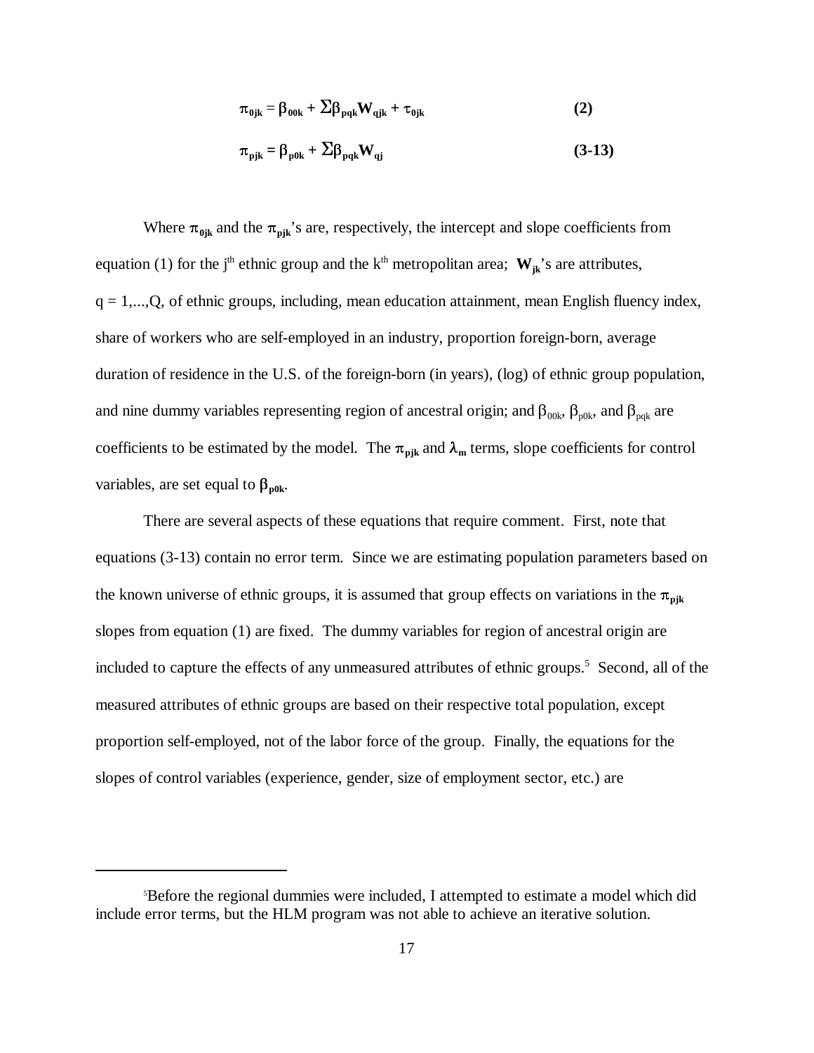$$\pi_{0jk} = \beta_{00k} + \Sigma\beta_{pqk}\mathbf{W}_{qjk} + \tau_{0jk} \qquad \textbf{(2)}$$

$$\pi_{pjk} = \beta_{p0k} + \Sigma\beta_{pqk}\mathbf{W}_{qj} \qquad \textbf{(3-13)}$$

Where $\pi_{0jk}$ and the $\pi_{pjk}$'s are, respectively, the intercept and slope coefficients from equation (1) for the j[th] ethnic group and the k[th] metropolitan area; $\mathbf{W}_{jk}$'s are attributes, q = 1,...,Q, of ethnic groups, including, mean education attainment, mean English fluency index, share of workers who are self-employed in an industry, proportion foreign-born, average duration of residence in the U.S. of the foreign-born (in years), (log) of ethnic group population, and nine dummy variables representing region of ancestral origin; and $\beta_{00k}$, $\beta_{p0k}$, and $\beta_{pqk}$ are coefficients to be estimated by the model. The $\pi_{pjk}$ and $\lambda_m$ terms, slope coefficients for control variables, are set equal to $\beta_{p0k}$.

There are several aspects of these equations that require comment. First, note that equations (3-13) contain no error term. Since we are estimating population parameters based on the known universe of ethnic groups, it is assumed that group effects on variations in the $\pi_{pjk}$ slopes from equation (1) are fixed. The dummy variables for region of ancestral origin are included to capture the effects of any unmeasured attributes of ethnic groups.[5] Second, all of the measured attributes of ethnic groups are based on their respective total population, except proportion self-employed, not of the labor force of the group. Finally, the equations for the slopes of control variables (experience, gender, size of employment sector, etc.) are

[5] Before the regional dummies were included, I attempted to estimate a model which did include error terms, but the HLM program was not able to achieve an iterative solution.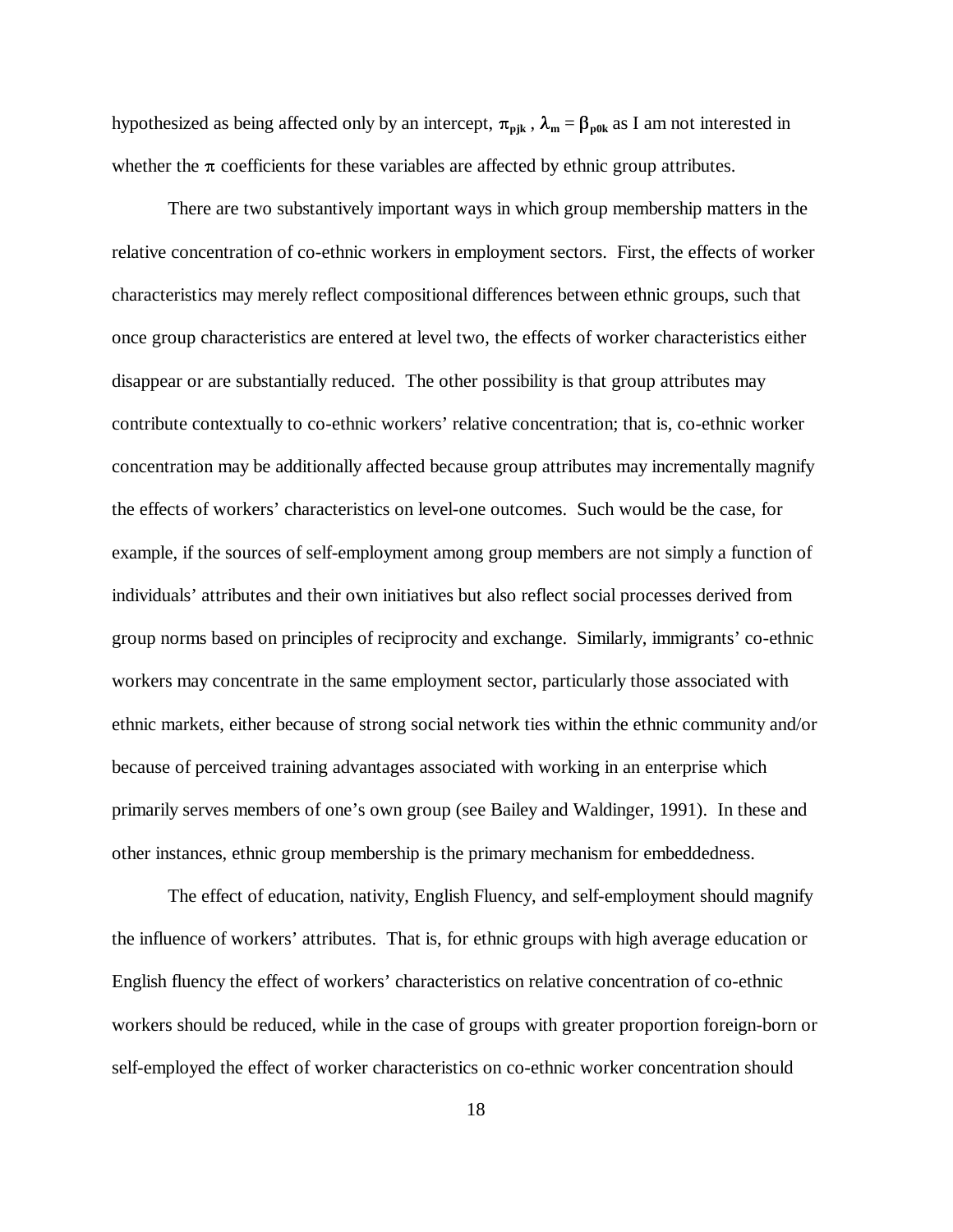hypothesized as being affected only by an intercept, $\pi_{pjk}$ , $\lambda_m = \beta_{p0k}$ as I am not interested in whether the $\pi$ coefficients for these variables are affected by ethnic group attributes.

There are two substantively important ways in which group membership matters in the relative concentration of co-ethnic workers in employment sectors. First, the effects of worker characteristics may merely reflect compositional differences between ethnic groups, such that once group characteristics are entered at level two, the effects of worker characteristics either disappear or are substantially reduced. The other possibility is that group attributes may contribute contextually to co-ethnic workers' relative concentration; that is, co-ethnic worker concentration may be additionally affected because group attributes may incrementally magnify the effects of workers' characteristics on level-one outcomes. Such would be the case, for example, if the sources of self-employment among group members are not simply a function of individuals' attributes and their own initiatives but also reflect social processes derived from group norms based on principles of reciprocity and exchange. Similarly, immigrants' co-ethnic workers may concentrate in the same employment sector, particularly those associated with ethnic markets, either because of strong social network ties within the ethnic community and/or because of perceived training advantages associated with working in an enterprise which primarily serves members of one's own group (see Bailey and Waldinger, 1991). In these and other instances, ethnic group membership is the primary mechanism for embeddedness.

The effect of education, nativity, English Fluency, and self-employment should magnify the influence of workers' attributes. That is, for ethnic groups with high average education or English fluency the effect of workers' characteristics on relative concentration of co-ethnic workers should be reduced, while in the case of groups with greater proportion foreign-born or self-employed the effect of worker characteristics on co-ethnic worker concentration should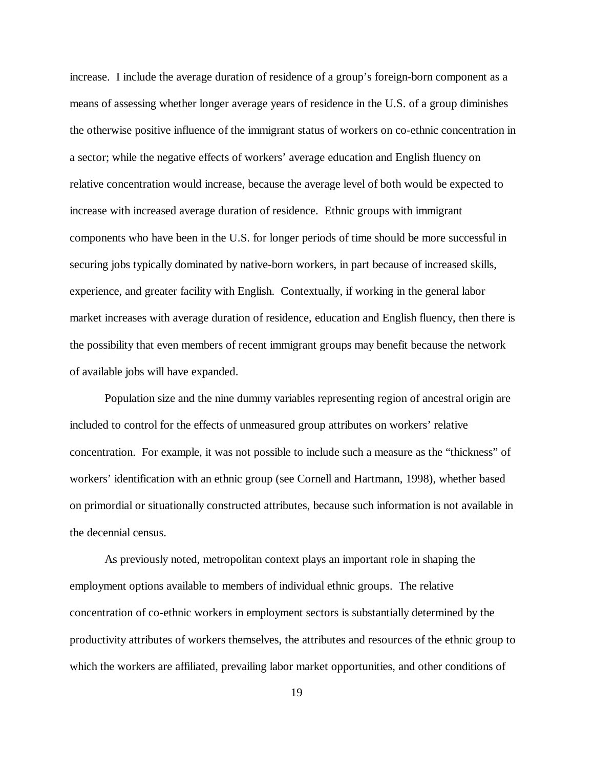increase. I include the average duration of residence of a group's foreign-born component as a means of assessing whether longer average years of residence in the U.S. of a group diminishes the otherwise positive influence of the immigrant status of workers on co-ethnic concentration in a sector; while the negative effects of workers' average education and English fluency on relative concentration would increase, because the average level of both would be expected to increase with increased average duration of residence. Ethnic groups with immigrant components who have been in the U.S. for longer periods of time should be more successful in securing jobs typically dominated by native-born workers, in part because of increased skills, experience, and greater facility with English. Contextually, if working in the general labor market increases with average duration of residence, education and English fluency, then there is the possibility that even members of recent immigrant groups may benefit because the network of available jobs will have expanded.

Population size and the nine dummy variables representing region of ancestral origin are included to control for the effects of unmeasured group attributes on workers' relative concentration. For example, it was not possible to include such a measure as the "thickness" of workers' identification with an ethnic group (see Cornell and Hartmann, 1998), whether based on primordial or situationally constructed attributes, because such information is not available in the decennial census.

As previously noted, metropolitan context plays an important role in shaping the employment options available to members of individual ethnic groups. The relative concentration of co-ethnic workers in employment sectors is substantially determined by the productivity attributes of workers themselves, the attributes and resources of the ethnic group to which the workers are affiliated, prevailing labor market opportunities, and other conditions of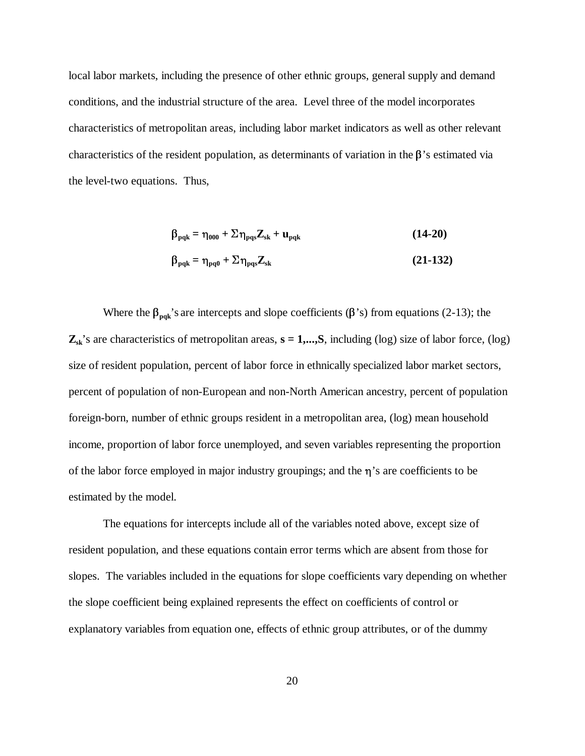local labor markets, including the presence of other ethnic groups, general supply and demand conditions, and the industrial structure of the area. Level three of the model incorporates characteristics of metropolitan areas, including labor market indicators as well as other relevant characteristics of the resident population, as determinants of variation in the $\beta$'s estimated via the level-two equations. Thus,

$$\boldsymbol{\beta_{pqk} = \eta_{000} + \Sigma\eta_{pqs}Z_{sk} + u_{pqk}} \qquad \textbf{(14-20)}$$

$$\boldsymbol{\beta_{pqk} = \eta_{pq0} + \Sigma\eta_{pqs}Z_{sk}} \qquad \textbf{(21-132)}$$

Where the $\beta_{pqk}$'s are intercepts and slope coefficients ($\beta$'s) from equations (2-13); the $\mathbf{Z_{sk}}$'s are characteristics of metropolitan areas, $\mathbf{s = 1,...,S}$, including (log) size of labor force, (log) size of resident population, percent of labor force in ethnically specialized labor market sectors, percent of population of non-European and non-North American ancestry, percent of population foreign-born, number of ethnic groups resident in a metropolitan area, (log) mean household income, proportion of labor force unemployed, and seven variables representing the proportion of the labor force employed in major industry groupings; and the $\eta$'s are coefficients to be estimated by the model.

The equations for intercepts include all of the variables noted above, except size of resident population, and these equations contain error terms which are absent from those for slopes. The variables included in the equations for slope coefficients vary depending on whether the slope coefficient being explained represents the effect on coefficients of control or explanatory variables from equation one, effects of ethnic group attributes, or of the dummy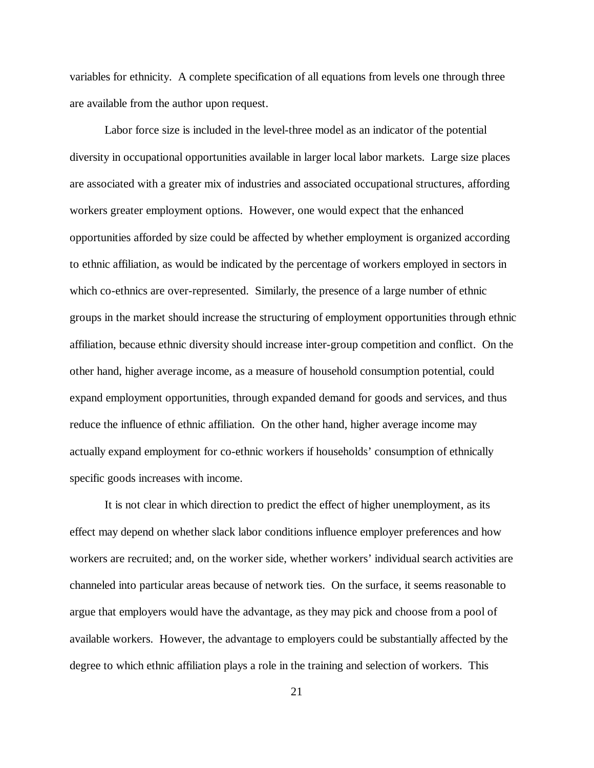variables for ethnicity. A complete specification of all equations from levels one through three are available from the author upon request.

Labor force size is included in the level-three model as an indicator of the potential diversity in occupational opportunities available in larger local labor markets. Large size places are associated with a greater mix of industries and associated occupational structures, affording workers greater employment options. However, one would expect that the enhanced opportunities afforded by size could be affected by whether employment is organized according to ethnic affiliation, as would be indicated by the percentage of workers employed in sectors in which co-ethnics are over-represented. Similarly, the presence of a large number of ethnic groups in the market should increase the structuring of employment opportunities through ethnic affiliation, because ethnic diversity should increase inter-group competition and conflict. On the other hand, higher average income, as a measure of household consumption potential, could expand employment opportunities, through expanded demand for goods and services, and thus reduce the influence of ethnic affiliation. On the other hand, higher average income may actually expand employment for co-ethnic workers if households' consumption of ethnically specific goods increases with income.

It is not clear in which direction to predict the effect of higher unemployment, as its effect may depend on whether slack labor conditions influence employer preferences and how workers are recruited; and, on the worker side, whether workers' individual search activities are channeled into particular areas because of network ties. On the surface, it seems reasonable to argue that employers would have the advantage, as they may pick and choose from a pool of available workers. However, the advantage to employers could be substantially affected by the degree to which ethnic affiliation plays a role in the training and selection of workers. This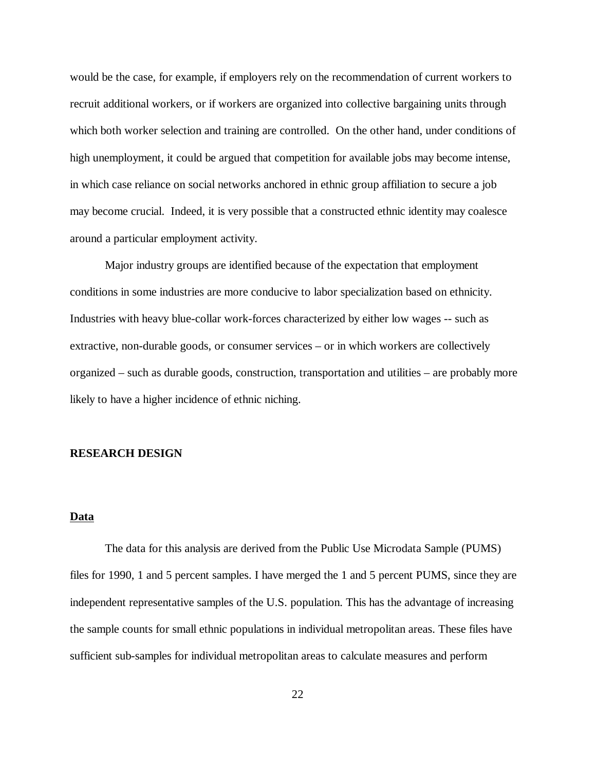would be the case, for example, if employers rely on the recommendation of current workers to recruit additional workers, or if workers are organized into collective bargaining units through which both worker selection and training are controlled. On the other hand, under conditions of high unemployment, it could be argued that competition for available jobs may become intense, in which case reliance on social networks anchored in ethnic group affiliation to secure a job may become crucial. Indeed, it is very possible that a constructed ethnic identity may coalesce around a particular employment activity.

Major industry groups are identified because of the expectation that employment conditions in some industries are more conducive to labor specialization based on ethnicity. Industries with heavy blue-collar work-forces characterized by either low wages -- such as extractive, non-durable goods, or consumer services – or in which workers are collectively organized – such as durable goods, construction, transportation and utilities – are probably more likely to have a higher incidence of ethnic niching.

## RESEARCH DESIGN

### Data

The data for this analysis are derived from the Public Use Microdata Sample (PUMS) files for 1990, 1 and 5 percent samples. I have merged the 1 and 5 percent PUMS, since they are independent representative samples of the U.S. population. This has the advantage of increasing the sample counts for small ethnic populations in individual metropolitan areas. These files have sufficient sub-samples for individual metropolitan areas to calculate measures and perform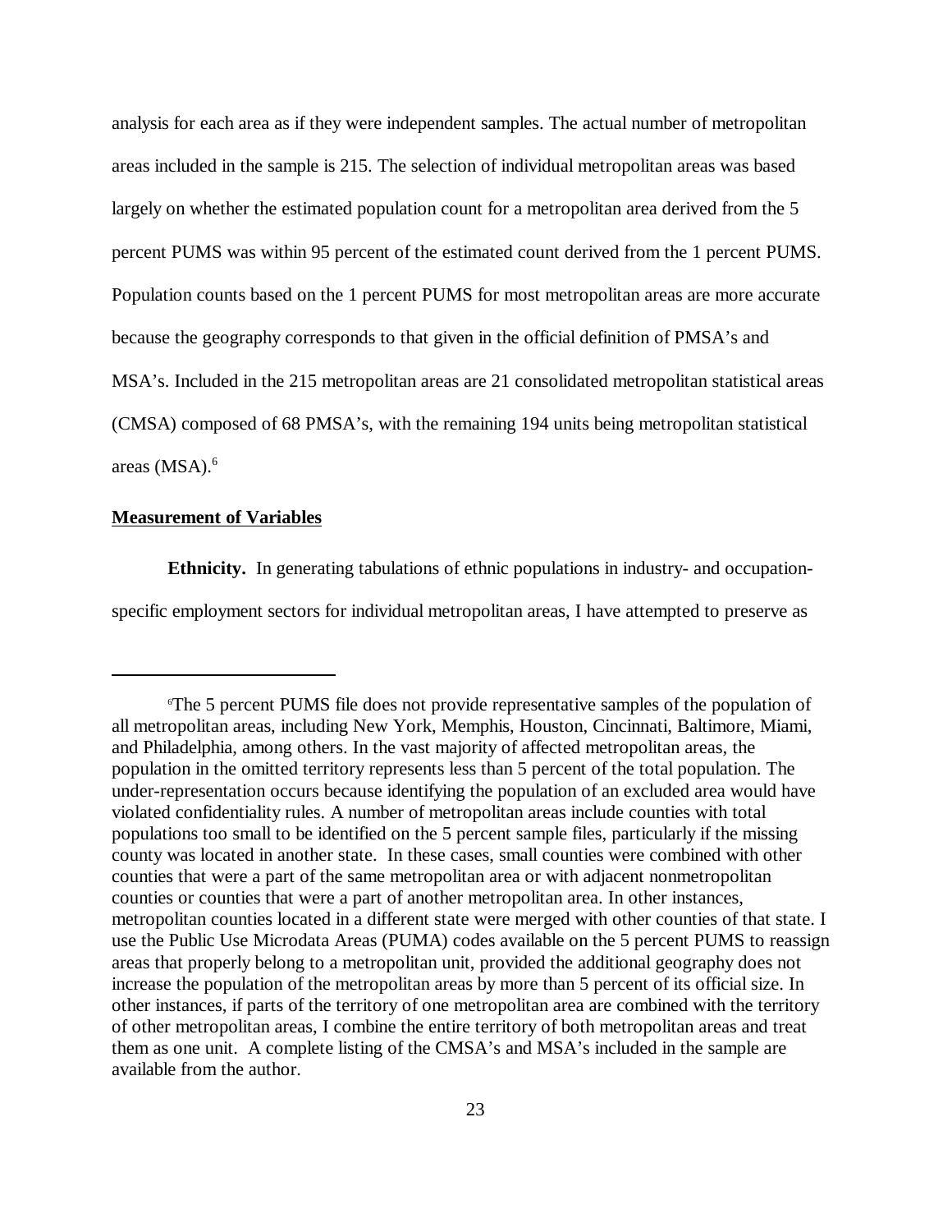analysis for each area as if they were independent samples. The actual number of metropolitan areas included in the sample is 215. The selection of individual metropolitan areas was based largely on whether the estimated population count for a metropolitan area derived from the 5 percent PUMS was within 95 percent of the estimated count derived from the 1 percent PUMS. Population counts based on the 1 percent PUMS for most metropolitan areas are more accurate because the geography corresponds to that given in the official definition of PMSA's and MSA's. Included in the 215 metropolitan areas are 21 consolidated metropolitan statistical areas (CMSA) composed of 68 PMSA's, with the remaining 194 units being metropolitan statistical areas (MSA).[6]

## Measurement of Variables

**Ethnicity.** In generating tabulations of ethnic populations in industry- and occupation-specific employment sectors for individual metropolitan areas, I have attempted to preserve as

---

[6]The 5 percent PUMS file does not provide representative samples of the population of all metropolitan areas, including New York, Memphis, Houston, Cincinnati, Baltimore, Miami, and Philadelphia, among others. In the vast majority of affected metropolitan areas, the population in the omitted territory represents less than 5 percent of the total population. The under-representation occurs because identifying the population of an excluded area would have violated confidentiality rules. A number of metropolitan areas include counties with total populations too small to be identified on the 5 percent sample files, particularly if the missing county was located in another state. In these cases, small counties were combined with other counties that were a part of the same metropolitan area or with adjacent nonmetropolitan counties or counties that were a part of another metropolitan area. In other instances, metropolitan counties located in a different state were merged with other counties of that state. I use the Public Use Microdata Areas (PUMA) codes available on the 5 percent PUMS to reassign areas that properly belong to a metropolitan unit, provided the additional geography does not increase the population of the metropolitan areas by more than 5 percent of its official size. In other instances, if parts of the territory of one metropolitan area are combined with the territory of other metropolitan areas, I combine the entire territory of both metropolitan areas and treat them as one unit. A complete listing of the CMSA's and MSA's included in the sample are available from the author.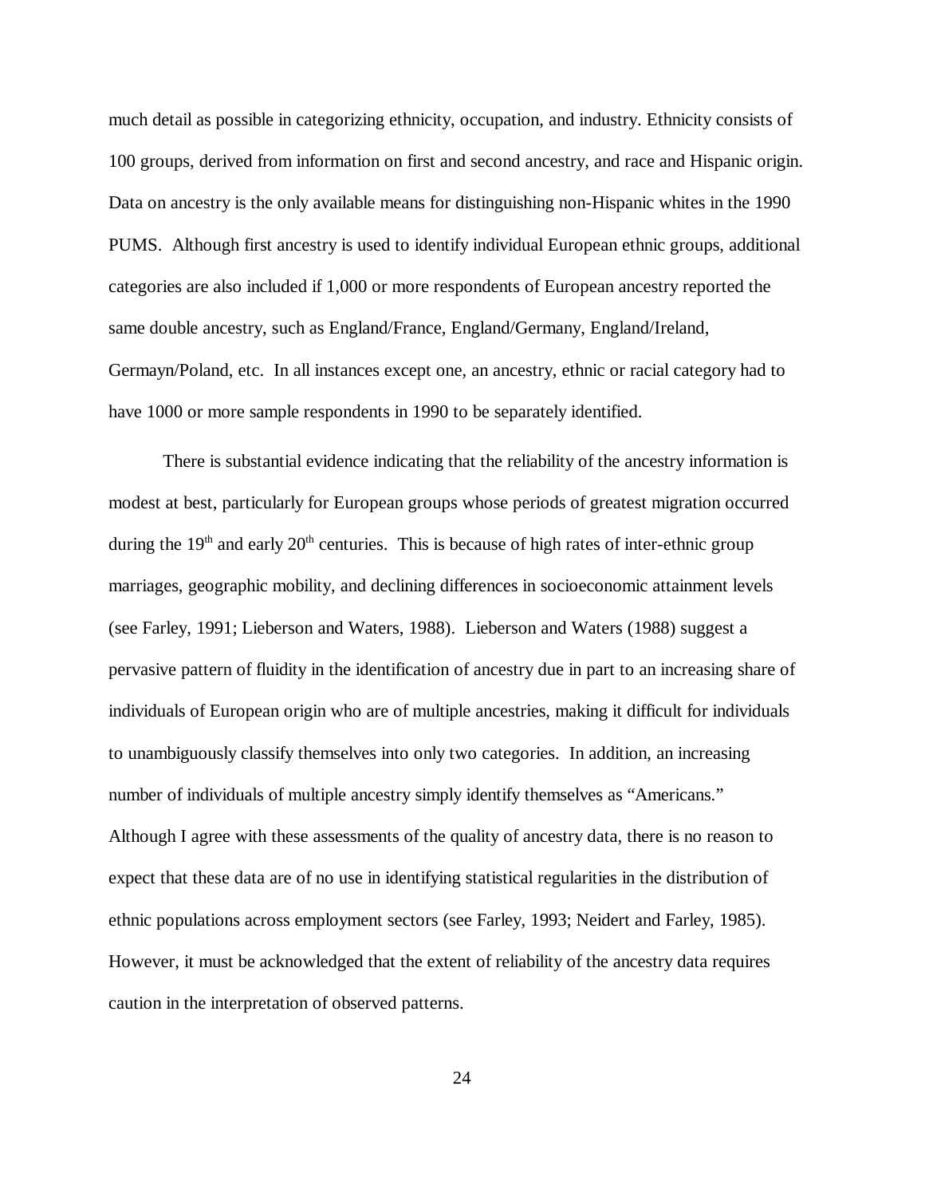much detail as possible in categorizing ethnicity, occupation, and industry. Ethnicity consists of 100 groups, derived from information on first and second ancestry, and race and Hispanic origin. Data on ancestry is the only available means for distinguishing non-Hispanic whites in the 1990 PUMS. Although first ancestry is used to identify individual European ethnic groups, additional categories are also included if 1,000 or more respondents of European ancestry reported the same double ancestry, such as England/France, England/Germany, England/Ireland, Germayn/Poland, etc. In all instances except one, an ancestry, ethnic or racial category had to have 1000 or more sample respondents in 1990 to be separately identified.

There is substantial evidence indicating that the reliability of the ancestry information is modest at best, particularly for European groups whose periods of greatest migration occurred during the 19th and early 20th centuries. This is because of high rates of inter-ethnic group marriages, geographic mobility, and declining differences in socioeconomic attainment levels (see Farley, 1991; Lieberson and Waters, 1988). Lieberson and Waters (1988) suggest a pervasive pattern of fluidity in the identification of ancestry due in part to an increasing share of individuals of European origin who are of multiple ancestries, making it difficult for individuals to unambiguously classify themselves into only two categories. In addition, an increasing number of individuals of multiple ancestry simply identify themselves as "Americans." Although I agree with these assessments of the quality of ancestry data, there is no reason to expect that these data are of no use in identifying statistical regularities in the distribution of ethnic populations across employment sectors (see Farley, 1993; Neidert and Farley, 1985). However, it must be acknowledged that the extent of reliability of the ancestry data requires caution in the interpretation of observed patterns.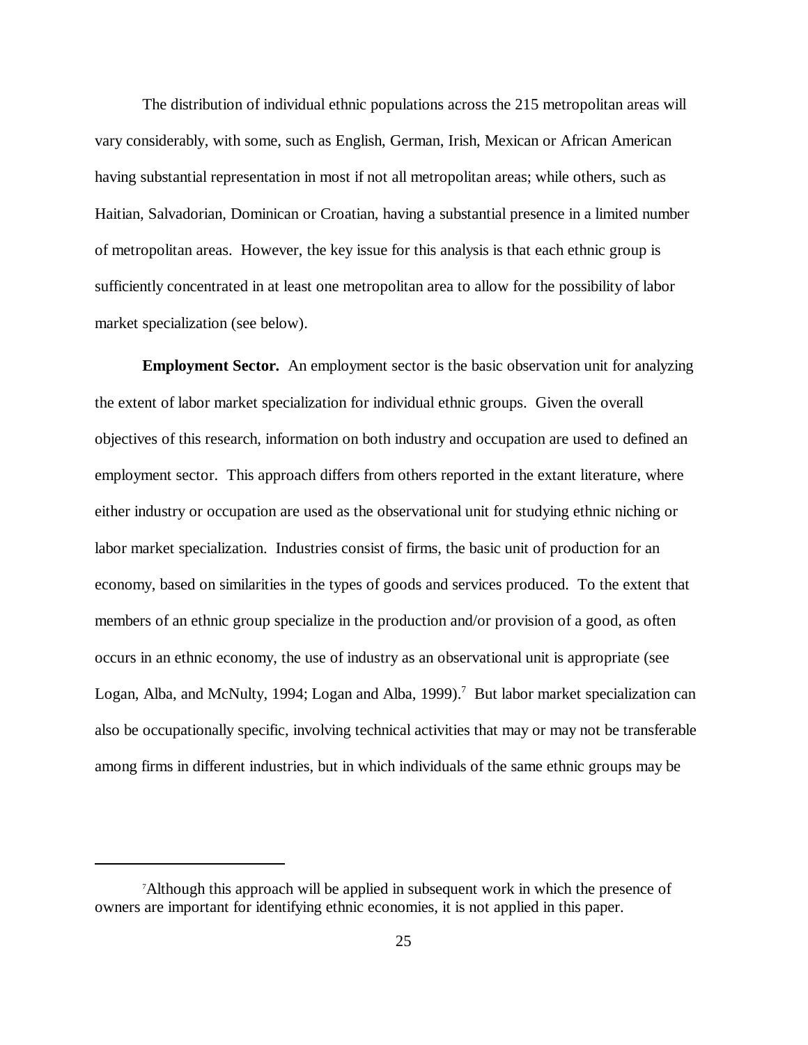The distribution of individual ethnic populations across the 215 metropolitan areas will vary considerably, with some, such as English, German, Irish, Mexican or African American having substantial representation in most if not all metropolitan areas; while others, such as Haitian, Salvadorian, Dominican or Croatian, having a substantial presence in a limited number of metropolitan areas. However, the key issue for this analysis is that each ethnic group is sufficiently concentrated in at least one metropolitan area to allow for the possibility of labor market specialization (see below).

**Employment Sector.** An employment sector is the basic observation unit for analyzing the extent of labor market specialization for individual ethnic groups. Given the overall objectives of this research, information on both industry and occupation are used to defined an employment sector. This approach differs from others reported in the extant literature, where either industry or occupation are used as the observational unit for studying ethnic niching or labor market specialization. Industries consist of firms, the basic unit of production for an economy, based on similarities in the types of goods and services produced. To the extent that members of an ethnic group specialize in the production and/or provision of a good, as often occurs in an ethnic economy, the use of industry as an observational unit is appropriate (see Logan, Alba, and McNulty, 1994; Logan and Alba, 1999).[7] But labor market specialization can also be occupationally specific, involving technical activities that may or may not be transferable among firms in different industries, but in which individuals of the same ethnic groups may be

---

[7]Although this approach will be applied in subsequent work in which the presence of owners are important for identifying ethnic economies, it is not applied in this paper.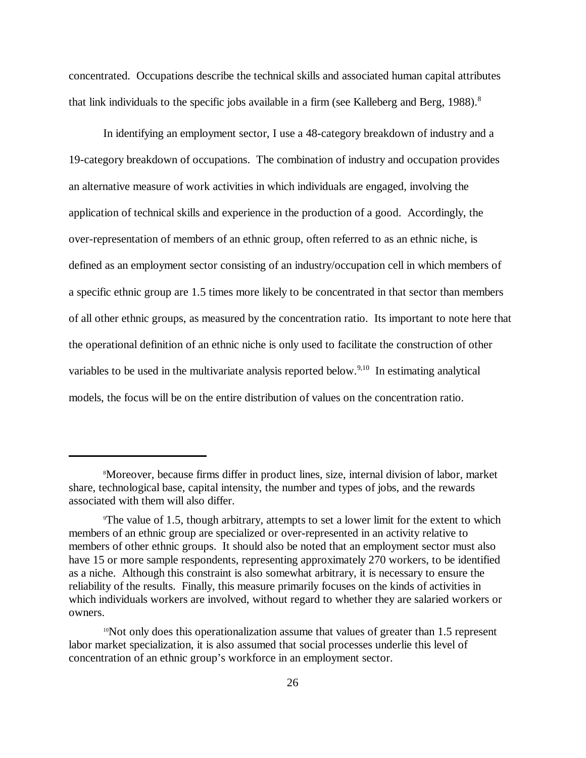concentrated. Occupations describe the technical skills and associated human capital attributes that link individuals to the specific jobs available in a firm (see Kalleberg and Berg, 1988).[8]

In identifying an employment sector, I use a 48-category breakdown of industry and a 19-category breakdown of occupations. The combination of industry and occupation provides an alternative measure of work activities in which individuals are engaged, involving the application of technical skills and experience in the production of a good. Accordingly, the over-representation of members of an ethnic group, often referred to as an ethnic niche, is defined as an employment sector consisting of an industry/occupation cell in which members of a specific ethnic group are 1.5 times more likely to be concentrated in that sector than members of all other ethnic groups, as measured by the concentration ratio. Its important to note here that the operational definition of an ethnic niche is only used to facilitate the construction of other variables to be used in the multivariate analysis reported below.[9,10] In estimating analytical models, the focus will be on the entire distribution of values on the concentration ratio.

---

[8]Moreover, because firms differ in product lines, size, internal division of labor, market share, technological base, capital intensity, the number and types of jobs, and the rewards associated with them will also differ.

[9]The value of 1.5, though arbitrary, attempts to set a lower limit for the extent to which members of an ethnic group are specialized or over-represented in an activity relative to members of other ethnic groups. It should also be noted that an employment sector must also have 15 or more sample respondents, representing approximately 270 workers, to be identified as a niche. Although this constraint is also somewhat arbitrary, it is necessary to ensure the reliability of the results. Finally, this measure primarily focuses on the kinds of activities in which individuals workers are involved, without regard to whether they are salaried workers or owners.

[10]Not only does this operationalization assume that values of greater than 1.5 represent labor market specialization, it is also assumed that social processes underlie this level of concentration of an ethnic group's workforce in an employment sector.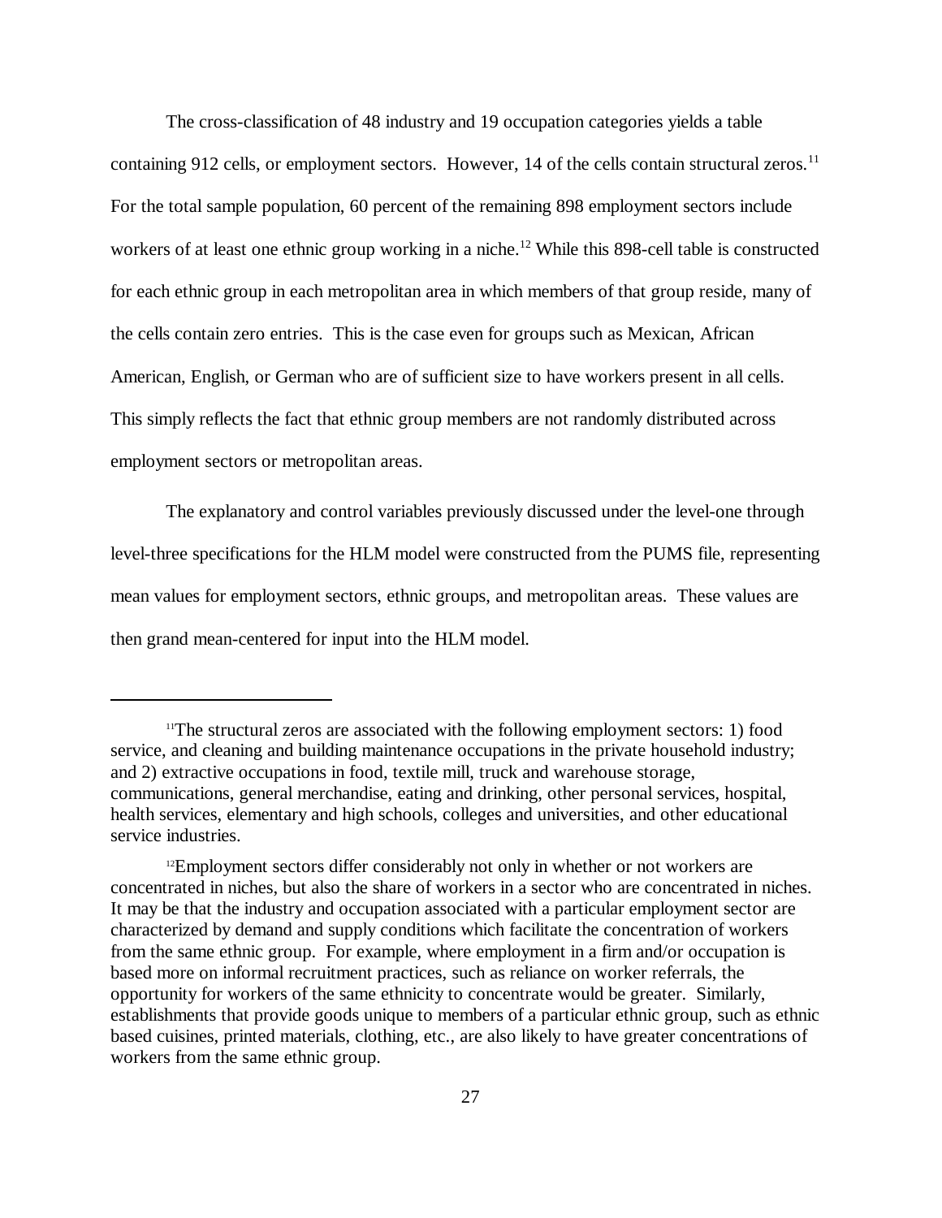The cross-classification of 48 industry and 19 occupation categories yields a table containing 912 cells, or employment sectors. However, 14 of the cells contain structural zeros.[11] For the total sample population, 60 percent of the remaining 898 employment sectors include workers of at least one ethnic group working in a niche.[12] While this 898-cell table is constructed for each ethnic group in each metropolitan area in which members of that group reside, many of the cells contain zero entries. This is the case even for groups such as Mexican, African American, English, or German who are of sufficient size to have workers present in all cells. This simply reflects the fact that ethnic group members are not randomly distributed across employment sectors or metropolitan areas.

The explanatory and control variables previously discussed under the level-one through level-three specifications for the HLM model were constructed from the PUMS file, representing mean values for employment sectors, ethnic groups, and metropolitan areas. These values are then grand mean-centered for input into the HLM model.

---

[11]The structural zeros are associated with the following employment sectors: 1) food service, and cleaning and building maintenance occupations in the private household industry; and 2) extractive occupations in food, textile mill, truck and warehouse storage, communications, general merchandise, eating and drinking, other personal services, hospital, health services, elementary and high schools, colleges and universities, and other educational service industries.

[12]Employment sectors differ considerably not only in whether or not workers are concentrated in niches, but also the share of workers in a sector who are concentrated in niches. It may be that the industry and occupation associated with a particular employment sector are characterized by demand and supply conditions which facilitate the concentration of workers from the same ethnic group. For example, where employment in a firm and/or occupation is based more on informal recruitment practices, such as reliance on worker referrals, the opportunity for workers of the same ethnicity to concentrate would be greater. Similarly, establishments that provide goods unique to members of a particular ethnic group, such as ethnic based cuisines, printed materials, clothing, etc., are also likely to have greater concentrations of workers from the same ethnic group.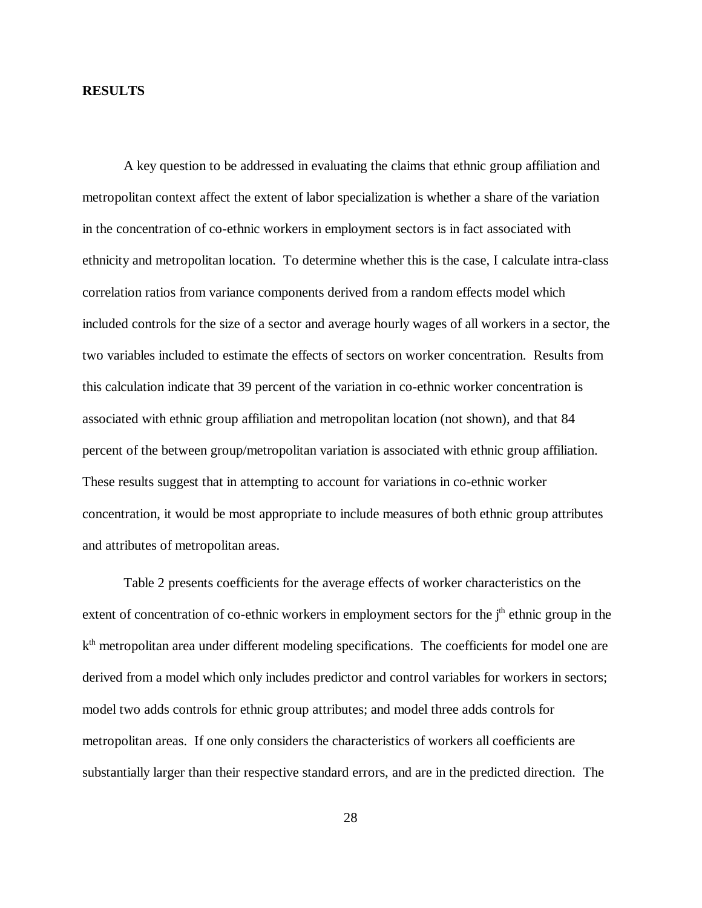## RESULTS

A key question to be addressed in evaluating the claims that ethnic group affiliation and metropolitan context affect the extent of labor specialization is whether a share of the variation in the concentration of co-ethnic workers in employment sectors is in fact associated with ethnicity and metropolitan location. To determine whether this is the case, I calculate intra-class correlation ratios from variance components derived from a random effects model which included controls for the size of a sector and average hourly wages of all workers in a sector, the two variables included to estimate the effects of sectors on worker concentration. Results from this calculation indicate that 39 percent of the variation in co-ethnic worker concentration is associated with ethnic group affiliation and metropolitan location (not shown), and that 84 percent of the between group/metropolitan variation is associated with ethnic group affiliation. These results suggest that in attempting to account for variations in co-ethnic worker concentration, it would be most appropriate to include measures of both ethnic group attributes and attributes of metropolitan areas.

Table 2 presents coefficients for the average effects of worker characteristics on the extent of concentration of co-ethnic workers in employment sectors for the $j^{th}$ ethnic group in the $k^{th}$ metropolitan area under different modeling specifications. The coefficients for model one are derived from a model which only includes predictor and control variables for workers in sectors; model two adds controls for ethnic group attributes; and model three adds controls for metropolitan areas. If one only considers the characteristics of workers all coefficients are substantially larger than their respective standard errors, and are in the predicted direction. The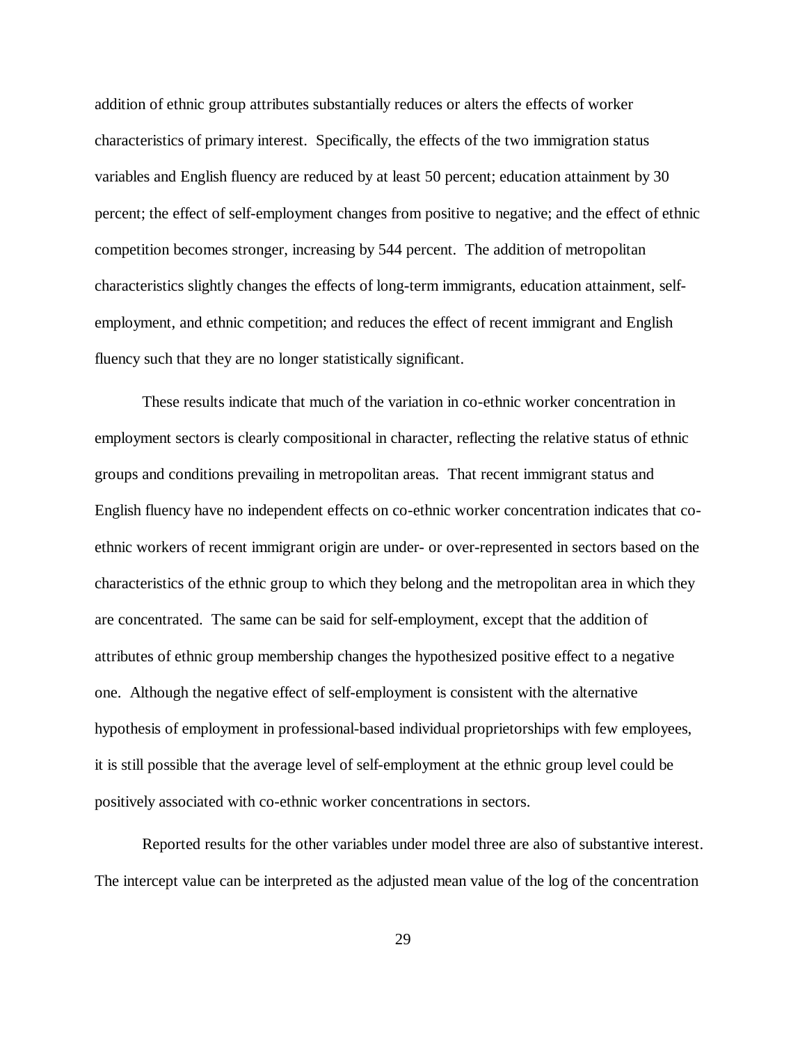addition of ethnic group attributes substantially reduces or alters the effects of worker characteristics of primary interest. Specifically, the effects of the two immigration status variables and English fluency are reduced by at least 50 percent; education attainment by 30 percent; the effect of self-employment changes from positive to negative; and the effect of ethnic competition becomes stronger, increasing by 544 percent. The addition of metropolitan characteristics slightly changes the effects of long-term immigrants, education attainment, self-employment, and ethnic competition; and reduces the effect of recent immigrant and English fluency such that they are no longer statistically significant.

These results indicate that much of the variation in co-ethnic worker concentration in employment sectors is clearly compositional in character, reflecting the relative status of ethnic groups and conditions prevailing in metropolitan areas. That recent immigrant status and English fluency have no independent effects on co-ethnic worker concentration indicates that co-ethnic workers of recent immigrant origin are under- or over-represented in sectors based on the characteristics of the ethnic group to which they belong and the metropolitan area in which they are concentrated. The same can be said for self-employment, except that the addition of attributes of ethnic group membership changes the hypothesized positive effect to a negative one. Although the negative effect of self-employment is consistent with the alternative hypothesis of employment in professional-based individual proprietorships with few employees, it is still possible that the average level of self-employment at the ethnic group level could be positively associated with co-ethnic worker concentrations in sectors.

Reported results for the other variables under model three are also of substantive interest. The intercept value can be interpreted as the adjusted mean value of the log of the concentration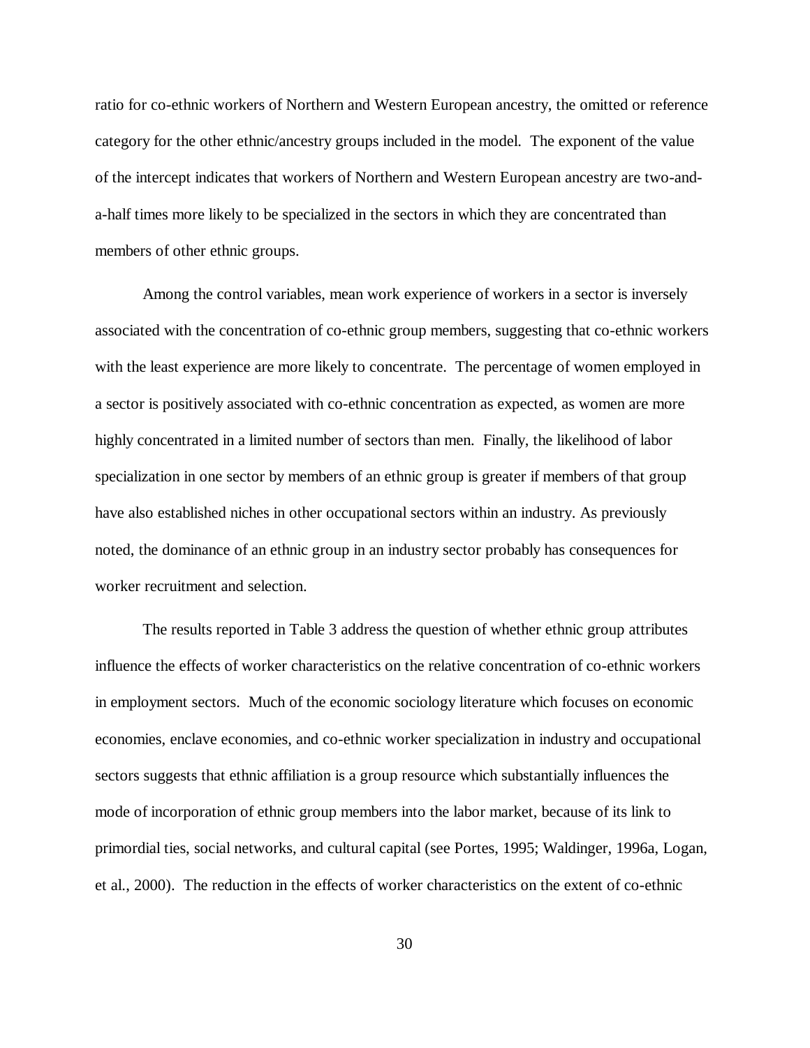ratio for co-ethnic workers of Northern and Western European ancestry, the omitted or reference category for the other ethnic/ancestry groups included in the model. The exponent of the value of the intercept indicates that workers of Northern and Western European ancestry are two-and-a-half times more likely to be specialized in the sectors in which they are concentrated than members of other ethnic groups.

Among the control variables, mean work experience of workers in a sector is inversely associated with the concentration of co-ethnic group members, suggesting that co-ethnic workers with the least experience are more likely to concentrate. The percentage of women employed in a sector is positively associated with co-ethnic concentration as expected, as women are more highly concentrated in a limited number of sectors than men. Finally, the likelihood of labor specialization in one sector by members of an ethnic group is greater if members of that group have also established niches in other occupational sectors within an industry. As previously noted, the dominance of an ethnic group in an industry sector probably has consequences for worker recruitment and selection.

The results reported in Table 3 address the question of whether ethnic group attributes influence the effects of worker characteristics on the relative concentration of co-ethnic workers in employment sectors. Much of the economic sociology literature which focuses on economic economies, enclave economies, and co-ethnic worker specialization in industry and occupational sectors suggests that ethnic affiliation is a group resource which substantially influences the mode of incorporation of ethnic group members into the labor market, because of its link to primordial ties, social networks, and cultural capital (see Portes, 1995; Waldinger, 1996a, Logan, et al., 2000). The reduction in the effects of worker characteristics on the extent of co-ethnic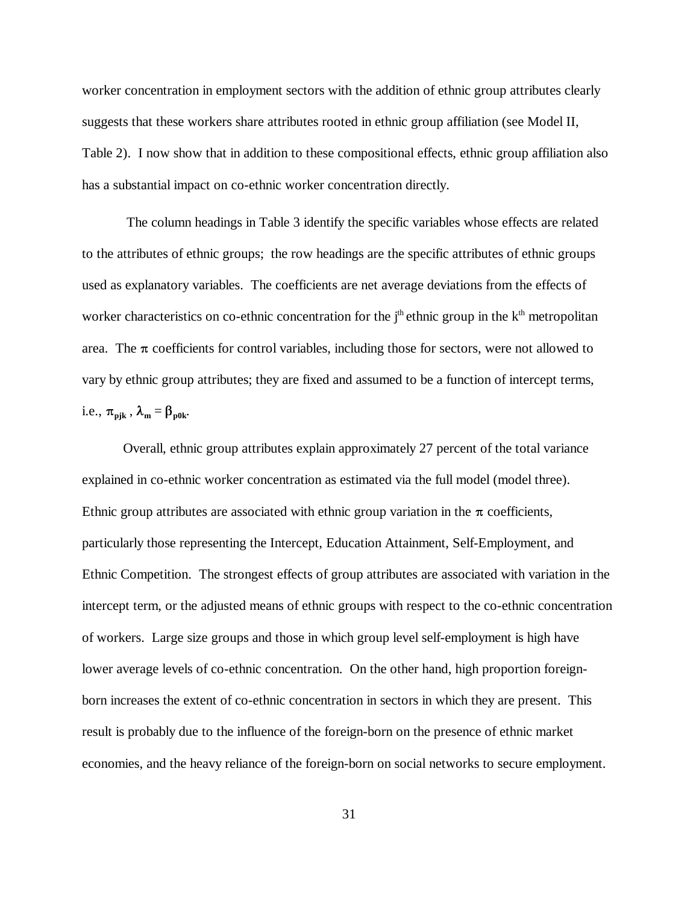worker concentration in employment sectors with the addition of ethnic group attributes clearly suggests that these workers share attributes rooted in ethnic group affiliation (see Model II, Table 2). I now show that in addition to these compositional effects, ethnic group affiliation also has a substantial impact on co-ethnic worker concentration directly.

The column headings in Table 3 identify the specific variables whose effects are related to the attributes of ethnic groups; the row headings are the specific attributes of ethnic groups used as explanatory variables. The coefficients are net average deviations from the effects of worker characteristics on co-ethnic concentration for the $j^{th}$ ethnic group in the $k^{th}$ metropolitan area. The $\pi$ coefficients for control variables, including those for sectors, were not allowed to vary by ethnic group attributes; they are fixed and assumed to be a function of intercept terms, i.e., $\pi_{pjk}$ , $\lambda_m = \beta_{p0k}$.

Overall, ethnic group attributes explain approximately 27 percent of the total variance explained in co-ethnic worker concentration as estimated via the full model (model three). Ethnic group attributes are associated with ethnic group variation in the $\pi$ coefficients, particularly those representing the Intercept, Education Attainment, Self-Employment, and Ethnic Competition. The strongest effects of group attributes are associated with variation in the intercept term, or the adjusted means of ethnic groups with respect to the co-ethnic concentration of workers. Large size groups and those in which group level self-employment is high have lower average levels of co-ethnic concentration. On the other hand, high proportion foreign-born increases the extent of co-ethnic concentration in sectors in which they are present. This result is probably due to the influence of the foreign-born on the presence of ethnic market economies, and the heavy reliance of the foreign-born on social networks to secure employment.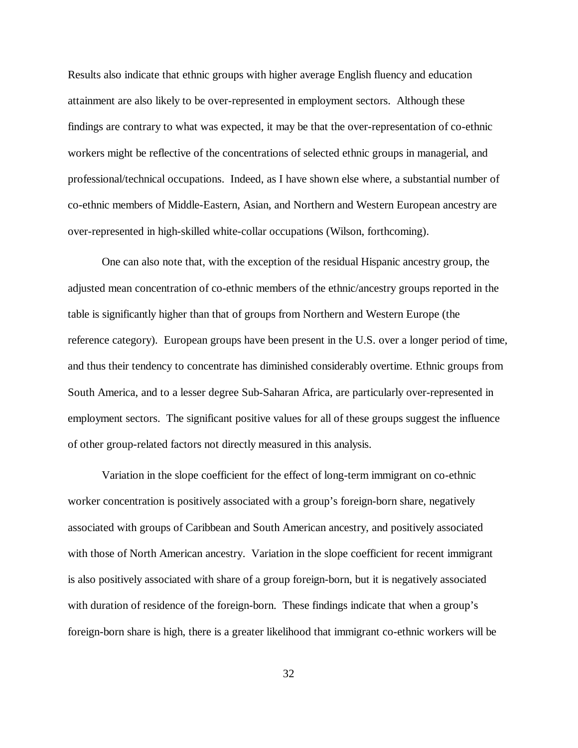Results also indicate that ethnic groups with higher average English fluency and education attainment are also likely to be over-represented in employment sectors. Although these findings are contrary to what was expected, it may be that the over-representation of co-ethnic workers might be reflective of the concentrations of selected ethnic groups in managerial, and professional/technical occupations. Indeed, as I have shown else where, a substantial number of co-ethnic members of Middle-Eastern, Asian, and Northern and Western European ancestry are over-represented in high-skilled white-collar occupations (Wilson, forthcoming).

One can also note that, with the exception of the residual Hispanic ancestry group, the adjusted mean concentration of co-ethnic members of the ethnic/ancestry groups reported in the table is significantly higher than that of groups from Northern and Western Europe (the reference category). European groups have been present in the U.S. over a longer period of time, and thus their tendency to concentrate has diminished considerably overtime. Ethnic groups from South America, and to a lesser degree Sub-Saharan Africa, are particularly over-represented in employment sectors. The significant positive values for all of these groups suggest the influence of other group-related factors not directly measured in this analysis.

Variation in the slope coefficient for the effect of long-term immigrant on co-ethnic worker concentration is positively associated with a group's foreign-born share, negatively associated with groups of Caribbean and South American ancestry, and positively associated with those of North American ancestry. Variation in the slope coefficient for recent immigrant is also positively associated with share of a group foreign-born, but it is negatively associated with duration of residence of the foreign-born. These findings indicate that when a group's foreign-born share is high, there is a greater likelihood that immigrant co-ethnic workers will be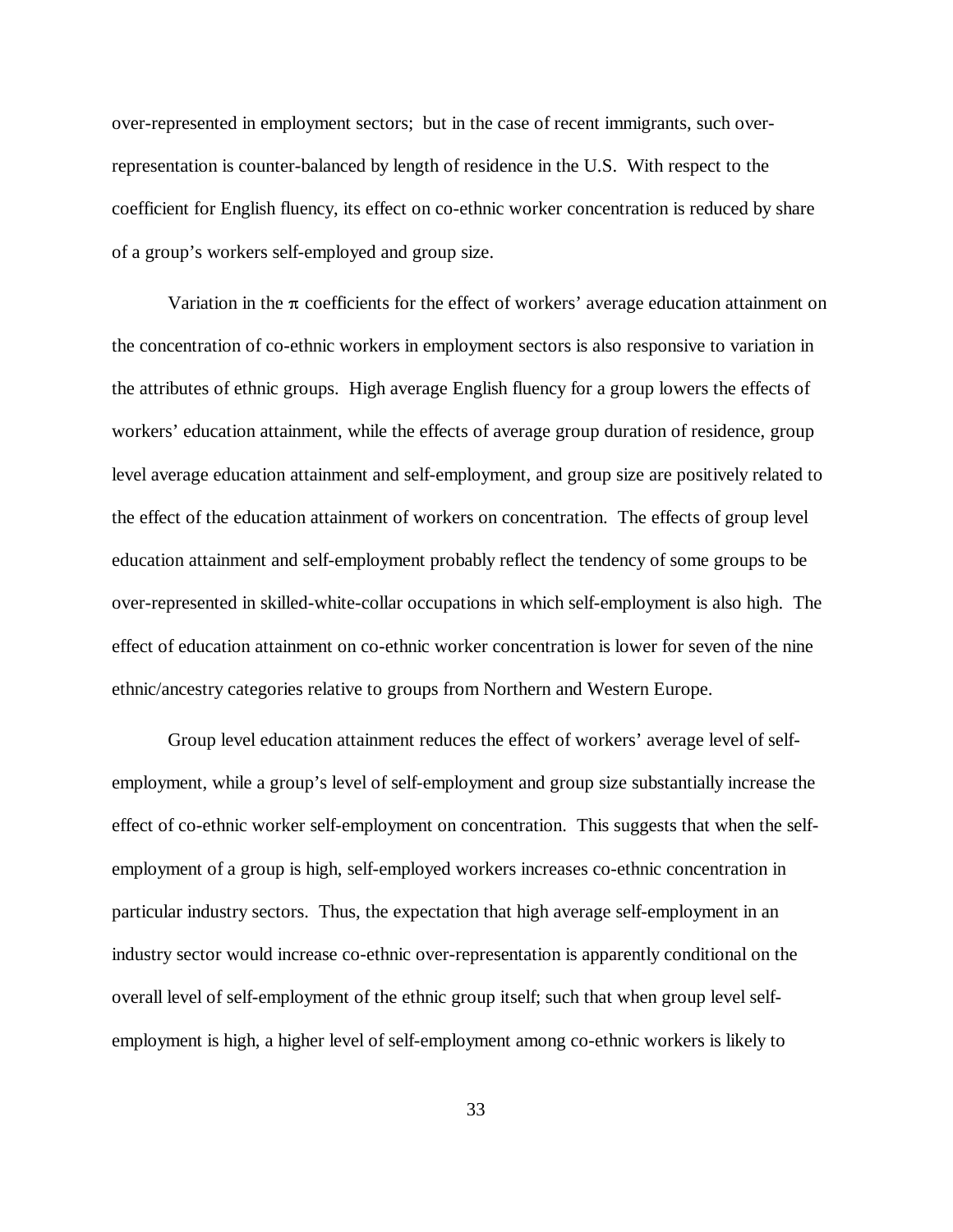over-represented in employment sectors; but in the case of recent immigrants, such over-representation is counter-balanced by length of residence in the U.S. With respect to the coefficient for English fluency, its effect on co-ethnic worker concentration is reduced by share of a group's workers self-employed and group size.

Variation in the $\pi$ coefficients for the effect of workers' average education attainment on the concentration of co-ethnic workers in employment sectors is also responsive to variation in the attributes of ethnic groups. High average English fluency for a group lowers the effects of workers' education attainment, while the effects of average group duration of residence, group level average education attainment and self-employment, and group size are positively related to the effect of the education attainment of workers on concentration. The effects of group level education attainment and self-employment probably reflect the tendency of some groups to be over-represented in skilled-white-collar occupations in which self-employment is also high. The effect of education attainment on co-ethnic worker concentration is lower for seven of the nine ethnic/ancestry categories relative to groups from Northern and Western Europe.

Group level education attainment reduces the effect of workers' average level of self-employment, while a group's level of self-employment and group size substantially increase the effect of co-ethnic worker self-employment on concentration. This suggests that when the self-employment of a group is high, self-employed workers increases co-ethnic concentration in particular industry sectors. Thus, the expectation that high average self-employment in an industry sector would increase co-ethnic over-representation is apparently conditional on the overall level of self-employment of the ethnic group itself; such that when group level self-employment is high, a higher level of self-employment among co-ethnic workers is likely to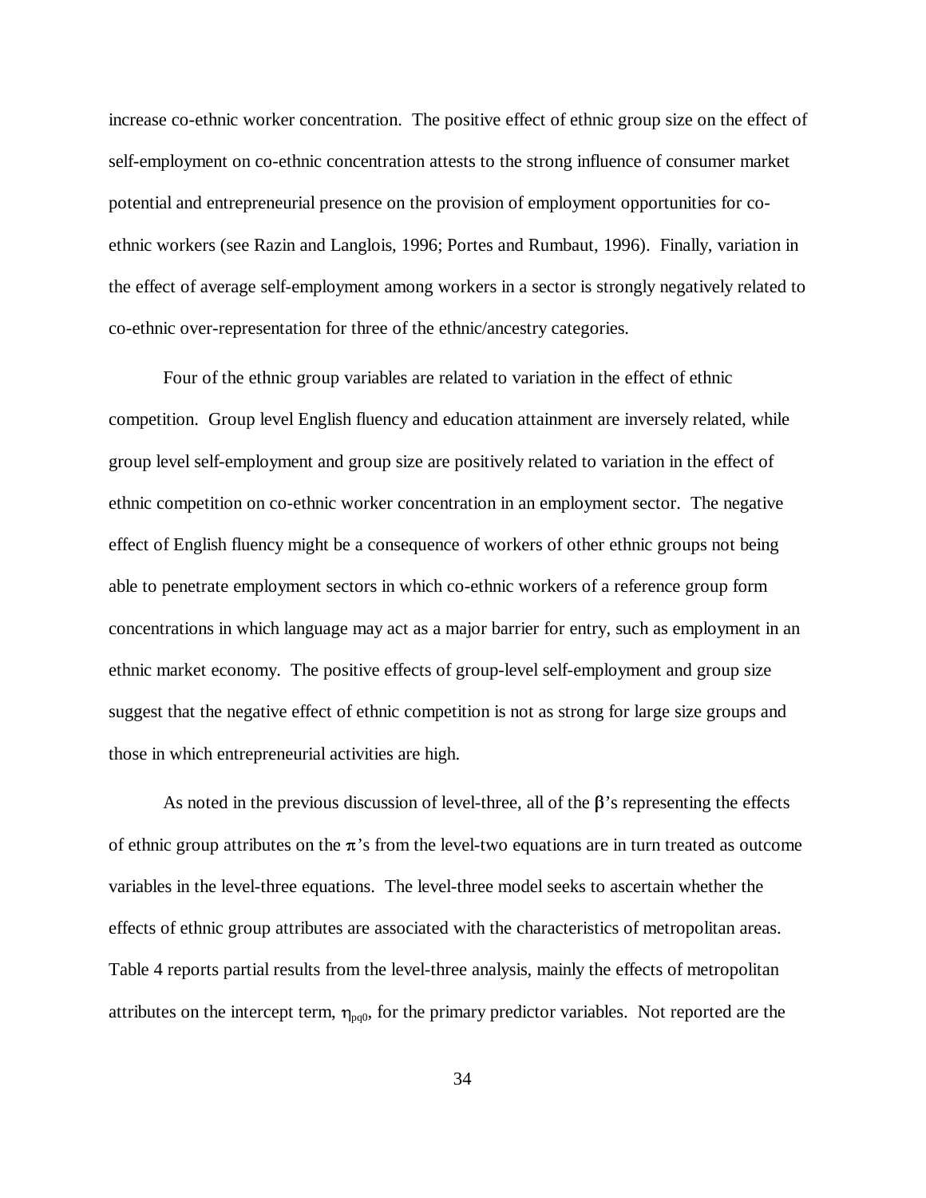increase co-ethnic worker concentration. The positive effect of ethnic group size on the effect of self-employment on co-ethnic concentration attests to the strong influence of consumer market potential and entrepreneurial presence on the provision of employment opportunities for co-ethnic workers (see Razin and Langlois, 1996; Portes and Rumbaut, 1996). Finally, variation in the effect of average self-employment among workers in a sector is strongly negatively related to co-ethnic over-representation for three of the ethnic/ancestry categories.

Four of the ethnic group variables are related to variation in the effect of ethnic competition. Group level English fluency and education attainment are inversely related, while group level self-employment and group size are positively related to variation in the effect of ethnic competition on co-ethnic worker concentration in an employment sector. The negative effect of English fluency might be a consequence of workers of other ethnic groups not being able to penetrate employment sectors in which co-ethnic workers of a reference group form concentrations in which language may act as a major barrier for entry, such as employment in an ethnic market economy. The positive effects of group-level self-employment and group size suggest that the negative effect of ethnic competition is not as strong for large size groups and those in which entrepreneurial activities are high.

As noted in the previous discussion of level-three, all of the $\beta$'s representing the effects of ethnic group attributes on the $\pi$'s from the level-two equations are in turn treated as outcome variables in the level-three equations. The level-three model seeks to ascertain whether the effects of ethnic group attributes are associated with the characteristics of metropolitan areas. Table 4 reports partial results from the level-three analysis, mainly the effects of metropolitan attributes on the intercept term, $\eta_{pq0}$, for the primary predictor variables. Not reported are the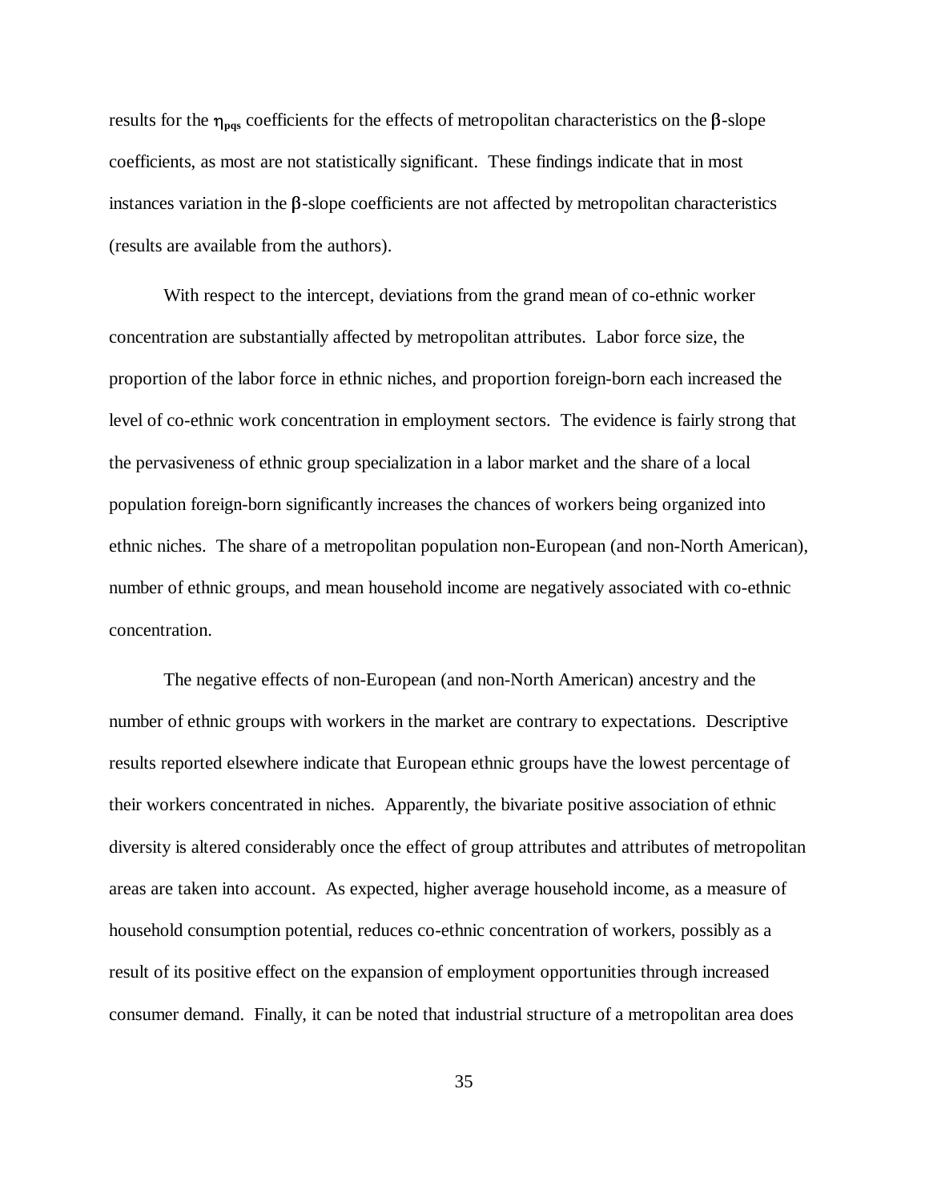results for the $\eta_{pqs}$ coefficients for the effects of metropolitan characteristics on the $\beta$-slope coefficients, as most are not statistically significant. These findings indicate that in most instances variation in the $\beta$-slope coefficients are not affected by metropolitan characteristics (results are available from the authors).

With respect to the intercept, deviations from the grand mean of co-ethnic worker concentration are substantially affected by metropolitan attributes. Labor force size, the proportion of the labor force in ethnic niches, and proportion foreign-born each increased the level of co-ethnic work concentration in employment sectors. The evidence is fairly strong that the pervasiveness of ethnic group specialization in a labor market and the share of a local population foreign-born significantly increases the chances of workers being organized into ethnic niches. The share of a metropolitan population non-European (and non-North American), number of ethnic groups, and mean household income are negatively associated with co-ethnic concentration.

The negative effects of non-European (and non-North American) ancestry and the number of ethnic groups with workers in the market are contrary to expectations. Descriptive results reported elsewhere indicate that European ethnic groups have the lowest percentage of their workers concentrated in niches. Apparently, the bivariate positive association of ethnic diversity is altered considerably once the effect of group attributes and attributes of metropolitan areas are taken into account. As expected, higher average household income, as a measure of household consumption potential, reduces co-ethnic concentration of workers, possibly as a result of its positive effect on the expansion of employment opportunities through increased consumer demand. Finally, it can be noted that industrial structure of a metropolitan area does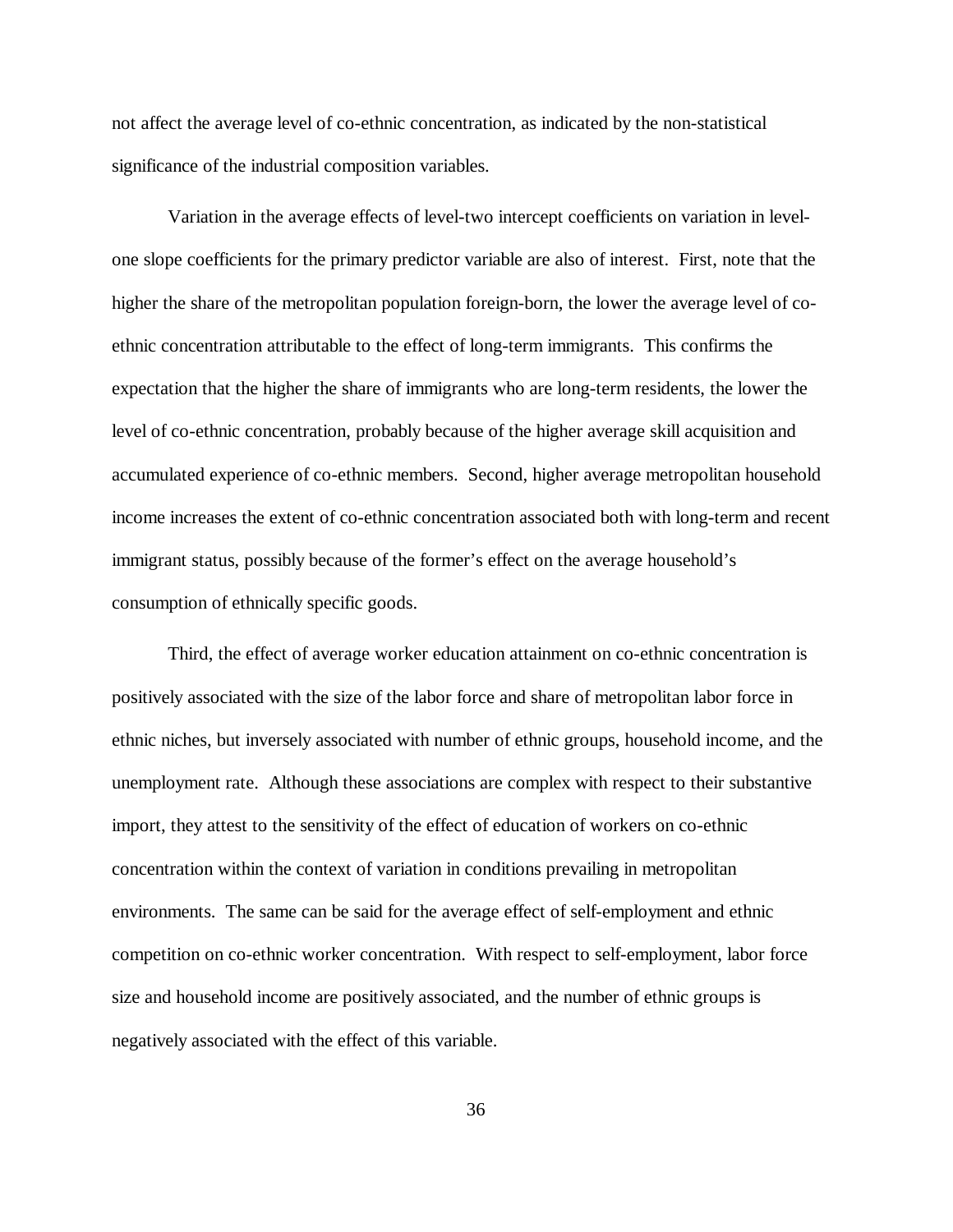not affect the average level of co-ethnic concentration, as indicated by the non-statistical significance of the industrial composition variables.

Variation in the average effects of level-two intercept coefficients on variation in level-one slope coefficients for the primary predictor variable are also of interest. First, note that the higher the share of the metropolitan population foreign-born, the lower the average level of co-ethnic concentration attributable to the effect of long-term immigrants. This confirms the expectation that the higher the share of immigrants who are long-term residents, the lower the level of co-ethnic concentration, probably because of the higher average skill acquisition and accumulated experience of co-ethnic members. Second, higher average metropolitan household income increases the extent of co-ethnic concentration associated both with long-term and recent immigrant status, possibly because of the former's effect on the average household's consumption of ethnically specific goods.

Third, the effect of average worker education attainment on co-ethnic concentration is positively associated with the size of the labor force and share of metropolitan labor force in ethnic niches, but inversely associated with number of ethnic groups, household income, and the unemployment rate. Although these associations are complex with respect to their substantive import, they attest to the sensitivity of the effect of education of workers on co-ethnic concentration within the context of variation in conditions prevailing in metropolitan environments. The same can be said for the average effect of self-employment and ethnic competition on co-ethnic worker concentration. With respect to self-employment, labor force size and household income are positively associated, and the number of ethnic groups is negatively associated with the effect of this variable.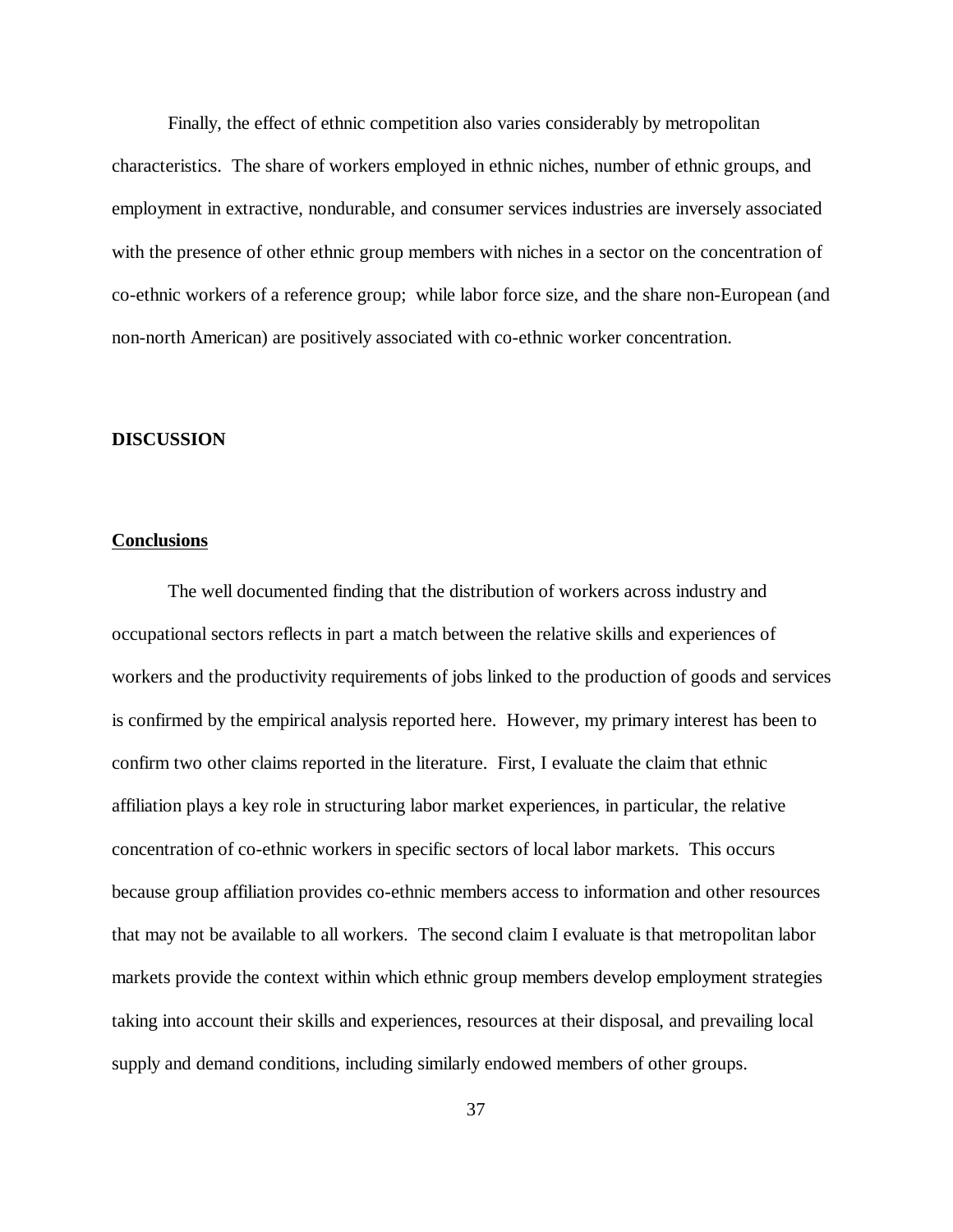Finally, the effect of ethnic competition also varies considerably by metropolitan characteristics. The share of workers employed in ethnic niches, number of ethnic groups, and employment in extractive, nondurable, and consumer services industries are inversely associated with the presence of other ethnic group members with niches in a sector on the concentration of co-ethnic workers of a reference group; while labor force size, and the share non-European (and non-north American) are positively associated with co-ethnic worker concentration.

## DISCUSSION

### Conclusions

The well documented finding that the distribution of workers across industry and occupational sectors reflects in part a match between the relative skills and experiences of workers and the productivity requirements of jobs linked to the production of goods and services is confirmed by the empirical analysis reported here. However, my primary interest has been to confirm two other claims reported in the literature. First, I evaluate the claim that ethnic affiliation plays a key role in structuring labor market experiences, in particular, the relative concentration of co-ethnic workers in specific sectors of local labor markets. This occurs because group affiliation provides co-ethnic members access to information and other resources that may not be available to all workers. The second claim I evaluate is that metropolitan labor markets provide the context within which ethnic group members develop employment strategies taking into account their skills and experiences, resources at their disposal, and prevailing local supply and demand conditions, including similarly endowed members of other groups.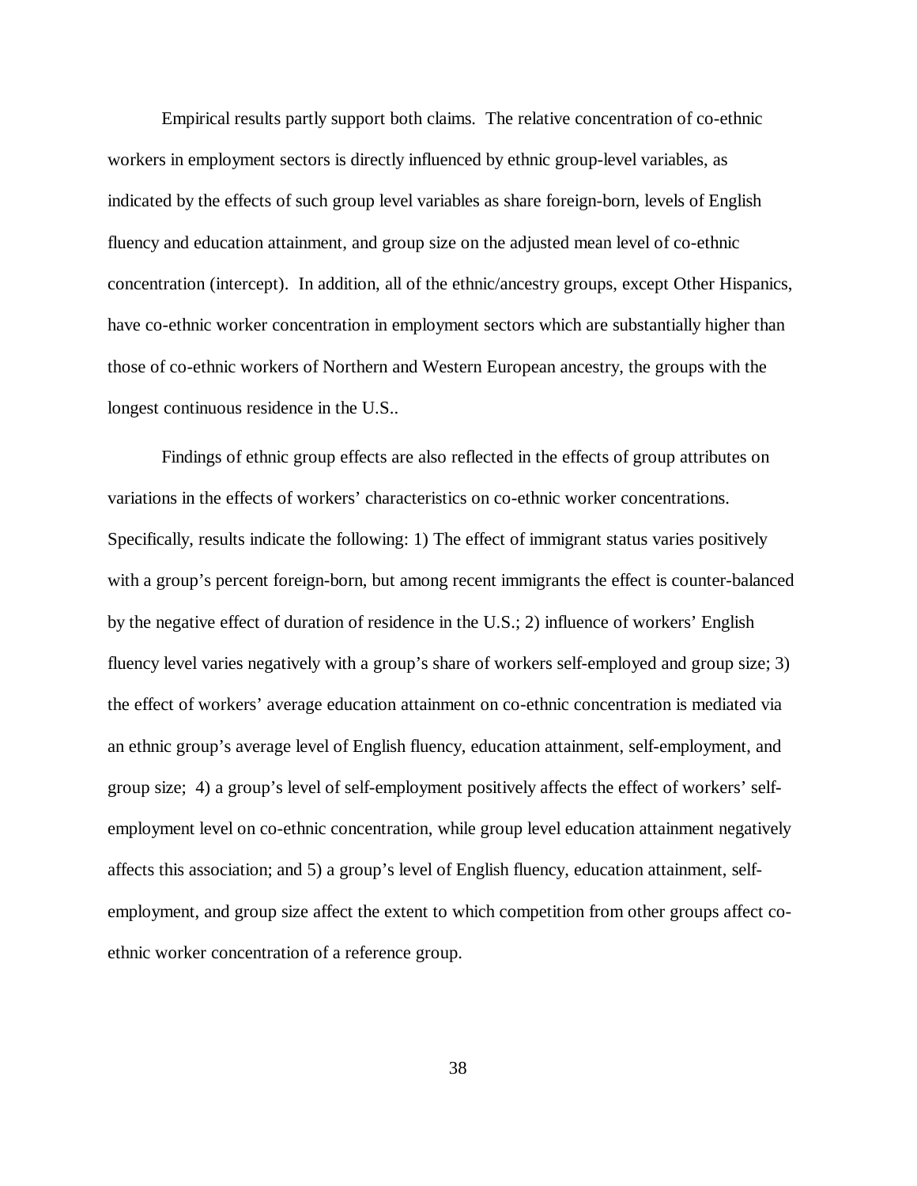Empirical results partly support both claims. The relative concentration of co-ethnic workers in employment sectors is directly influenced by ethnic group-level variables, as indicated by the effects of such group level variables as share foreign-born, levels of English fluency and education attainment, and group size on the adjusted mean level of co-ethnic concentration (intercept). In addition, all of the ethnic/ancestry groups, except Other Hispanics, have co-ethnic worker concentration in employment sectors which are substantially higher than those of co-ethnic workers of Northern and Western European ancestry, the groups with the longest continuous residence in the U.S..

Findings of ethnic group effects are also reflected in the effects of group attributes on variations in the effects of workers' characteristics on co-ethnic worker concentrations. Specifically, results indicate the following: 1) The effect of immigrant status varies positively with a group's percent foreign-born, but among recent immigrants the effect is counter-balanced by the negative effect of duration of residence in the U.S.; 2) influence of workers' English fluency level varies negatively with a group's share of workers self-employed and group size; 3) the effect of workers' average education attainment on co-ethnic concentration is mediated via an ethnic group's average level of English fluency, education attainment, self-employment, and group size; 4) a group's level of self-employment positively affects the effect of workers' self-employment level on co-ethnic concentration, while group level education attainment negatively affects this association; and 5) a group's level of English fluency, education attainment, self-employment, and group size affect the extent to which competition from other groups affect co-ethnic worker concentration of a reference group.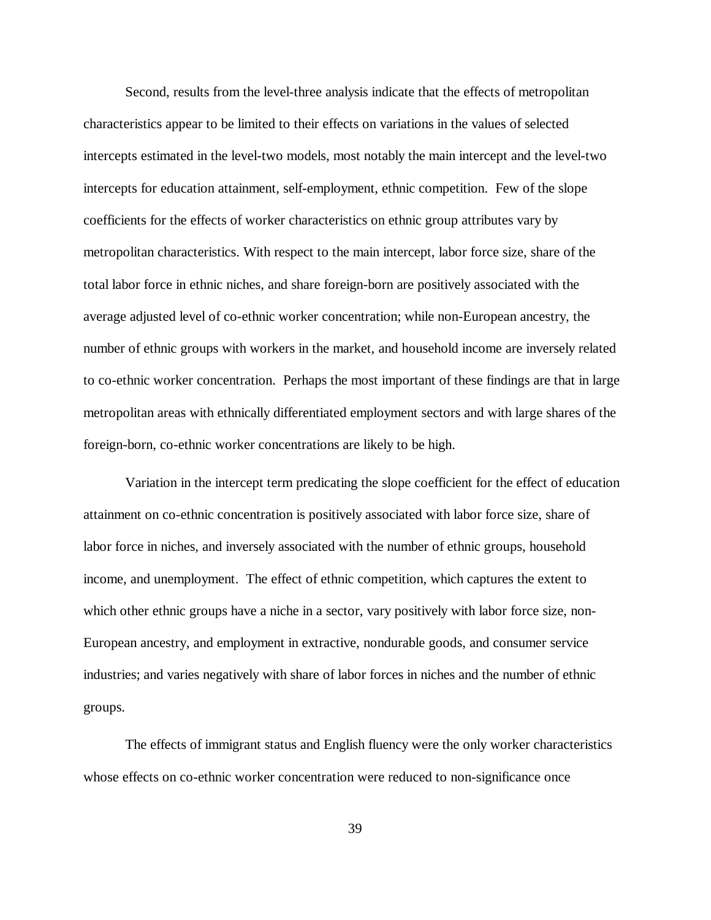Second, results from the level-three analysis indicate that the effects of metropolitan characteristics appear to be limited to their effects on variations in the values of selected intercepts estimated in the level-two models, most notably the main intercept and the level-two intercepts for education attainment, self-employment, ethnic competition. Few of the slope coefficients for the effects of worker characteristics on ethnic group attributes vary by metropolitan characteristics. With respect to the main intercept, labor force size, share of the total labor force in ethnic niches, and share foreign-born are positively associated with the average adjusted level of co-ethnic worker concentration; while non-European ancestry, the number of ethnic groups with workers in the market, and household income are inversely related to co-ethnic worker concentration. Perhaps the most important of these findings are that in large metropolitan areas with ethnically differentiated employment sectors and with large shares of the foreign-born, co-ethnic worker concentrations are likely to be high.

Variation in the intercept term predicating the slope coefficient for the effect of education attainment on co-ethnic concentration is positively associated with labor force size, share of labor force in niches, and inversely associated with the number of ethnic groups, household income, and unemployment. The effect of ethnic competition, which captures the extent to which other ethnic groups have a niche in a sector, vary positively with labor force size, non-European ancestry, and employment in extractive, nondurable goods, and consumer service industries; and varies negatively with share of labor forces in niches and the number of ethnic groups.

The effects of immigrant status and English fluency were the only worker characteristics whose effects on co-ethnic worker concentration were reduced to non-significance once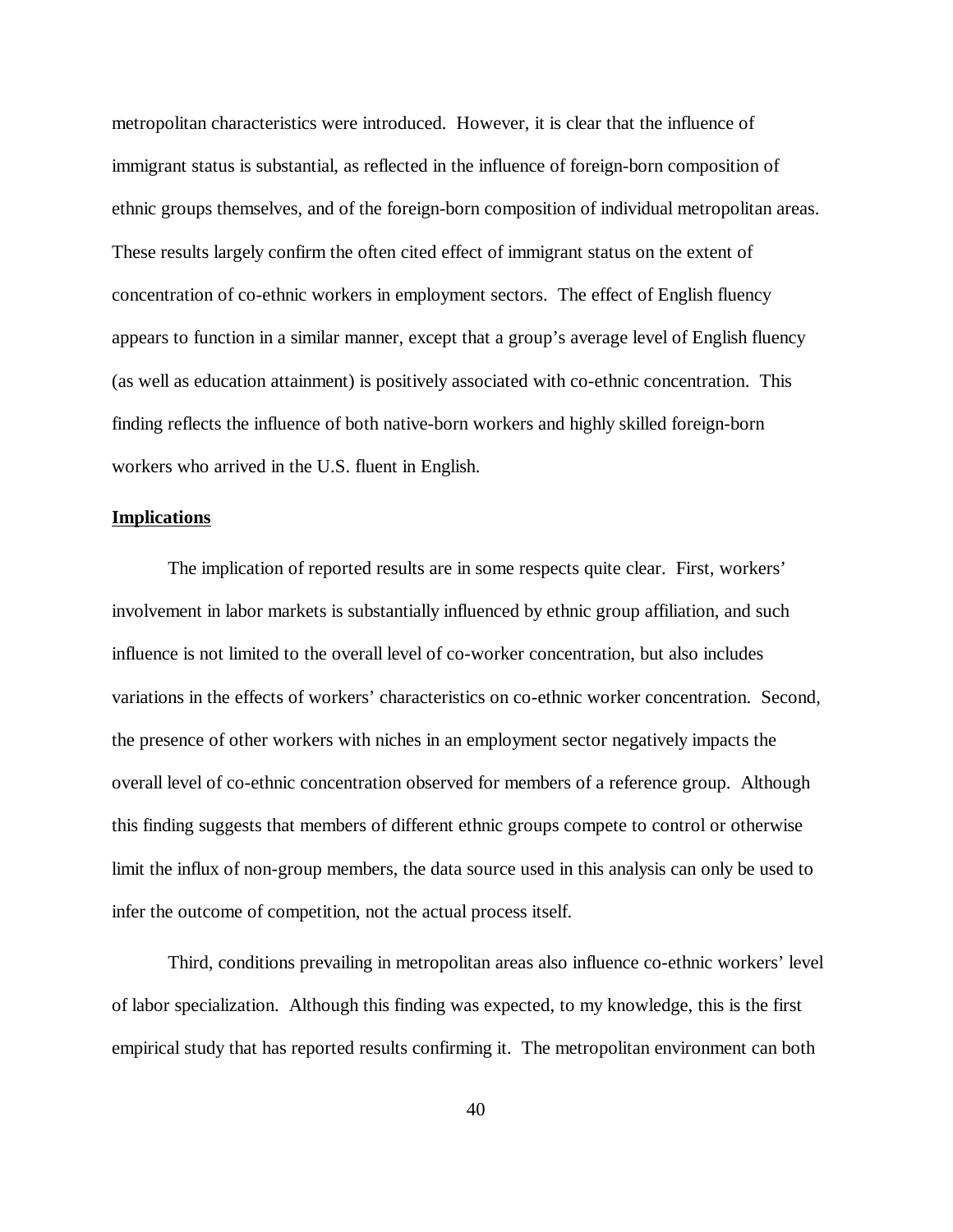metropolitan characteristics were introduced. However, it is clear that the influence of immigrant status is substantial, as reflected in the influence of foreign-born composition of ethnic groups themselves, and of the foreign-born composition of individual metropolitan areas. These results largely confirm the often cited effect of immigrant status on the extent of concentration of co-ethnic workers in employment sectors. The effect of English fluency appears to function in a similar manner, except that a group's average level of English fluency (as well as education attainment) is positively associated with co-ethnic concentration. This finding reflects the influence of both native-born workers and highly skilled foreign-born workers who arrived in the U.S. fluent in English.

## Implications

The implication of reported results are in some respects quite clear. First, workers' involvement in labor markets is substantially influenced by ethnic group affiliation, and such influence is not limited to the overall level of co-worker concentration, but also includes variations in the effects of workers' characteristics on co-ethnic worker concentration. Second, the presence of other workers with niches in an employment sector negatively impacts the overall level of co-ethnic concentration observed for members of a reference group. Although this finding suggests that members of different ethnic groups compete to control or otherwise limit the influx of non-group members, the data source used in this analysis can only be used to infer the outcome of competition, not the actual process itself.

Third, conditions prevailing in metropolitan areas also influence co-ethnic workers' level of labor specialization. Although this finding was expected, to my knowledge, this is the first empirical study that has reported results confirming it. The metropolitan environment can both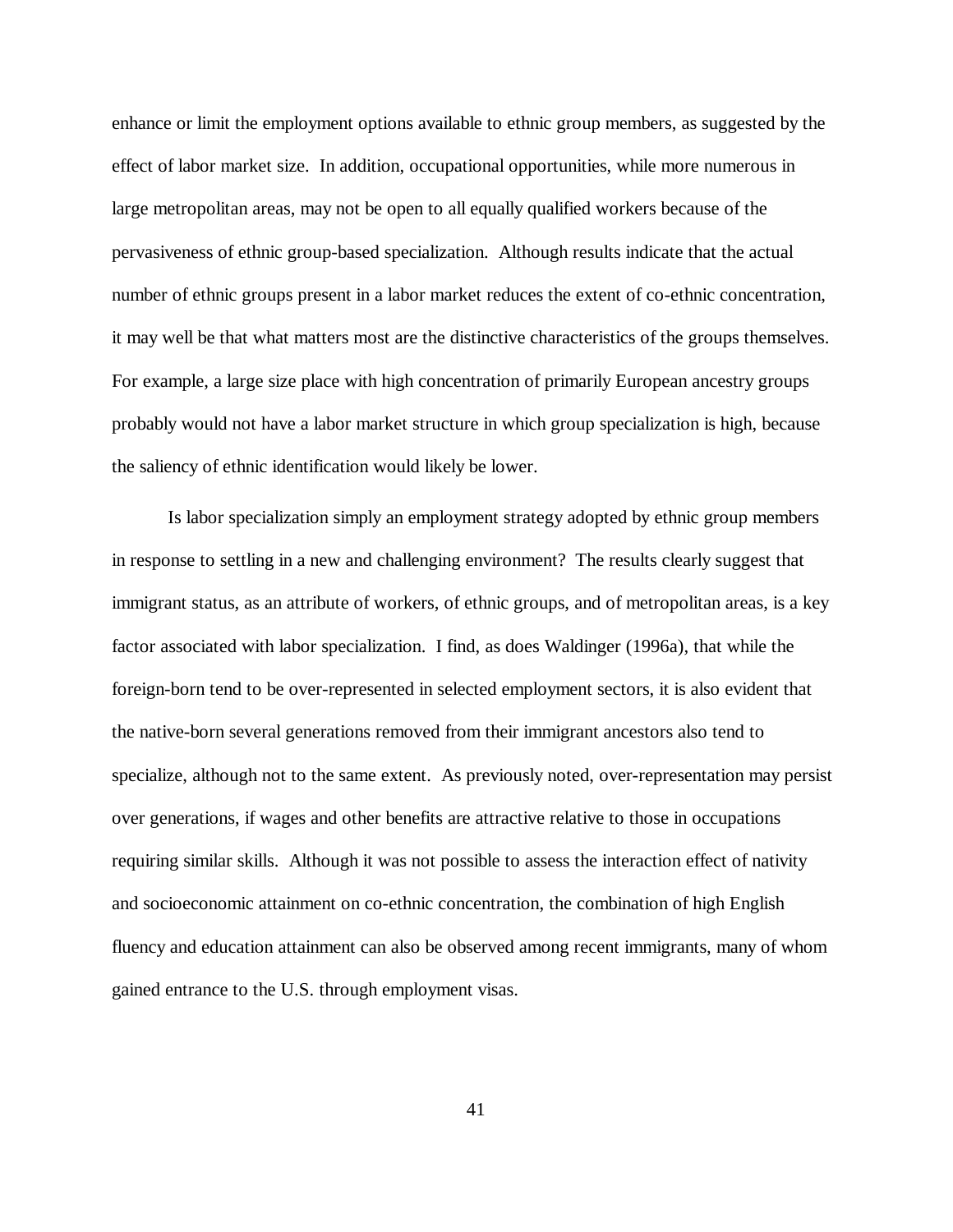enhance or limit the employment options available to ethnic group members, as suggested by the effect of labor market size. In addition, occupational opportunities, while more numerous in large metropolitan areas, may not be open to all equally qualified workers because of the pervasiveness of ethnic group-based specialization. Although results indicate that the actual number of ethnic groups present in a labor market reduces the extent of co-ethnic concentration, it may well be that what matters most are the distinctive characteristics of the groups themselves. For example, a large size place with high concentration of primarily European ancestry groups probably would not have a labor market structure in which group specialization is high, because the saliency of ethnic identification would likely be lower.

Is labor specialization simply an employment strategy adopted by ethnic group members in response to settling in a new and challenging environment? The results clearly suggest that immigrant status, as an attribute of workers, of ethnic groups, and of metropolitan areas, is a key factor associated with labor specialization. I find, as does Waldinger (1996a), that while the foreign-born tend to be over-represented in selected employment sectors, it is also evident that the native-born several generations removed from their immigrant ancestors also tend to specialize, although not to the same extent. As previously noted, over-representation may persist over generations, if wages and other benefits are attractive relative to those in occupations requiring similar skills. Although it was not possible to assess the interaction effect of nativity and socioeconomic attainment on co-ethnic concentration, the combination of high English fluency and education attainment can also be observed among recent immigrants, many of whom gained entrance to the U.S. through employment visas.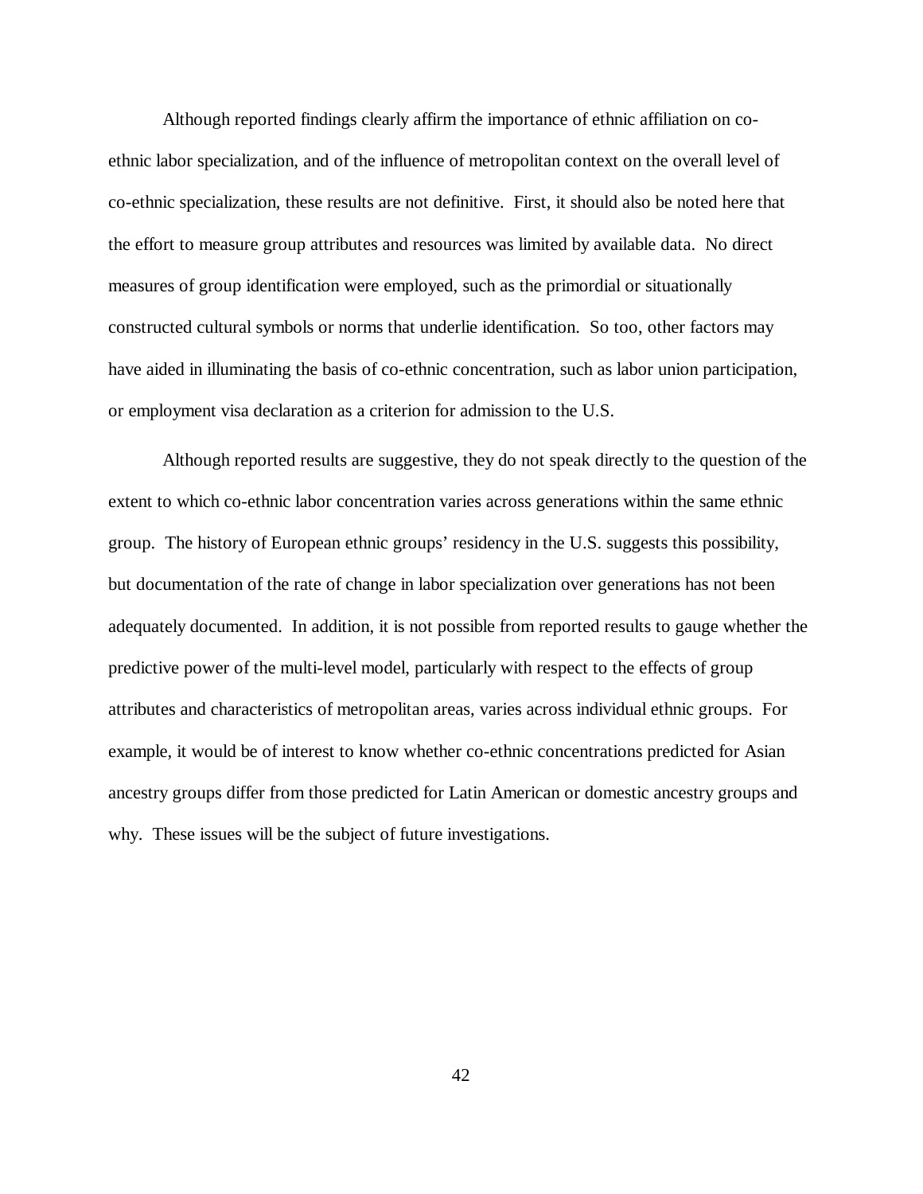Although reported findings clearly affirm the importance of ethnic affiliation on co-ethnic labor specialization, and of the influence of metropolitan context on the overall level of co-ethnic specialization, these results are not definitive. First, it should also be noted here that the effort to measure group attributes and resources was limited by available data. No direct measures of group identification were employed, such as the primordial or situationally constructed cultural symbols or norms that underlie identification. So too, other factors may have aided in illuminating the basis of co-ethnic concentration, such as labor union participation, or employment visa declaration as a criterion for admission to the U.S.

Although reported results are suggestive, they do not speak directly to the question of the extent to which co-ethnic labor concentration varies across generations within the same ethnic group. The history of European ethnic groups' residency in the U.S. suggests this possibility, but documentation of the rate of change in labor specialization over generations has not been adequately documented. In addition, it is not possible from reported results to gauge whether the predictive power of the multi-level model, particularly with respect to the effects of group attributes and characteristics of metropolitan areas, varies across individual ethnic groups. For example, it would be of interest to know whether co-ethnic concentrations predicted for Asian ancestry groups differ from those predicted for Latin American or domestic ancestry groups and why. These issues will be the subject of future investigations.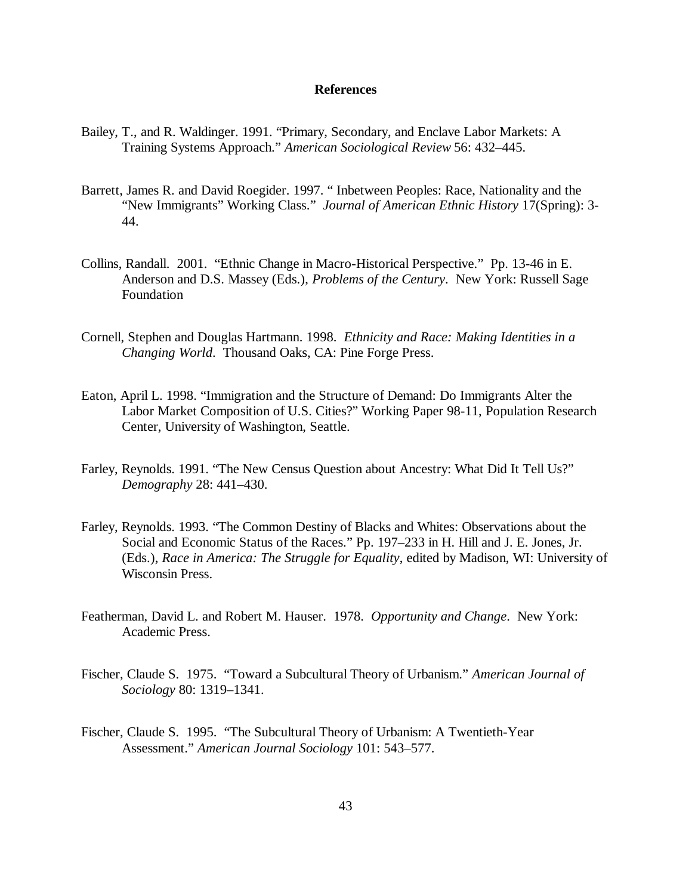# References

Bailey, T., and R. Waldinger. 1991. "Primary, Secondary, and Enclave Labor Markets: A Training Systems Approach." *American Sociological Review* 56: 432–445.

Barrett, James R. and David Roegider. 1997. " Inbetween Peoples: Race, Nationality and the "New Immigrants" Working Class." *Journal of American Ethnic History* 17(Spring): 3-44.

Collins, Randall. 2001. "Ethnic Change in Macro-Historical Perspective." Pp. 13-46 in E. Anderson and D.S. Massey (Eds.), *Problems of the Century*. New York: Russell Sage Foundation

Cornell, Stephen and Douglas Hartmann. 1998. *Ethnicity and Race: Making Identities in a Changing World*. Thousand Oaks, CA: Pine Forge Press.

Eaton, April L. 1998. "Immigration and the Structure of Demand: Do Immigrants Alter the Labor Market Composition of U.S. Cities?" Working Paper 98-11, Population Research Center, University of Washington, Seattle.

Farley, Reynolds. 1991. "The New Census Question about Ancestry: What Did It Tell Us?" *Demography* 28: 441–430.

Farley, Reynolds. 1993. "The Common Destiny of Blacks and Whites: Observations about the Social and Economic Status of the Races." Pp. 197–233 in H. Hill and J. E. Jones, Jr. (Eds.), *Race in America: The Struggle for Equality*, edited by Madison, WI: University of Wisconsin Press.

Featherman, David L. and Robert M. Hauser. 1978. *Opportunity and Change*. New York: Academic Press.

Fischer, Claude S. 1975. "Toward a Subcultural Theory of Urbanism." *American Journal of Sociology* 80: 1319–1341.

Fischer, Claude S. 1995. "The Subcultural Theory of Urbanism: A Twentieth-Year Assessment." *American Journal Sociology* 101: 543–577.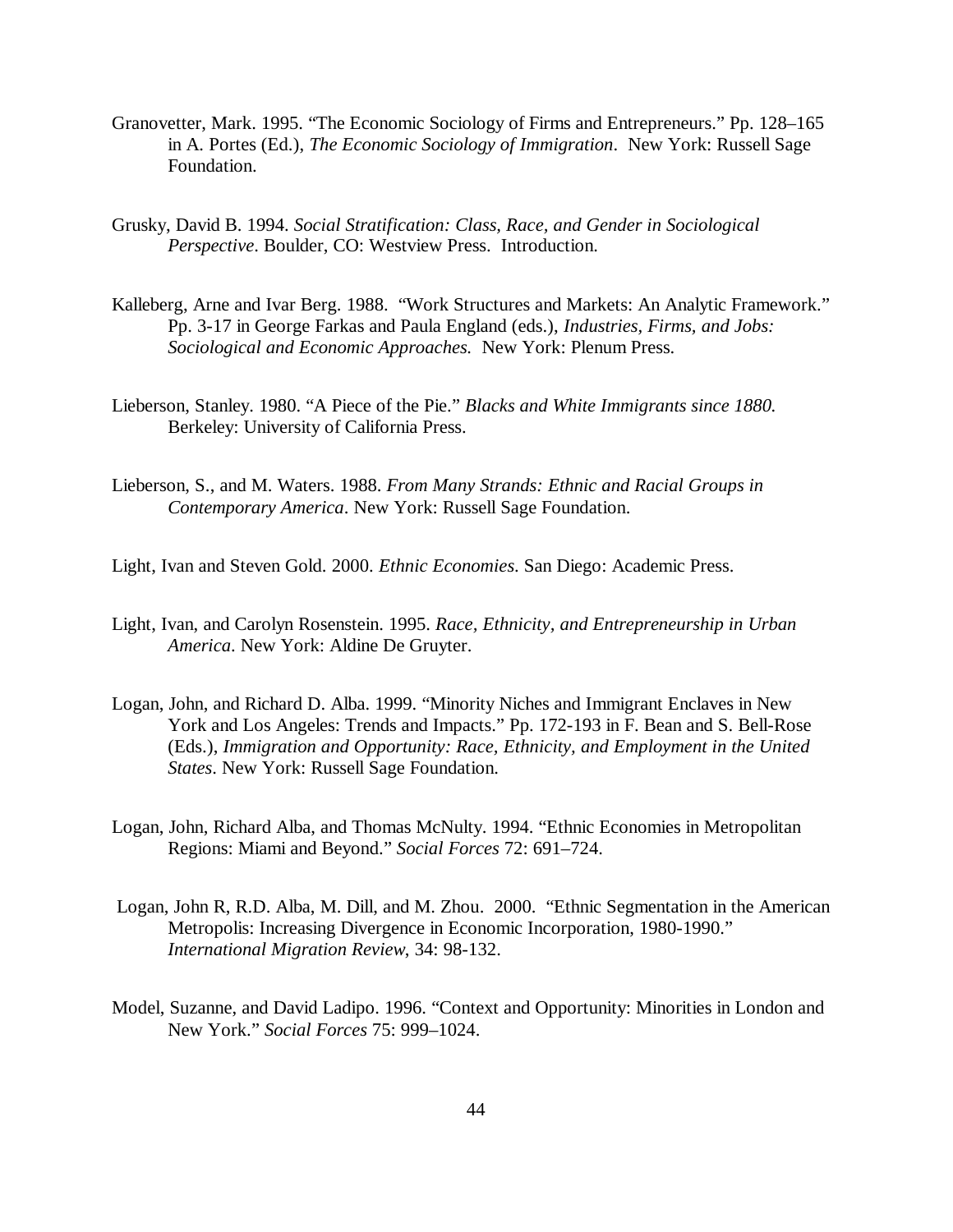Granovetter, Mark. 1995. "The Economic Sociology of Firms and Entrepreneurs." Pp. 128–165 in A. Portes (Ed.), *The Economic Sociology of Immigration*. New York: Russell Sage Foundation.

Grusky, David B. 1994. *Social Stratification: Class, Race, and Gender in Sociological Perspective*. Boulder, CO: Westview Press. Introduction.

Kalleberg, Arne and Ivar Berg. 1988. "Work Structures and Markets: An Analytic Framework." Pp. 3-17 in George Farkas and Paula England (eds.), *Industries, Firms, and Jobs: Sociological and Economic Approaches.* New York: Plenum Press.

Lieberson, Stanley. 1980. "A Piece of the Pie." *Blacks and White Immigrants since 1880.* Berkeley: University of California Press.

Lieberson, S., and M. Waters. 1988. *From Many Strands: Ethnic and Racial Groups in Contemporary America*. New York: Russell Sage Foundation.

Light, Ivan and Steven Gold. 2000. *Ethnic Economies*. San Diego: Academic Press.

Light, Ivan, and Carolyn Rosenstein. 1995. *Race, Ethnicity, and Entrepreneurship in Urban America*. New York: Aldine De Gruyter.

Logan, John, and Richard D. Alba. 1999. "Minority Niches and Immigrant Enclaves in New York and Los Angeles: Trends and Impacts." Pp. 172-193 in F. Bean and S. Bell-Rose (Eds.), *Immigration and Opportunity: Race, Ethnicity, and Employment in the United States*. New York: Russell Sage Foundation.

Logan, John, Richard Alba, and Thomas McNulty. 1994. "Ethnic Economies in Metropolitan Regions: Miami and Beyond." *Social Forces* 72: 691–724.

Logan, John R, R.D. Alba, M. Dill, and M. Zhou. 2000. "Ethnic Segmentation in the American Metropolis: Increasing Divergence in Economic Incorporation, 1980-1990." *International Migration Review*, 34: 98-132.

Model, Suzanne, and David Ladipo. 1996. "Context and Opportunity: Minorities in London and New York." *Social Forces* 75: 999–1024.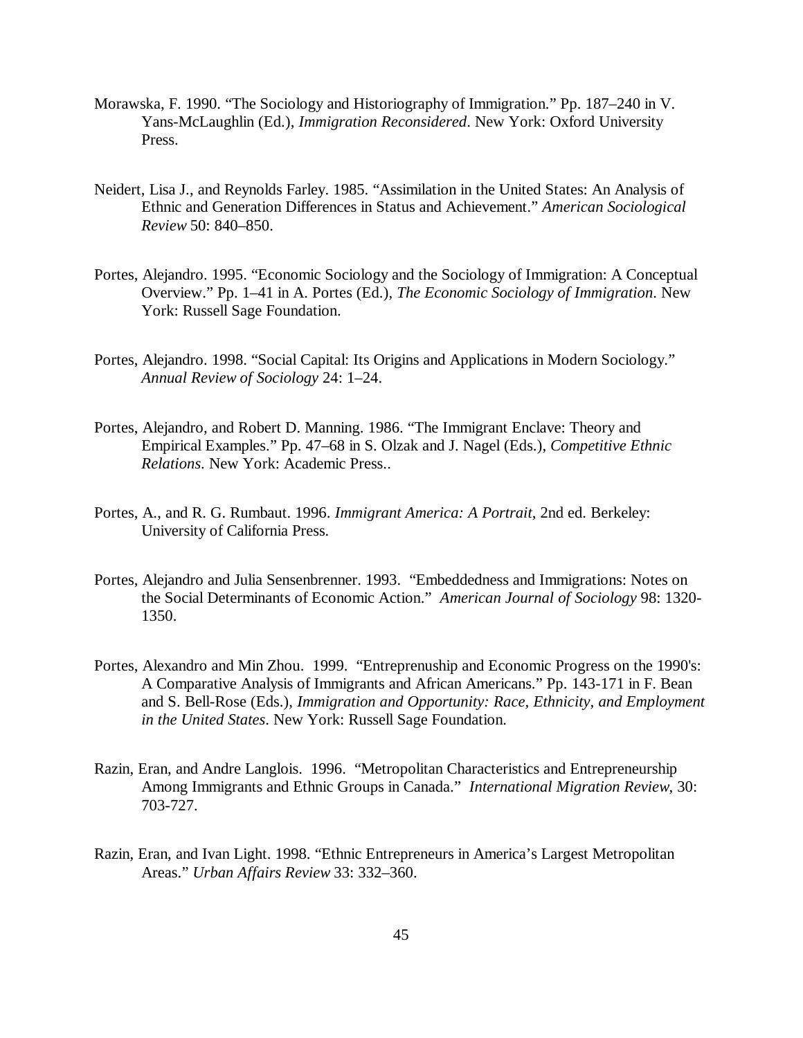Morawska, F. 1990. “The Sociology and Historiography of Immigration.” Pp. 187–240 in V. Yans-McLaughlin (Ed.), *Immigration Reconsidered*. New York: Oxford University Press.

Neidert, Lisa J., and Reynolds Farley. 1985. “Assimilation in the United States: An Analysis of Ethnic and Generation Differences in Status and Achievement.” *American Sociological Review* 50: 840–850.

Portes, Alejandro. 1995. “Economic Sociology and the Sociology of Immigration: A Conceptual Overview.” Pp. 1–41 in A. Portes (Ed.), *The Economic Sociology of Immigration*. New York: Russell Sage Foundation.

Portes, Alejandro. 1998. “Social Capital: Its Origins and Applications in Modern Sociology.” *Annual Review of Sociology* 24: 1–24.

Portes, Alejandro, and Robert D. Manning. 1986. “The Immigrant Enclave: Theory and Empirical Examples.” Pp. 47–68 in S. Olzak and J. Nagel (Eds.), *Competitive Ethnic Relations*. New York: Academic Press..

Portes, A., and R. G. Rumbaut. 1996. *Immigrant America: A Portrait*, 2nd ed. Berkeley: University of California Press.

Portes, Alejandro and Julia Sensenbrenner. 1993. “Embeddedness and Immigrations: Notes on the Social Determinants of Economic Action.” *American Journal of Sociology* 98: 1320-1350.

Portes, Alexandro and Min Zhou. 1999. “Entreprenuship and Economic Progress on the 1990's: A Comparative Analysis of Immigrants and African Americans.” Pp. 143-171 in F. Bean and S. Bell-Rose (Eds.), *Immigration and Opportunity: Race, Ethnicity, and Employment in the United States*. New York: Russell Sage Foundation.

Razin, Eran, and Andre Langlois. 1996. “Metropolitan Characteristics and Entrepreneurship Among Immigrants and Ethnic Groups in Canada.” *International Migration Review*, 30: 703-727.

Razin, Eran, and Ivan Light. 1998. “Ethnic Entrepreneurs in America’s Largest Metropolitan Areas.” *Urban Affairs Review* 33: 332–360.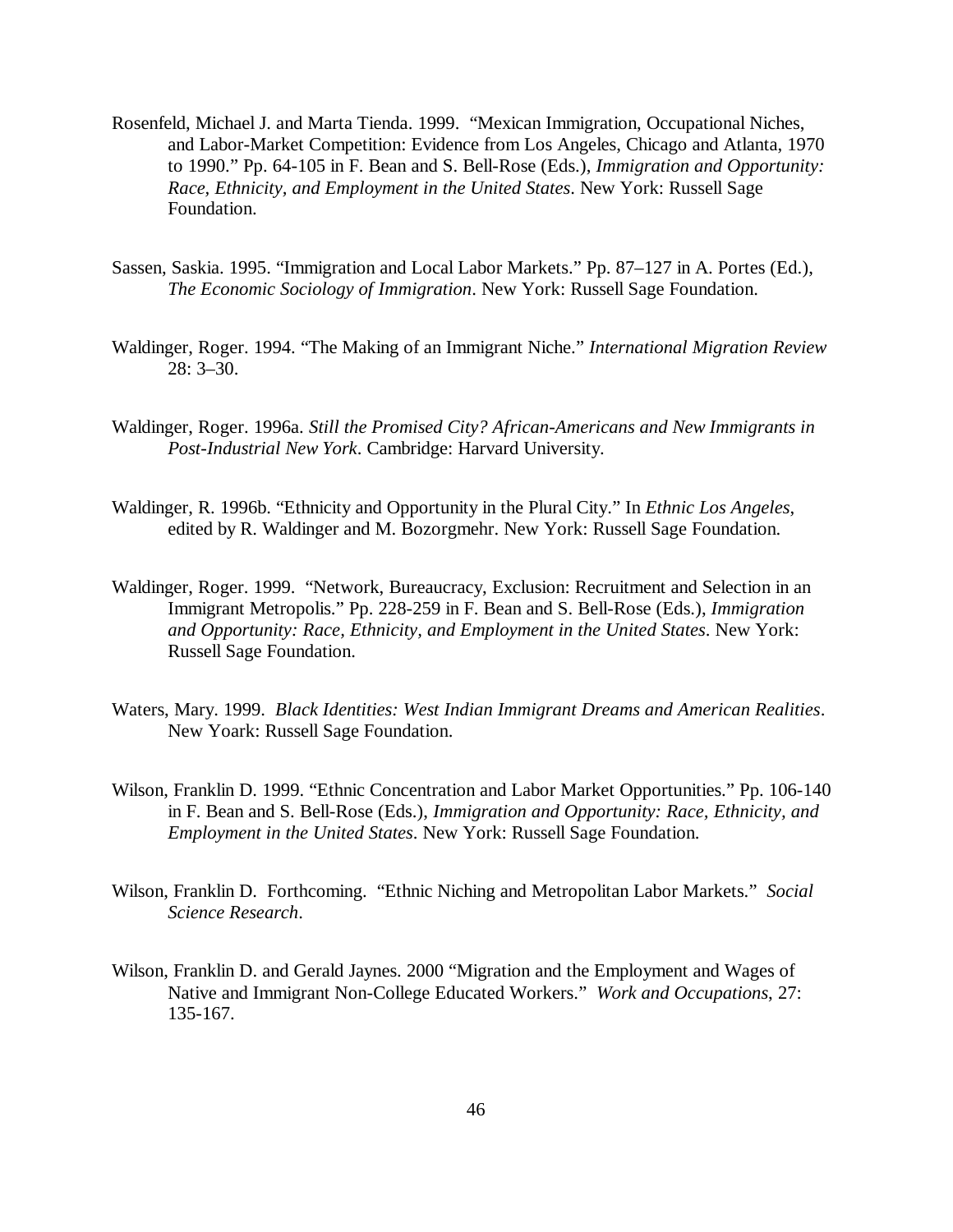Rosenfeld, Michael J. and Marta Tienda. 1999. "Mexican Immigration, Occupational Niches, and Labor-Market Competition: Evidence from Los Angeles, Chicago and Atlanta, 1970 to 1990." Pp. 64-105 in F. Bean and S. Bell-Rose (Eds.), *Immigration and Opportunity: Race, Ethnicity, and Employment in the United States*. New York: Russell Sage Foundation.

Sassen, Saskia. 1995. "Immigration and Local Labor Markets." Pp. 87–127 in A. Portes (Ed.), *The Economic Sociology of Immigration*. New York: Russell Sage Foundation.

Waldinger, Roger. 1994. "The Making of an Immigrant Niche." *International Migration Review* 28: 3–30.

Waldinger, Roger. 1996a. *Still the Promised City? African-Americans and New Immigrants in Post-Industrial New York*. Cambridge: Harvard University.

Waldinger, R. 1996b. "Ethnicity and Opportunity in the Plural City." In *Ethnic Los Angeles*, edited by R. Waldinger and M. Bozorgmehr. New York: Russell Sage Foundation.

Waldinger, Roger. 1999. "Network, Bureaucracy, Exclusion: Recruitment and Selection in an Immigrant Metropolis." Pp. 228-259 in F. Bean and S. Bell-Rose (Eds.), *Immigration and Opportunity: Race, Ethnicity, and Employment in the United States*. New York: Russell Sage Foundation.

Waters, Mary. 1999. *Black Identities: West Indian Immigrant Dreams and American Realities*. New Yoark: Russell Sage Foundation.

Wilson, Franklin D. 1999. "Ethnic Concentration and Labor Market Opportunities." Pp. 106-140 in F. Bean and S. Bell-Rose (Eds.), *Immigration and Opportunity: Race, Ethnicity, and Employment in the United States*. New York: Russell Sage Foundation.

Wilson, Franklin D. Forthcoming. "Ethnic Niching and Metropolitan Labor Markets." *Social Science Research*.

Wilson, Franklin D. and Gerald Jaynes. 2000 "Migration and the Employment and Wages of Native and Immigrant Non-College Educated Workers." *Work and Occupations*, 27: 135-167.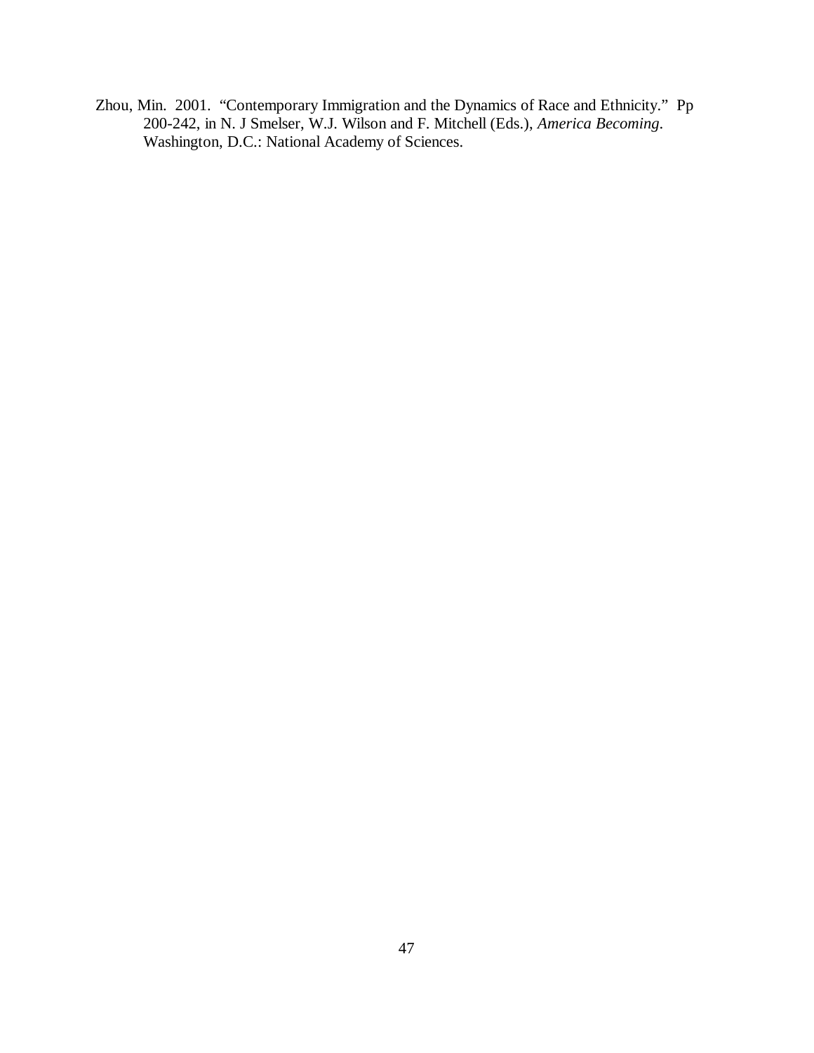Zhou, Min. 2001. "Contemporary Immigration and the Dynamics of Race and Ethnicity." Pp 200-242, in N. J Smelser, W.J. Wilson and F. Mitchell (Eds.), *America Becoming*. Washington, D.C.: National Academy of Sciences.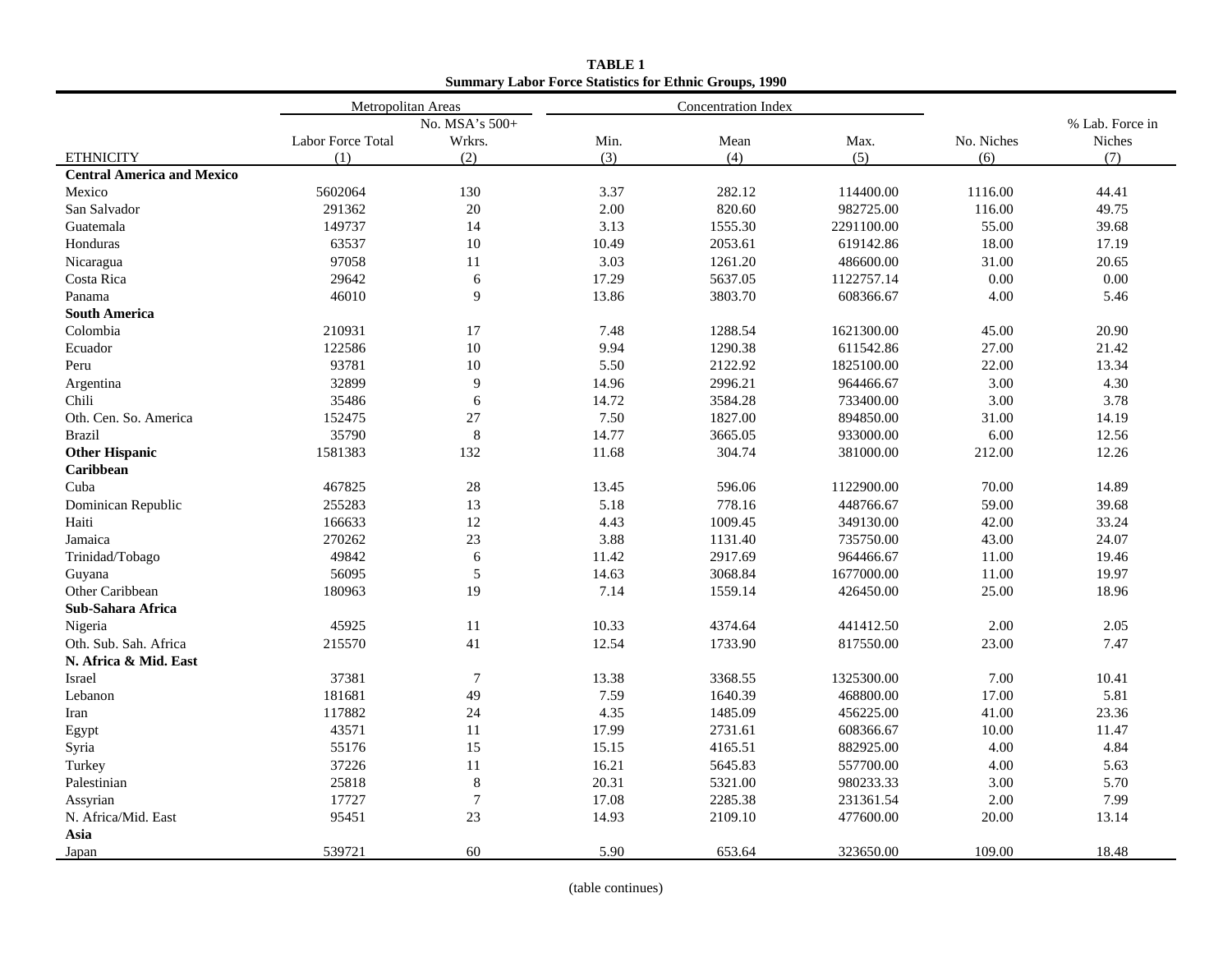**TABLE 1**
**Summary Labor Force Statistics for Ethnic Groups, 1990**

| | Metropolitan Areas | | Concentration Index | | | | |
|---|---|---|---|---|---|---|---|
| | Labor Force Total | No. MSA's 500+ Wrkrs. | Min. | Mean | Max. | No. Niches | % Lab. Force in Niches |
| ETHNICITY | (1) | (2) | (3) | (4) | (5) | (6) | (7) |
| **Central America and Mexico** | | | | | | | |
| Mexico | 5602064 | 130 | 3.37 | 282.12 | 114400.00 | 1116.00 | 44.41 |
| San Salvador | 291362 | 20 | 2.00 | 820.60 | 982725.00 | 116.00 | 49.75 |
| Guatemala | 149737 | 14 | 3.13 | 1555.30 | 2291100.00 | 55.00 | 39.68 |
| Honduras | 63537 | 10 | 10.49 | 2053.61 | 619142.86 | 18.00 | 17.19 |
| Nicaragua | 97058 | 11 | 3.03 | 1261.20 | 486600.00 | 31.00 | 20.65 |
| Costa Rica | 29642 | 6 | 17.29 | 5637.05 | 1122757.14 | 0.00 | 0.00 |
| Panama | 46010 | 9 | 13.86 | 3803.70 | 608366.67 | 4.00 | 5.46 |
| **South America** | | | | | | | |
| Colombia | 210931 | 17 | 7.48 | 1288.54 | 1621300.00 | 45.00 | 20.90 |
| Ecuador | 122586 | 10 | 9.94 | 1290.38 | 611542.86 | 27.00 | 21.42 |
| Peru | 93781 | 10 | 5.50 | 2122.92 | 1825100.00 | 22.00 | 13.34 |
| Argentina | 32899 | 9 | 14.96 | 2996.21 | 964466.67 | 3.00 | 4.30 |
| Chili | 35486 | 6 | 14.72 | 3584.28 | 733400.00 | 3.00 | 3.78 |
| Oth. Cen. So. America | 152475 | 27 | 7.50 | 1827.00 | 894850.00 | 31.00 | 14.19 |
| Brazil | 35790 | 8 | 14.77 | 3665.05 | 933000.00 | 6.00 | 12.56 |
| **Other Hispanic** | 1581383 | 132 | 11.68 | 304.74 | 381000.00 | 212.00 | 12.26 |
| **Caribbean** | | | | | | | |
| Cuba | 467825 | 28 | 13.45 | 596.06 | 1122900.00 | 70.00 | 14.89 |
| Dominican Republic | 255283 | 13 | 5.18 | 778.16 | 448766.67 | 59.00 | 39.68 |
| Haiti | 166633 | 12 | 4.43 | 1009.45 | 349130.00 | 42.00 | 33.24 |
| Jamaica | 270262 | 23 | 3.88 | 1131.40 | 735750.00 | 43.00 | 24.07 |
| Trinidad/Tobago | 49842 | 6 | 11.42 | 2917.69 | 964466.67 | 11.00 | 19.46 |
| Guyana | 56095 | 5 | 14.63 | 3068.84 | 1677000.00 | 11.00 | 19.97 |
| Other Caribbean | 180963 | 19 | 7.14 | 1559.14 | 426450.00 | 25.00 | 18.96 |
| **Sub-Sahara Africa** | | | | | | | |
| Nigeria | 45925 | 11 | 10.33 | 4374.64 | 441412.50 | 2.00 | 2.05 |
| Oth. Sub. Sah. Africa | 215570 | 41 | 12.54 | 1733.90 | 817550.00 | 23.00 | 7.47 |
| **N. Africa & Mid. East** | | | | | | | |
| Israel | 37381 | 7 | 13.38 | 3368.55 | 1325300.00 | 7.00 | 10.41 |
| Lebanon | 181681 | 49 | 7.59 | 1640.39 | 468800.00 | 17.00 | 5.81 |
| Iran | 117882 | 24 | 4.35 | 1485.09 | 456225.00 | 41.00 | 23.36 |
| Egypt | 43571 | 11 | 17.99 | 2731.61 | 608366.67 | 10.00 | 11.47 |
| Syria | 55176 | 15 | 15.15 | 4165.51 | 882925.00 | 4.00 | 4.84 |
| Turkey | 37226 | 11 | 16.21 | 5645.83 | 557700.00 | 4.00 | 5.63 |
| Palestinian | 25818 | 8 | 20.31 | 5321.00 | 980233.33 | 3.00 | 5.70 |
| Assyrian | 17727 | 7 | 17.08 | 2285.38 | 231361.54 | 2.00 | 7.99 |
| N. Africa/Mid. East | 95451 | 23 | 14.93 | 2109.10 | 477600.00 | 20.00 | 13.14 |
| **Asia** | | | | | | | |
| Japan | 539721 | 60 | 5.90 | 653.64 | 323650.00 | 109.00 | 18.48 |

(table continues)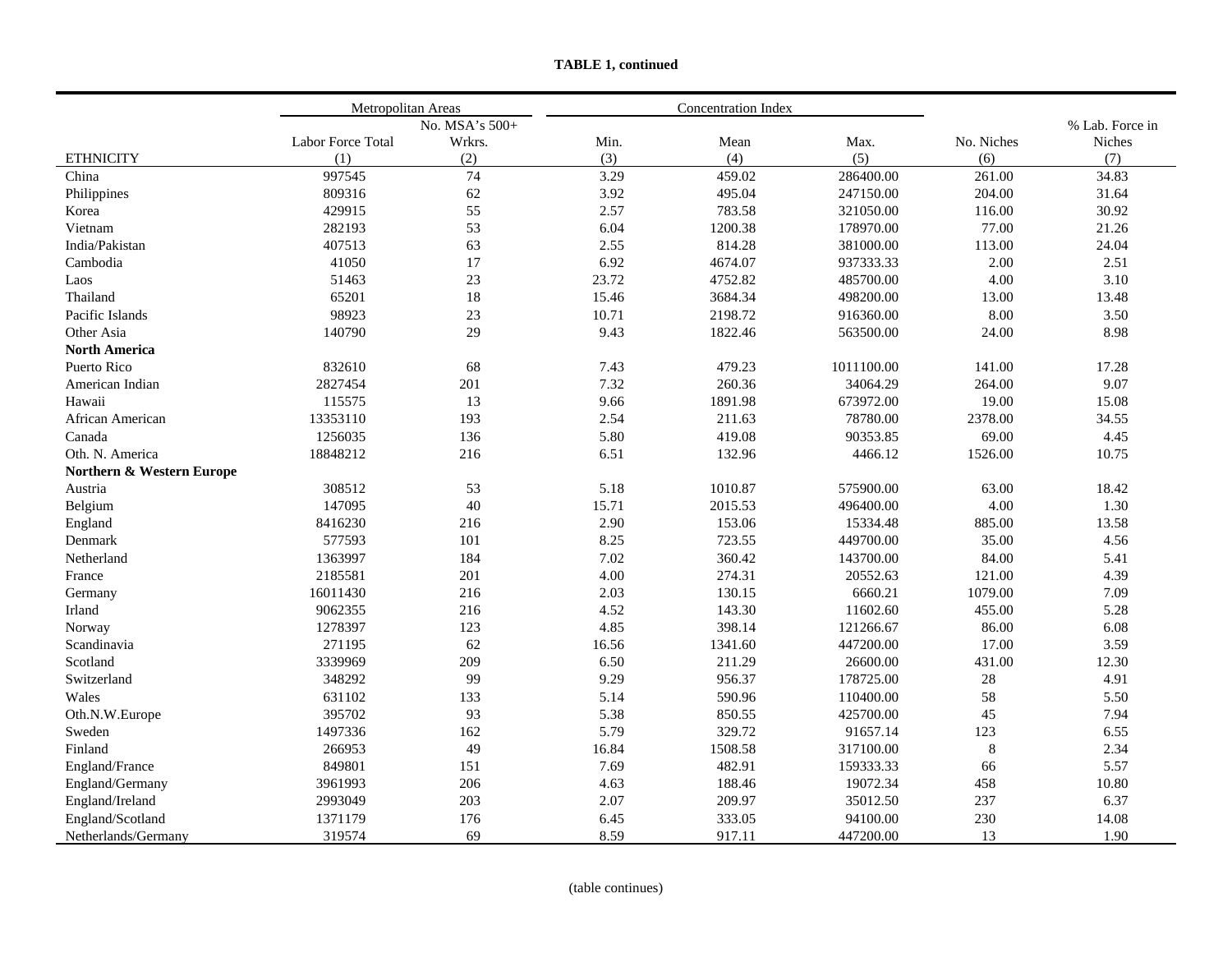**TABLE 1, continued**

| | Metropolitan Areas | | Concentration Index | | | | |
|---|---|---|---|---|---|---|---|
| ETHNICITY | Labor Force Total (1) | No. MSA's 500+ Wrkrs. (2) | Min. (3) | Mean (4) | Max. (5) | No. Niches (6) | % Lab. Force in Niches (7) |
| China | 997545 | 74 | 3.29 | 459.02 | 286400.00 | 261.00 | 34.83 |
| Philippines | 809316 | 62 | 3.92 | 495.04 | 247150.00 | 204.00 | 31.64 |
| Korea | 429915 | 55 | 2.57 | 783.58 | 321050.00 | 116.00 | 30.92 |
| Vietnam | 282193 | 53 | 6.04 | 1200.38 | 178970.00 | 77.00 | 21.26 |
| India/Pakistan | 407513 | 63 | 2.55 | 814.28 | 381000.00 | 113.00 | 24.04 |
| Cambodia | 41050 | 17 | 6.92 | 4674.07 | 937333.33 | 2.00 | 2.51 |
| Laos | 51463 | 23 | 23.72 | 4752.82 | 485700.00 | 4.00 | 3.10 |
| Thailand | 65201 | 18 | 15.46 | 3684.34 | 498200.00 | 13.00 | 13.48 |
| Pacific Islands | 98923 | 23 | 10.71 | 2198.72 | 916360.00 | 8.00 | 3.50 |
| Other Asia | 140790 | 29 | 9.43 | 1822.46 | 563500.00 | 24.00 | 8.98 |
| **North America** | | | | | | | |
| Puerto Rico | 832610 | 68 | 7.43 | 479.23 | 1011100.00 | 141.00 | 17.28 |
| American Indian | 2827454 | 201 | 7.32 | 260.36 | 34064.29 | 264.00 | 9.07 |
| Hawaii | 115575 | 13 | 9.66 | 1891.98 | 673972.00 | 19.00 | 15.08 |
| African American | 13353110 | 193 | 2.54 | 211.63 | 78780.00 | 2378.00 | 34.55 |
| Canada | 1256035 | 136 | 5.80 | 419.08 | 90353.85 | 69.00 | 4.45 |
| Oth. N. America | 18848212 | 216 | 6.51 | 132.96 | 4466.12 | 1526.00 | 10.75 |
| **Northern & Western Europe** | | | | | | | |
| Austria | 308512 | 53 | 5.18 | 1010.87 | 575900.00 | 63.00 | 18.42 |
| Belgium | 147095 | 40 | 15.71 | 2015.53 | 496400.00 | 4.00 | 1.30 |
| England | 8416230 | 216 | 2.90 | 153.06 | 15334.48 | 885.00 | 13.58 |
| Denmark | 577593 | 101 | 8.25 | 723.55 | 449700.00 | 35.00 | 4.56 |
| Netherland | 1363997 | 184 | 7.02 | 360.42 | 143700.00 | 84.00 | 5.41 |
| France | 2185581 | 201 | 4.00 | 274.31 | 20552.63 | 121.00 | 4.39 |
| Germany | 16011430 | 216 | 2.03 | 130.15 | 6660.21 | 1079.00 | 7.09 |
| Irland | 9062355 | 216 | 4.52 | 143.30 | 11602.60 | 455.00 | 5.28 |
| Norway | 1278397 | 123 | 4.85 | 398.14 | 121266.67 | 86.00 | 6.08 |
| Scandinavia | 271195 | 62 | 16.56 | 1341.60 | 447200.00 | 17.00 | 3.59 |
| Scotland | 3339969 | 209 | 6.50 | 211.29 | 26600.00 | 431.00 | 12.30 |
| Switzerland | 348292 | 99 | 9.29 | 956.37 | 178725.00 | 28 | 4.91 |
| Wales | 631102 | 133 | 5.14 | 590.96 | 110400.00 | 58 | 5.50 |
| Oth.N.W.Europe | 395702 | 93 | 5.38 | 850.55 | 425700.00 | 45 | 7.94 |
| Sweden | 1497336 | 162 | 5.79 | 329.72 | 91657.14 | 123 | 6.55 |
| Finland | 266953 | 49 | 16.84 | 1508.58 | 317100.00 | 8 | 2.34 |
| England/France | 849801 | 151 | 7.69 | 482.91 | 159333.33 | 66 | 5.57 |
| England/Germany | 3961993 | 206 | 4.63 | 188.46 | 19072.34 | 458 | 10.80 |
| England/Ireland | 2993049 | 203 | 2.07 | 209.97 | 35012.50 | 237 | 6.37 |
| England/Scotland | 1371179 | 176 | 6.45 | 333.05 | 94100.00 | 230 | 14.08 |
| Netherlands/Germany | 319574 | 69 | 8.59 | 917.11 | 447200.00 | 13 | 1.90 |

(table continues)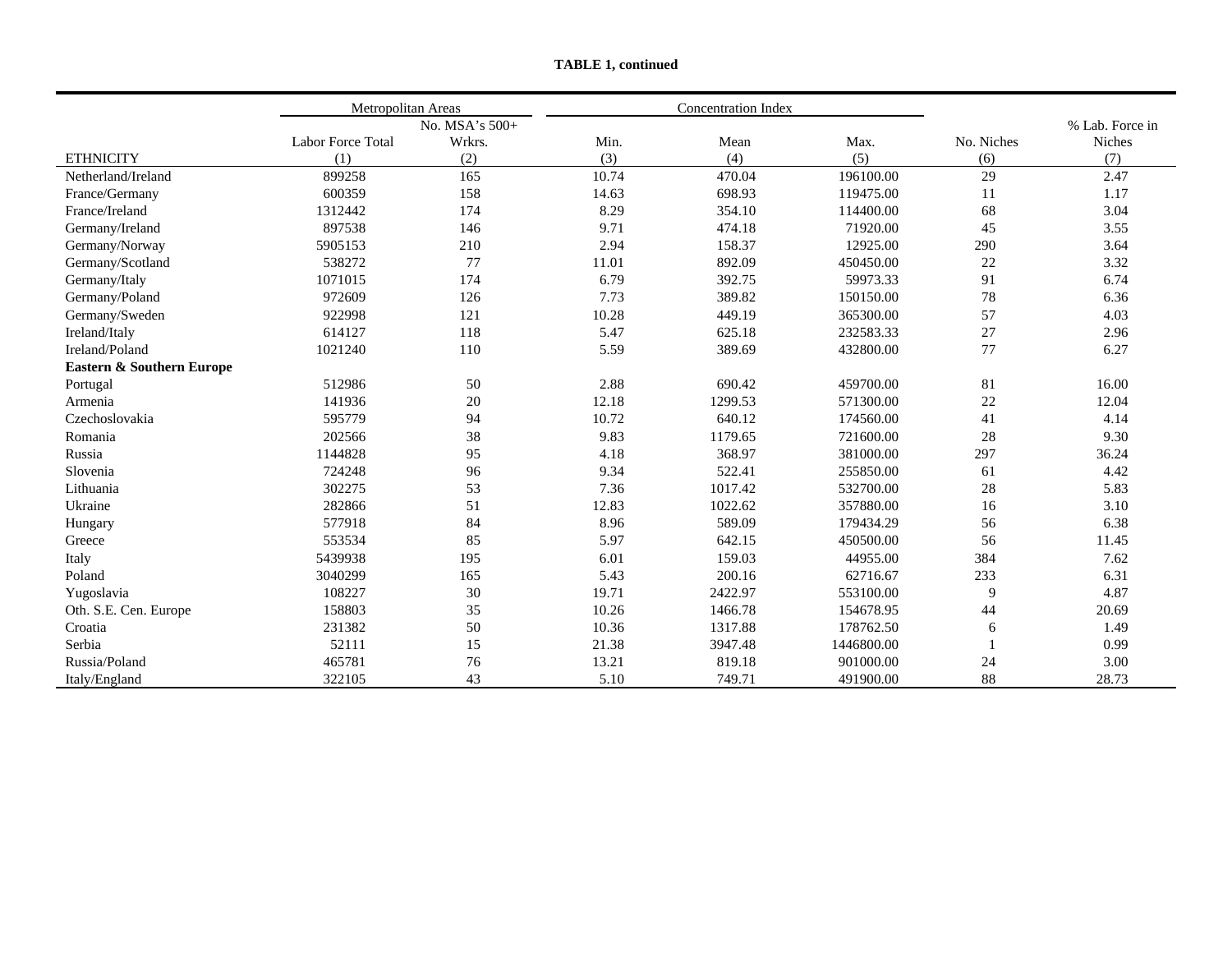**TABLE 1, continued**

| | Metropolitan Areas | | Concentration Index | | | | |
|---|---|---|---|---|---|---|---|
| ETHNICITY | Labor Force Total (1) | No. MSA's 500+ Wrkrs. (2) | Min. (3) | Mean (4) | Max. (5) | No. Niches (6) | % Lab. Force in Niches (7) |
| Netherland/Ireland | 899258 | 165 | 10.74 | 470.04 | 196100.00 | 29 | 2.47 |
| France/Germany | 600359 | 158 | 14.63 | 698.93 | 119475.00 | 11 | 1.17 |
| France/Ireland | 1312442 | 174 | 8.29 | 354.10 | 114400.00 | 68 | 3.04 |
| Germany/Ireland | 897538 | 146 | 9.71 | 474.18 | 71920.00 | 45 | 3.55 |
| Germany/Norway | 5905153 | 210 | 2.94 | 158.37 | 12925.00 | 290 | 3.64 |
| Germany/Scotland | 538272 | 77 | 11.01 | 892.09 | 450450.00 | 22 | 3.32 |
| Germany/Italy | 1071015 | 174 | 6.79 | 392.75 | 59973.33 | 91 | 6.74 |
| Germany/Poland | 972609 | 126 | 7.73 | 389.82 | 150150.00 | 78 | 6.36 |
| Germany/Sweden | 922998 | 121 | 10.28 | 449.19 | 365300.00 | 57 | 4.03 |
| Ireland/Italy | 614127 | 118 | 5.47 | 625.18 | 232583.33 | 27 | 2.96 |
| Ireland/Poland | 1021240 | 110 | 5.59 | 389.69 | 432800.00 | 77 | 6.27 |
| **Eastern & Southern Europe** | | | | | | | |
| Portugal | 512986 | 50 | 2.88 | 690.42 | 459700.00 | 81 | 16.00 |
| Armenia | 141936 | 20 | 12.18 | 1299.53 | 571300.00 | 22 | 12.04 |
| Czechoslovakia | 595779 | 94 | 10.72 | 640.12 | 174560.00 | 41 | 4.14 |
| Romania | 202566 | 38 | 9.83 | 1179.65 | 721600.00 | 28 | 9.30 |
| Russia | 1144828 | 95 | 4.18 | 368.97 | 381000.00 | 297 | 36.24 |
| Slovenia | 724248 | 96 | 9.34 | 522.41 | 255850.00 | 61 | 4.42 |
| Lithuania | 302275 | 53 | 7.36 | 1017.42 | 532700.00 | 28 | 5.83 |
| Ukraine | 282866 | 51 | 12.83 | 1022.62 | 357880.00 | 16 | 3.10 |
| Hungary | 577918 | 84 | 8.96 | 589.09 | 179434.29 | 56 | 6.38 |
| Greece | 553534 | 85 | 5.97 | 642.15 | 450500.00 | 56 | 11.45 |
| Italy | 5439938 | 195 | 6.01 | 159.03 | 44955.00 | 384 | 7.62 |
| Poland | 3040299 | 165 | 5.43 | 200.16 | 62716.67 | 233 | 6.31 |
| Yugoslavia | 108227 | 30 | 19.71 | 2422.97 | 553100.00 | 9 | 4.87 |
| Oth. S.E. Cen. Europe | 158803 | 35 | 10.26 | 1466.78 | 154678.95 | 44 | 20.69 |
| Croatia | 231382 | 50 | 10.36 | 1317.88 | 178762.50 | 6 | 1.49 |
| Serbia | 52111 | 15 | 21.38 | 3947.48 | 1446800.00 | 1 | 0.99 |
| Russia/Poland | 465781 | 76 | 13.21 | 819.18 | 901000.00 | 24 | 3.00 |
| Italy/England | 322105 | 43 | 5.10 | 749.71 | 491900.00 | 88 | 28.73 |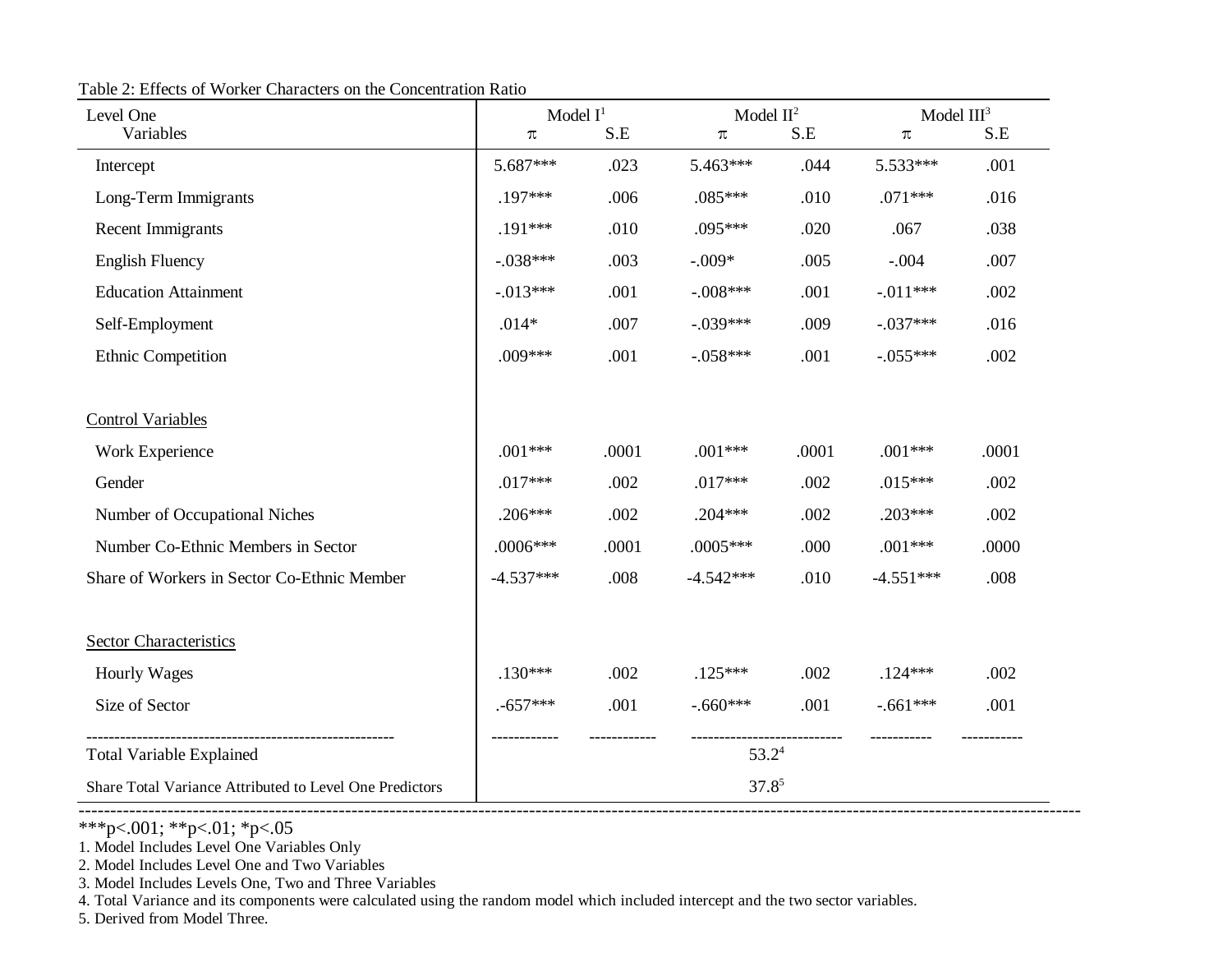Table 2: Effects of Worker Characters on the Concentration Ratio

| Level One Variables | Model I[1] $\pi$ | S.E | Model II[2] $\pi$ | S.E | Model III[3] $\pi$ | S.E |
|---|---|---|---|---|---|---|
| Intercept | 5.687*** | .023 | 5.463*** | .044 | 5.533*** | .001 |
| Long-Term Immigrants | .197*** | .006 | .085*** | .010 | .071*** | .016 |
| Recent Immigrants | .191*** | .010 | .095*** | .020 | .067 | .038 |
| English Fluency | -.038*** | .003 | -.009* | .005 | -.004 | .007 |
| Education Attainment | -.013*** | .001 | -.008*** | .001 | -.011*** | .002 |
| Self-Employment | .014* | .007 | -.039*** | .009 | -.037*** | .016 |
| Ethnic Competition | .009*** | .001 | -.058*** | .001 | -.055*** | .002 |
| Control Variables | | | | | | |
| Work Experience | .001*** | .0001 | .001*** | .0001 | .001*** | .0001 |
| Gender | .017*** | .002 | .017*** | .002 | .015*** | .002 |
| Number of Occupational Niches | .206*** | .002 | .204*** | .002 | .203*** | .002 |
| Number Co-Ethnic Members in Sector | .0006*** | .0001 | .0005*** | .000 | .001*** | .0000 |
| Share of Workers in Sector Co-Ethnic Member | -4.537*** | .008 | -4.542*** | .010 | -4.551*** | .008 |
| Sector Characteristics | | | | | | |
| Hourly Wages | .130*** | .002 | .125*** | .002 | .124*** | .002 |
| Size of Sector | .-657*** | .001 | -.660*** | .001 | -.661*** | .001 |
| Total Variable Explained | | | 53.2[4] | | | |
| Share Total Variance Attributed to Level One Predictors | | | 37.8[5] | | | |

***p<.001; **p<.01; *p<.05

1. Model Includes Level One Variables Only
2. Model Includes Level One and Two Variables
3. Model Includes Levels One, Two and Three Variables
4. Total Variance and its components were calculated using the random model which included intercept and the two sector variables.
5. Derived from Model Three.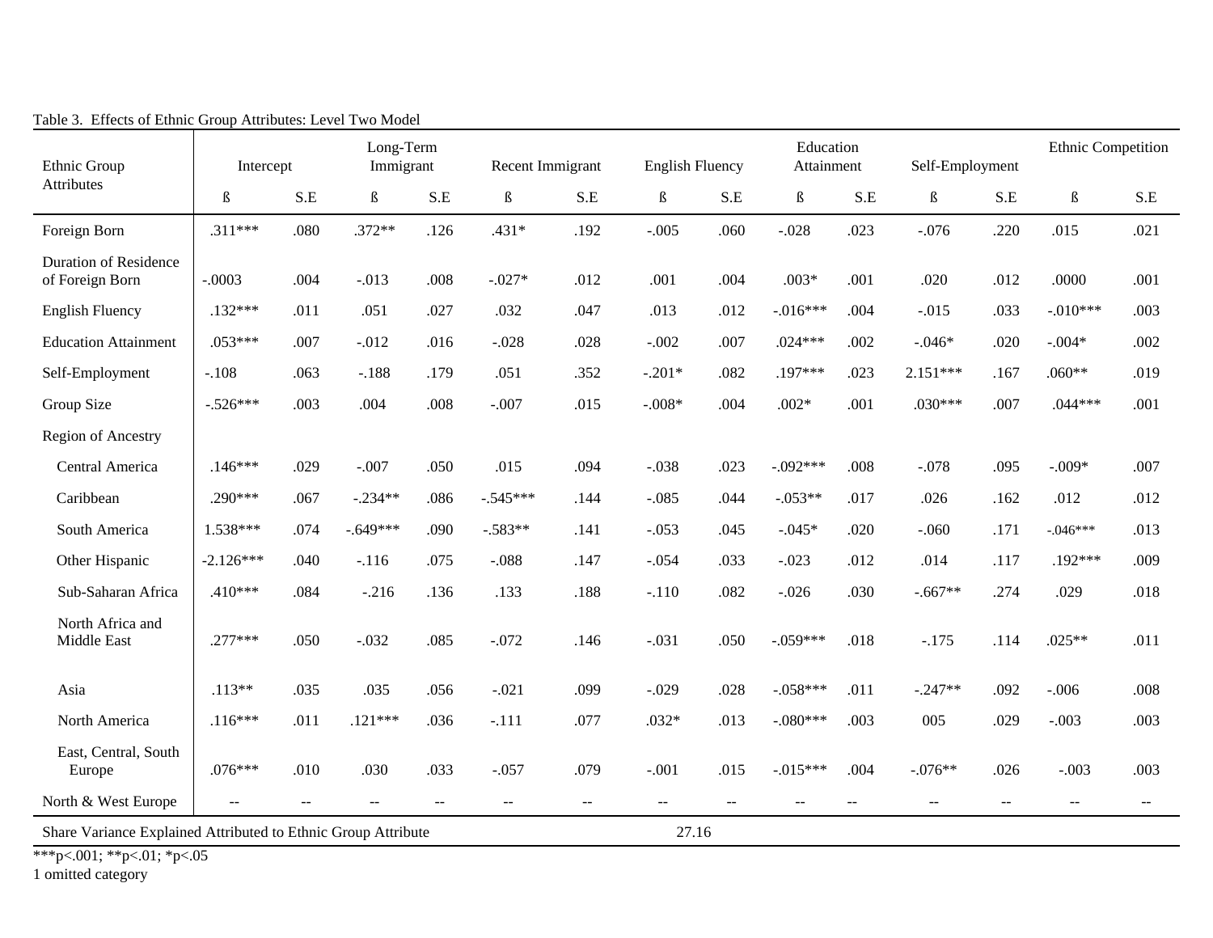Table 3. Effects of Ethnic Group Attributes: Level Two Model

| Ethnic Group Attributes | Intercept | | Long-Term Immigrant | | Recent Immigrant | | English Fluency | | Education Attainment | | Self-Employment | | Ethnic Competition | |
|---|---|---|---|---|---|---|---|---|---|---|---|---|---|---|
| | ß | S.E | ß | S.E | ß | S.E | ß | S.E | ß | S.E | ß | S.E | ß | S.E |
| Foreign Born | .311*** | .080 | .372** | .126 | .431* | .192 | -.005 | .060 | -.028 | .023 | -.076 | .220 | .015 | .021 |
| Duration of Residence of Foreign Born | -.0003 | .004 | -.013 | .008 | -.027* | .012 | .001 | .004 | .003* | .001 | .020 | .012 | .0000 | .001 |
| English Fluency | .132*** | .011 | .051 | .027 | .032 | .047 | .013 | .012 | -.016*** | .004 | -.015 | .033 | -.010*** | .003 |
| Education Attainment | .053*** | .007 | -.012 | .016 | -.028 | .028 | -.002 | .007 | .024*** | .002 | -.046* | .020 | -.004* | .002 |
| Self-Employment | -.108 | .063 | -.188 | .179 | .051 | .352 | -.201* | .082 | .197*** | .023 | 2.151*** | .167 | .060** | .019 |
| Group Size | -.526*** | .003 | .004 | .008 | -.007 | .015 | -.008* | .004 | .002* | .001 | .030*** | .007 | .044*** | .001 |
| Region of Ancestry | | | | | | | | | | | | | | |
| Central America | .146*** | .029 | -.007 | .050 | .015 | .094 | -.038 | .023 | -.092*** | .008 | -.078 | .095 | -.009* | .007 |
| Caribbean | .290*** | .067 | -.234** | .086 | -.545*** | .144 | -.085 | .044 | -.053** | .017 | .026 | .162 | .012 | .012 |
| South America | 1.538*** | .074 | -.649*** | .090 | -.583** | .141 | -.053 | .045 | -.045* | .020 | -.060 | .171 | -.046*** | .013 |
| Other Hispanic | -2.126*** | .040 | -.116 | .075 | -.088 | .147 | -.054 | .033 | -.023 | .012 | .014 | .117 | .192*** | .009 |
| Sub-Saharan Africa | .410*** | .084 | -.216 | .136 | .133 | .188 | -.110 | .082 | -.026 | .030 | -.667** | .274 | .029 | .018 |
| North Africa and Middle East | .277*** | .050 | -.032 | .085 | -.072 | .146 | -.031 | .050 | -.059*** | .018 | -.175 | .114 | .025** | .011 |
| Asia | .113** | .035 | .035 | .056 | -.021 | .099 | -.029 | .028 | -.058*** | .011 | -.247** | .092 | -.006 | .008 |
| North America | .116*** | .011 | .121*** | .036 | -.111 | .077 | .032* | .013 | -.080*** | .003 | 005 | .029 | -.003 | .003 |
| East, Central, South Europe | .076*** | .010 | .030 | .033 | -.057 | .079 | -.001 | .015 | -.015*** | .004 | -.076** | .026 | -.003 | .003 |
| North & West Europe | -- | -- | -- | -- | -- | -- | -- | -- | -- | -- | -- | -- | -- | -- |
| Share Variance Explained Attributed to Ethnic Group Attribute | | | | | | | 27.16 | | | | | | | |

***p<.001; **p<.01; *p<.05

1 omitted category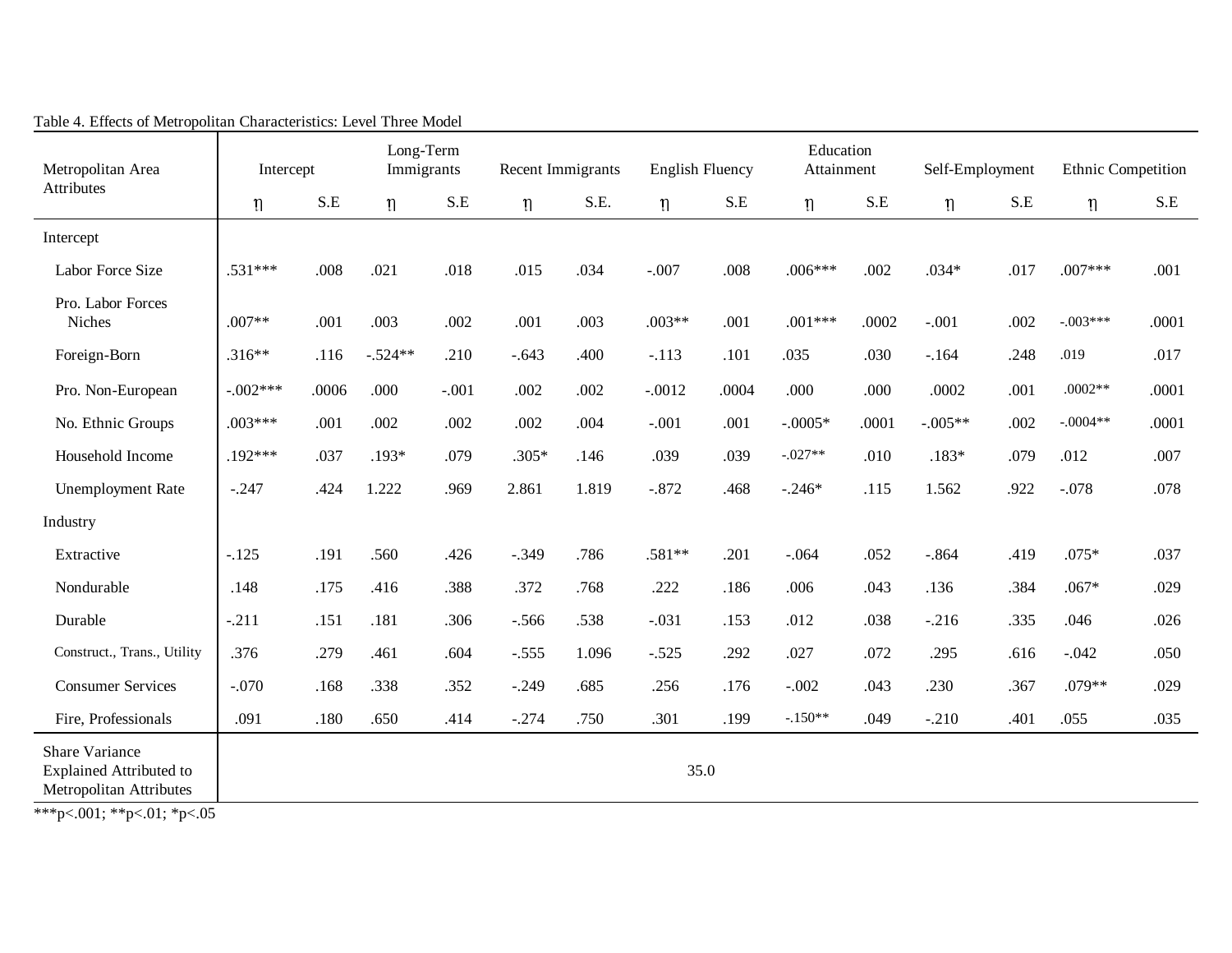Table 4. Effects of Metropolitan Characteristics: Level Three Model

| Metropolitan Area Attributes | Intercept | | Long-Term Immigrants | | Recent Immigrants | | English Fluency | | Education Attainment | | Self-Employment | | Ethnic Competition | |
|---|---|---|---|---|---|---|---|---|---|---|---|---|---|---|
| | η | S.E | η | S.E | η | S.E. | η | S.E | η | S.E | η | S.E | η | S.E |
| Intercept | | | | | | | | | | | | | | |
| Labor Force Size | .531*** | .008 | .021 | .018 | .015 | .034 | -.007 | .008 | .006*** | .002 | .034* | .017 | .007*** | .001 |
| Pro. Labor Forces Niches | .007** | .001 | .003 | .002 | .001 | .003 | .003** | .001 | .001*** | .0002 | -.001 | .002 | -.003*** | .0001 |
| Foreign-Born | .316** | .116 | -.524** | .210 | -.643 | .400 | -.113 | .101 | .035 | .030 | -.164 | .248 | .019 | .017 |
| Pro. Non-European | -.002*** | .0006 | .000 | -.001 | .002 | .002 | -.0012 | .0004 | .000 | .000 | .0002 | .001 | .0002** | .0001 |
| No. Ethnic Groups | .003*** | .001 | .002 | .002 | .002 | .004 | -.001 | .001 | -.0005* | .0001 | -.005** | .002 | -.0004** | .0001 |
| Household Income | .192*** | .037 | .193* | .079 | .305* | .146 | .039 | .039 | -.027** | .010 | .183* | .079 | .012 | .007 |
| Unemployment Rate | -.247 | .424 | 1.222 | .969 | 2.861 | 1.819 | -.872 | .468 | -.246* | .115 | 1.562 | .922 | -.078 | .078 |
| Industry | | | | | | | | | | | | | | |
| Extractive | -.125 | .191 | .560 | .426 | -.349 | .786 | .581** | .201 | -.064 | .052 | -.864 | .419 | .075* | .037 |
| Nondurable | .148 | .175 | .416 | .388 | .372 | .768 | .222 | .186 | .006 | .043 | .136 | .384 | .067* | .029 |
| Durable | -.211 | .151 | .181 | .306 | -.566 | .538 | -.031 | .153 | .012 | .038 | -.216 | .335 | .046 | .026 |
| Construct., Trans., Utility | .376 | .279 | .461 | .604 | -.555 | 1.096 | -.525 | .292 | .027 | .072 | .295 | .616 | -.042 | .050 |
| Consumer Services | -.070 | .168 | .338 | .352 | -.249 | .685 | .256 | .176 | -.002 | .043 | .230 | .367 | .079** | .029 |
| Fire, Professionals | .091 | .180 | .650 | .414 | -.274 | .750 | .301 | .199 | -.150** | .049 | -.210 | .401 | .055 | .035 |
| Share Variance Explained Attributed to Metropolitan Attributes | 35.0 | | | | | | | | | | | | | |

***p<.001; **p<.01; *p<.05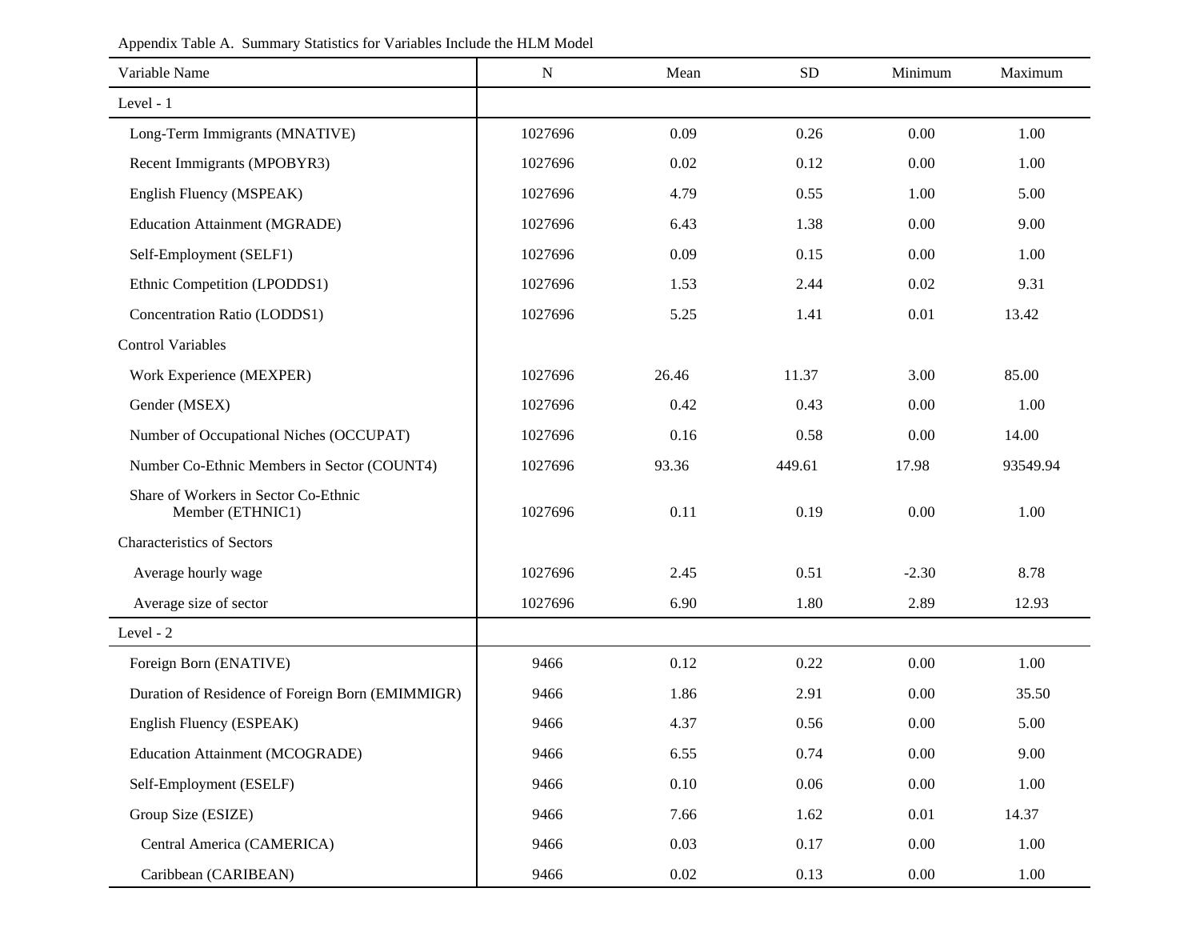Appendix Table A. Summary Statistics for Variables Include the HLM Model

| Variable Name | N | Mean | SD | Minimum | Maximum |
|---|---|---|---|---|---|
| Level - 1 | | | | | |
| Long-Term Immigrants (MNATIVE) | 1027696 | 0.09 | 0.26 | 0.00 | 1.00 |
| Recent Immigrants (MPOBYR3) | 1027696 | 0.02 | 0.12 | 0.00 | 1.00 |
| English Fluency (MSPEAK) | 1027696 | 4.79 | 0.55 | 1.00 | 5.00 |
| Education Attainment (MGRADE) | 1027696 | 6.43 | 1.38 | 0.00 | 9.00 |
| Self-Employment (SELF1) | 1027696 | 0.09 | 0.15 | 0.00 | 1.00 |
| Ethnic Competition (LPODDS1) | 1027696 | 1.53 | 2.44 | 0.02 | 9.31 |
| Concentration Ratio (LODDS1) | 1027696 | 5.25 | 1.41 | 0.01 | 13.42 |
| Control Variables | | | | | |
| Work Experience (MEXPER) | 1027696 | 26.46 | 11.37 | 3.00 | 85.00 |
| Gender (MSEX) | 1027696 | 0.42 | 0.43 | 0.00 | 1.00 |
| Number of Occupational Niches (OCCUPAT) | 1027696 | 0.16 | 0.58 | 0.00 | 14.00 |
| Number Co-Ethnic Members in Sector (COUNT4) | 1027696 | 93.36 | 449.61 | 17.98 | 93549.94 |
| Share of Workers in Sector Co-Ethnic Member (ETHNIC1) | 1027696 | 0.11 | 0.19 | 0.00 | 1.00 |
| Characteristics of Sectors | | | | | |
| Average hourly wage | 1027696 | 2.45 | 0.51 | -2.30 | 8.78 |
| Average size of sector | 1027696 | 6.90 | 1.80 | 2.89 | 12.93 |
| Level - 2 | | | | | |
| Foreign Born (ENATIVE) | 9466 | 0.12 | 0.22 | 0.00 | 1.00 |
| Duration of Residence of Foreign Born (EMIMMIGR) | 9466 | 1.86 | 2.91 | 0.00 | 35.50 |
| English Fluency (ESPEAK) | 9466 | 4.37 | 0.56 | 0.00 | 5.00 |
| Education Attainment (MCOGRADE) | 9466 | 6.55 | 0.74 | 0.00 | 9.00 |
| Self-Employment (ESELF) | 9466 | 0.10 | 0.06 | 0.00 | 1.00 |
| Group Size (ESIZE) | 9466 | 7.66 | 1.62 | 0.01 | 14.37 |
| Central America (CAMERICA) | 9466 | 0.03 | 0.17 | 0.00 | 1.00 |
| Caribbean (CARIBEAN) | 9466 | 0.02 | 0.13 | 0.00 | 1.00 |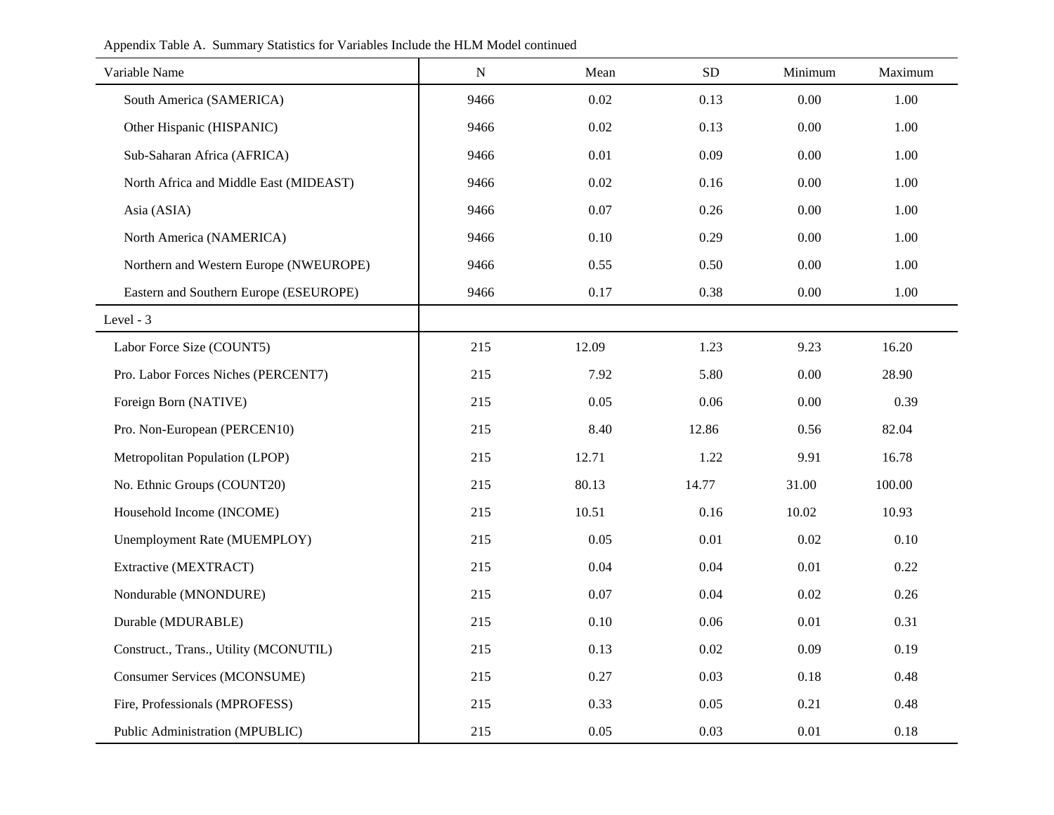Appendix Table A. Summary Statistics for Variables Include the HLM Model continued

| Variable Name | N | Mean | SD | Minimum | Maximum |
|---|---|---|---|---|---|
| South America (SAMERICA) | 9466 | 0.02 | 0.13 | 0.00 | 1.00 |
| Other Hispanic (HISPANIC) | 9466 | 0.02 | 0.13 | 0.00 | 1.00 |
| Sub-Saharan Africa (AFRICA) | 9466 | 0.01 | 0.09 | 0.00 | 1.00 |
| North Africa and Middle East (MIDEAST) | 9466 | 0.02 | 0.16 | 0.00 | 1.00 |
| Asia (ASIA) | 9466 | 0.07 | 0.26 | 0.00 | 1.00 |
| North America (NAMERICA) | 9466 | 0.10 | 0.29 | 0.00 | 1.00 |
| Northern and Western Europe (NWEUROPE) | 9466 | 0.55 | 0.50 | 0.00 | 1.00 |
| Eastern and Southern Europe (ESEUROPE) | 9466 | 0.17 | 0.38 | 0.00 | 1.00 |
| Level - 3 | | | | | |
| Labor Force Size (COUNT5) | 215 | 12.09 | 1.23 | 9.23 | 16.20 |
| Pro. Labor Forces Niches (PERCENT7) | 215 | 7.92 | 5.80 | 0.00 | 28.90 |
| Foreign Born (NATIVE) | 215 | 0.05 | 0.06 | 0.00 | 0.39 |
| Pro. Non-European (PERCEN10) | 215 | 8.40 | 12.86 | 0.56 | 82.04 |
| Metropolitan Population (LPOP) | 215 | 12.71 | 1.22 | 9.91 | 16.78 |
| No. Ethnic Groups (COUNT20) | 215 | 80.13 | 14.77 | 31.00 | 100.00 |
| Household Income (INCOME) | 215 | 10.51 | 0.16 | 10.02 | 10.93 |
| Unemployment Rate (MUEMPLOY) | 215 | 0.05 | 0.01 | 0.02 | 0.10 |
| Extractive (MEXTRACT) | 215 | 0.04 | 0.04 | 0.01 | 0.22 |
| Nondurable (MNONDURE) | 215 | 0.07 | 0.04 | 0.02 | 0.26 |
| Durable (MDURABLE) | 215 | 0.10 | 0.06 | 0.01 | 0.31 |
| Construct., Trans., Utility (MCONUTIL) | 215 | 0.13 | 0.02 | 0.09 | 0.19 |
| Consumer Services (MCONSUME) | 215 | 0.27 | 0.03 | 0.18 | 0.48 |
| Fire, Professionals (MPROFESS) | 215 | 0.33 | 0.05 | 0.21 | 0.48 |
| Public Administration (MPUBLIC) | 215 | 0.05 | 0.03 | 0.01 | 0.18 |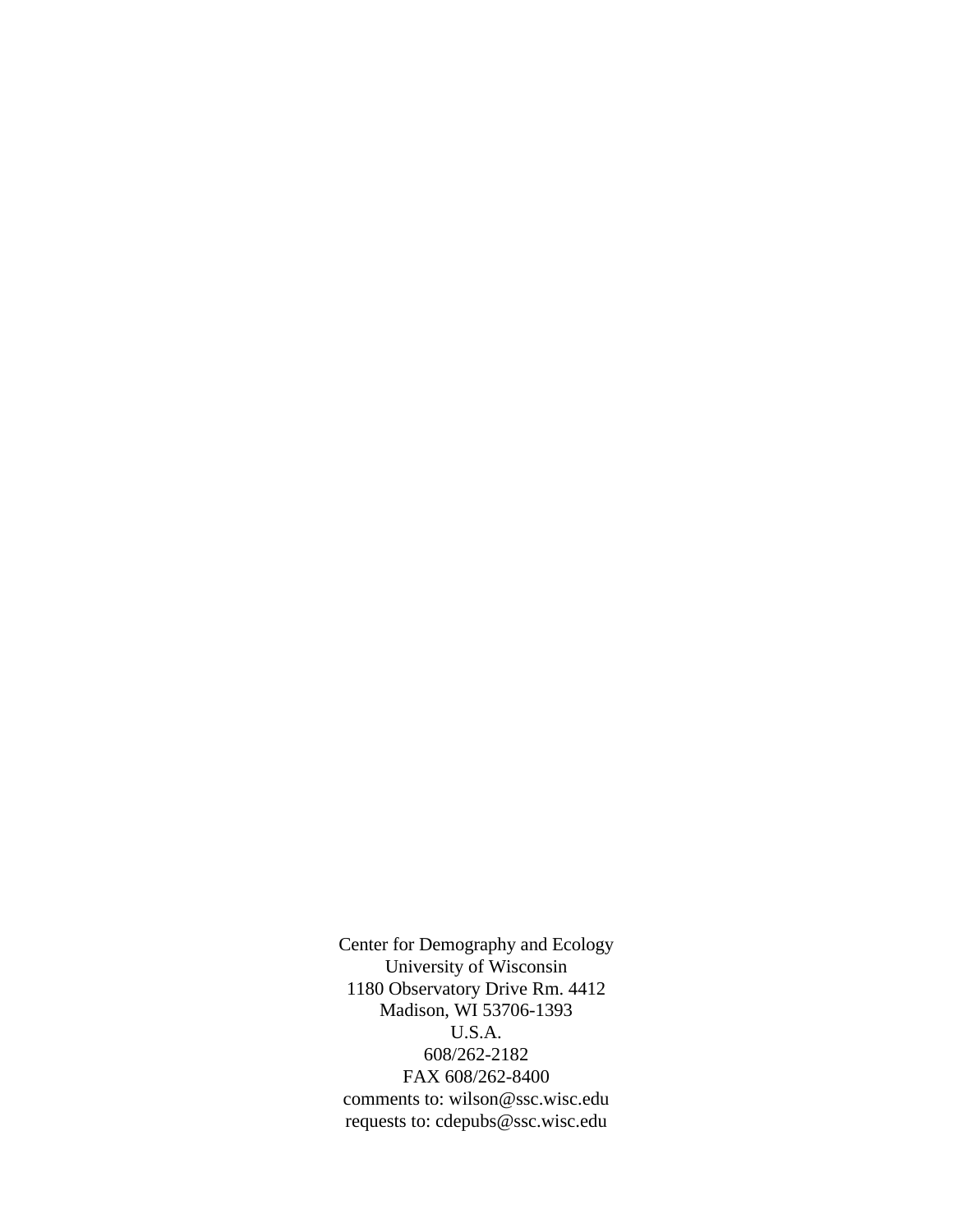Center for Demography and Ecology
University of Wisconsin
1180 Observatory Drive Rm. 4412
Madison, WI 53706-1393
U.S.A.
608/262-2182
FAX 608/262-8400
comments to: wilson@ssc.wisc.edu
requests to: cdepubs@ssc.wisc.edu